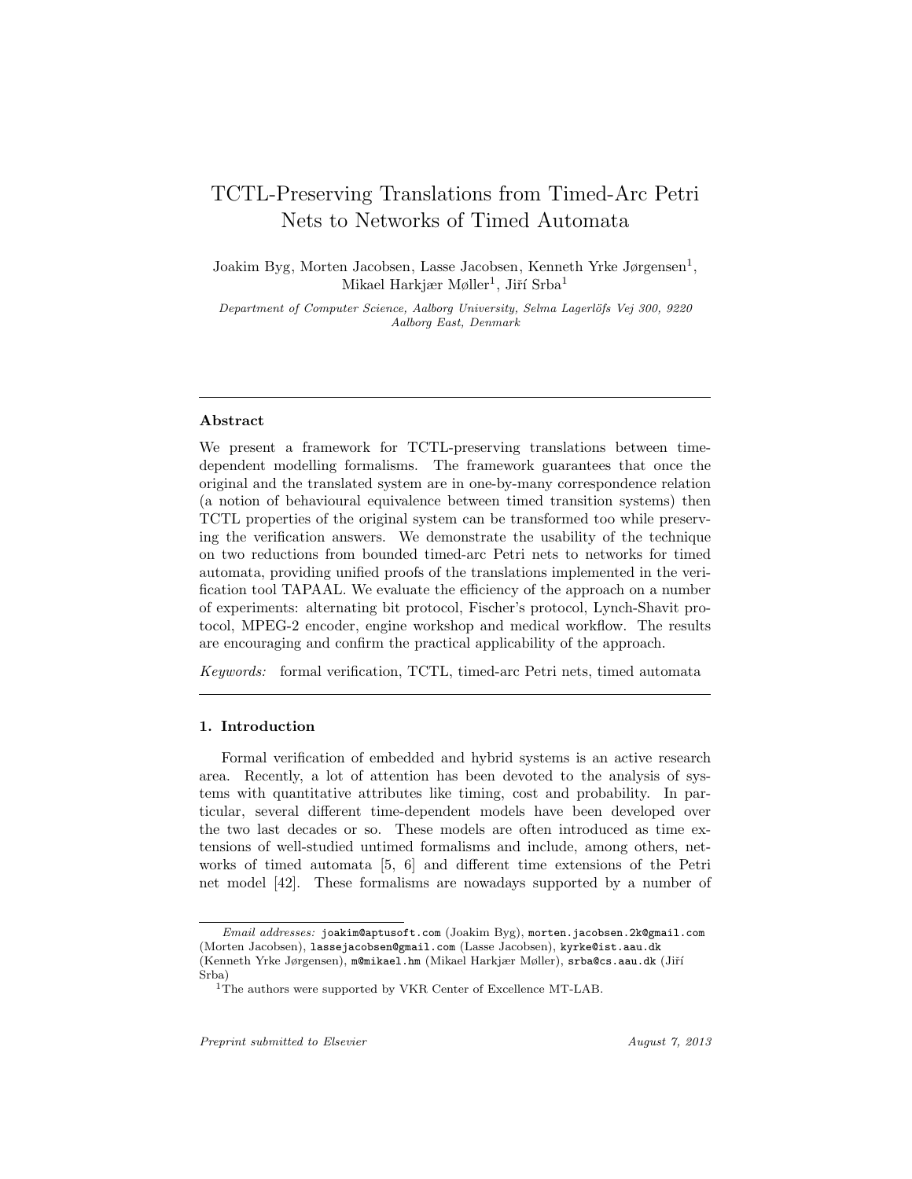# TCTL-Preserving Translations from Timed-Arc Petri Nets to Networks of Timed Automata

Joakim Byg, Morten Jacobsen, Lasse Jacobsen, Kenneth Yrke Jørgensen[1], Mikael Harkjær Møller[1], Jiří Srba[1]

*Department of Computer Science, Aalborg University, Selma Lagerlöfs Vej 300, 9220 Aalborg East, Denmark*

---

### Abstract

We present a framework for TCTL-preserving translations between time-dependent modelling formalisms. The framework guarantees that once the original and the translated system are in one-by-many correspondence relation (a notion of behavioural equivalence between timed transition systems) then TCTL properties of the original system can be transformed too while preserving the verification answers. We demonstrate the usability of the technique on two reductions from bounded timed-arc Petri nets to networks for timed automata, providing unified proofs of the translations implemented in the verification tool TAPAAL. We evaluate the efficiency of the approach on a number of experiments: alternating bit protocol, Fischer's protocol, Lynch-Shavit protocol, MPEG-2 encoder, engine workshop and medical workflow. The results are encouraging and confirm the practical applicability of the approach.

*Keywords:* formal verification, TCTL, timed-arc Petri nets, timed automata

---

## 1. Introduction

Formal verification of embedded and hybrid systems is an active research area. Recently, a lot of attention has been devoted to the analysis of systems with quantitative attributes like timing, cost and probability. In particular, several different time-dependent models have been developed over the two last decades or so. These models are often introduced as time extensions of well-studied untimed formalisms and include, among others, networks of timed automata [5, 6] and different time extensions of the Petri net model [42]. These formalisms are nowadays supported by a number of

---

*Email addresses:* joakim@aptusoft.com (Joakim Byg), morten.jacobsen.2k@gmail.com (Morten Jacobsen), lassejacobsen@gmail.com (Lasse Jacobsen), kyrke@ist.aau.dk (Kenneth Yrke Jørgensen), m@mikael.hm (Mikael Harkjær Møller), srba@cs.aau.dk (Jiří Srba)

[1]The authors were supported by VKR Center of Excellence MT-LAB.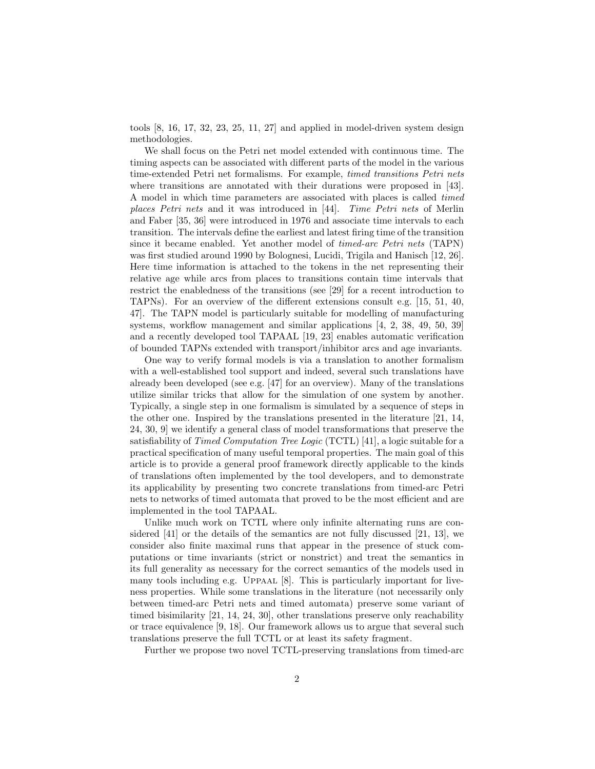tools [8, 16, 17, 32, 23, 25, 11, 27] and applied in model-driven system design methodologies.

We shall focus on the Petri net model extended with continuous time. The timing aspects can be associated with different parts of the model in the various time-extended Petri net formalisms. For example, *timed transitions Petri nets* where transitions are annotated with their durations were proposed in [43]. A model in which time parameters are associated with places is called *timed places Petri nets* and it was introduced in [44]. *Time Petri nets* of Merlin and Faber [35, 36] were introduced in 1976 and associate time intervals to each transition. The intervals define the earliest and latest firing time of the transition since it became enabled. Yet another model of *timed-arc Petri nets* (TAPN) was first studied around 1990 by Bolognesi, Lucidi, Trigila and Hanisch [12, 26]. Here time information is attached to the tokens in the net representing their relative age while arcs from places to transitions contain time intervals that restrict the enabledness of the transitions (see [29] for a recent introduction to TAPNs). For an overview of the different extensions consult e.g. [15, 51, 40, 47]. The TAPN model is particularly suitable for modelling of manufacturing systems, workflow management and similar applications [4, 2, 38, 49, 50, 39] and a recently developed tool TAPAAL [19, 23] enables automatic verification of bounded TAPNs extended with transport/inhibitor arcs and age invariants.

One way to verify formal models is via a translation to another formalism with a well-established tool support and indeed, several such translations have already been developed (see e.g. [47] for an overview). Many of the translations utilize similar tricks that allow for the simulation of one system by another. Typically, a single step in one formalism is simulated by a sequence of steps in the other one. Inspired by the translations presented in the literature [21, 14, 24, 30, 9] we identify a general class of model transformations that preserve the satisfiability of *Timed Computation Tree Logic* (TCTL) [41], a logic suitable for a practical specification of many useful temporal properties. The main goal of this article is to provide a general proof framework directly applicable to the kinds of translations often implemented by the tool developers, and to demonstrate its applicability by presenting two concrete translations from timed-arc Petri nets to networks of timed automata that proved to be the most efficient and are implemented in the tool TAPAAL.

Unlike much work on TCTL where only infinite alternating runs are considered [41] or the details of the semantics are not fully discussed [21, 13], we consider also finite maximal runs that appear in the presence of stuck computations or time invariants (strict or nonstrict) and treat the semantics in its full generality as necessary for the correct semantics of the models used in many tools including e.g. UPPAAL [8]. This is particularly important for liveness properties. While some translations in the literature (not necessarily only between timed-arc Petri nets and timed automata) preserve some variant of timed bisimilarity [21, 14, 24, 30], other translations preserve only reachability or trace equivalence [9, 18]. Our framework allows us to argue that several such translations preserve the full TCTL or at least its safety fragment.

Further we propose two novel TCTL-preserving translations from timed-arc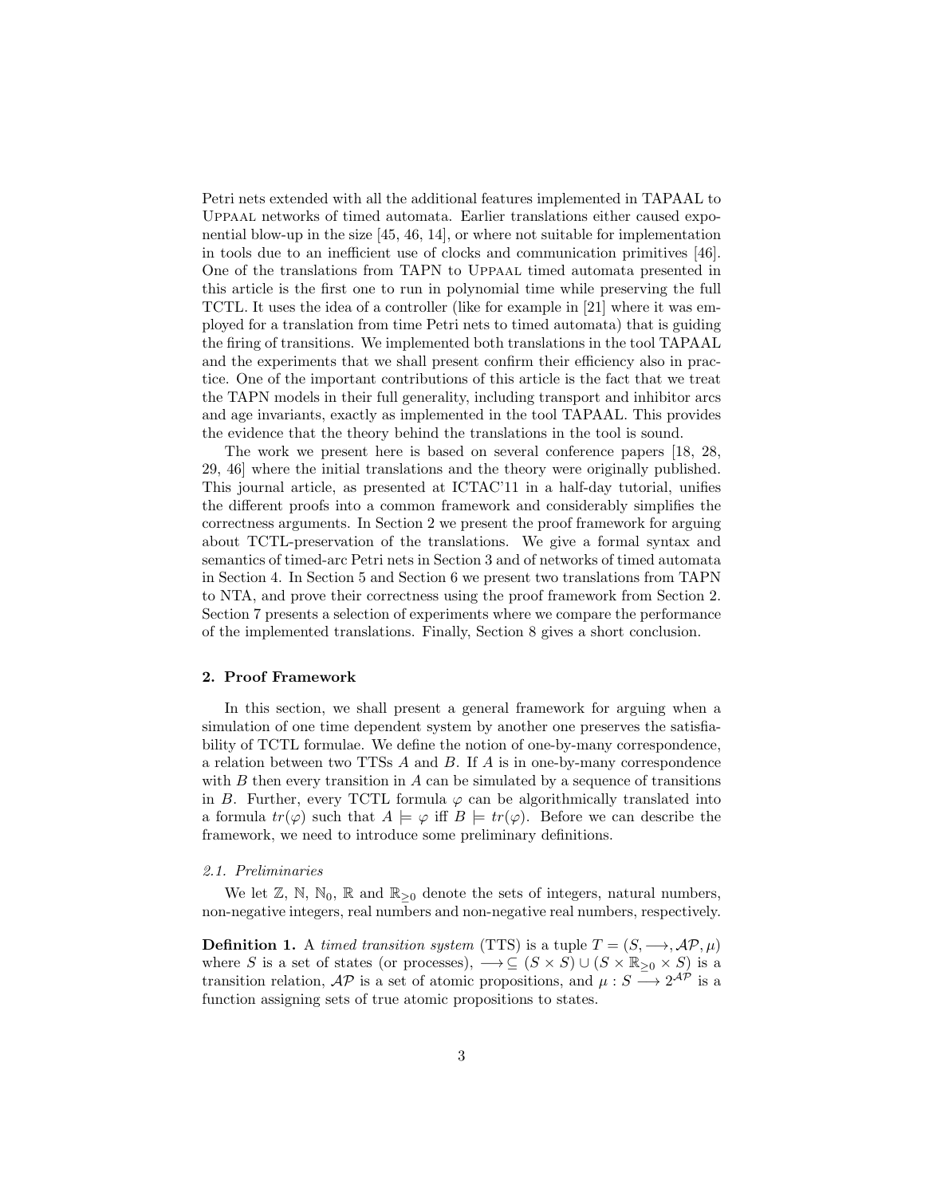Petri nets extended with all the additional features implemented in TAPAAL to Uppaal networks of timed automata. Earlier translations either caused exponential blow-up in the size [45, 46, 14], or where not suitable for implementation in tools due to an inefficient use of clocks and communication primitives [46]. One of the translations from TAPN to Uppaal timed automata presented in this article is the first one to run in polynomial time while preserving the full TCTL. It uses the idea of a controller (like for example in [21] where it was employed for a translation from time Petri nets to timed automata) that is guiding the firing of transitions. We implemented both translations in the tool TAPAAL and the experiments that we shall present confirm their efficiency also in practice. One of the important contributions of this article is the fact that we treat the TAPN models in their full generality, including transport and inhibitor arcs and age invariants, exactly as implemented in the tool TAPAAL. This provides the evidence that the theory behind the translations in the tool is sound.

The work we present here is based on several conference papers [18, 28, 29, 46] where the initial translations and the theory were originally published. This journal article, as presented at ICTAC'11 in a half-day tutorial, unifies the different proofs into a common framework and considerably simplifies the correctness arguments. In Section 2 we present the proof framework for arguing about TCTL-preservation of the translations. We give a formal syntax and semantics of timed-arc Petri nets in Section 3 and of networks of timed automata in Section 4. In Section 5 and Section 6 we present two translations from TAPN to NTA, and prove their correctness using the proof framework from Section 2. Section 7 presents a selection of experiments where we compare the performance of the implemented translations. Finally, Section 8 gives a short conclusion.

## 2. Proof Framework

In this section, we shall present a general framework for arguing when a simulation of one time dependent system by another one preserves the satisfiability of TCTL formulae. We define the notion of one-by-many correspondence, a relation between two TTSs $A$ and $B$. If $A$ is in one-by-many correspondence with $B$ then every transition in $A$ can be simulated by a sequence of transitions in $B$. Further, every TCTL formula $\varphi$ can be algorithmically translated into a formula $tr(\varphi)$ such that $A \models \varphi$ iff $B \models tr(\varphi)$. Before we can describe the framework, we need to introduce some preliminary definitions.

### 2.1. Preliminaries

We let $\mathbb{Z}$, $\mathbb{N}$, $\mathbb{N}_0$, $\mathbb{R}$ and $\mathbb{R}_{\geq 0}$ denote the sets of integers, natural numbers, non-negative integers, real numbers and non-negative real numbers, respectively.

**Definition 1.** A *timed transition system* (TTS) is a tuple $T = (S, \longrightarrow, \mathcal{AP}, \mu)$ where $S$ is a set of states (or processes), $\longrightarrow \subseteq (S \times S) \cup (S \times \mathbb{R}_{\geq 0} \times S)$ is a transition relation, $\mathcal{AP}$ is a set of atomic propositions, and $\mu : S \longrightarrow 2^{\mathcal{AP}}$ is a function assigning sets of true atomic propositions to states.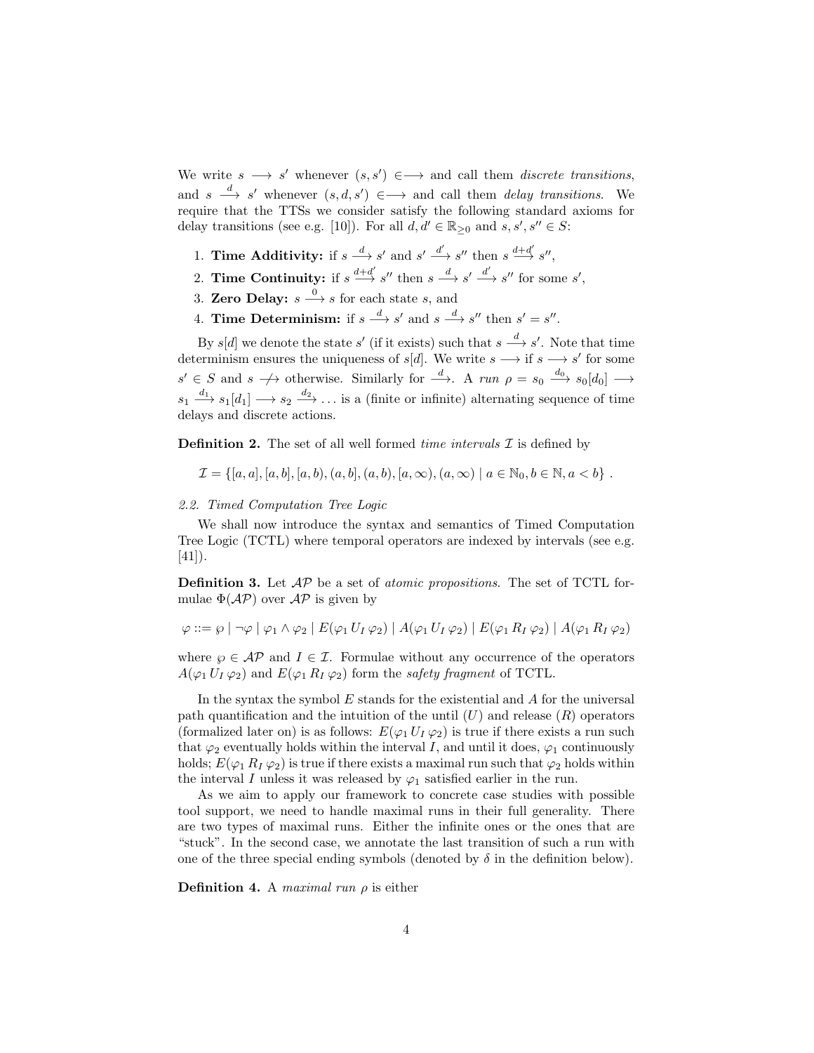We write $s \longrightarrow s'$ whenever $(s, s') \in \longrightarrow$ and call them *discrete transitions*, and $s \xrightarrow{d} s'$ whenever $(s, d, s') \in \longrightarrow$ and call them *delay transitions*. We require that the TTSs we consider satisfy the following standard axioms for delay transitions (see e.g. [10]). For all $d, d' \in \mathbb{R}_{\geq 0}$ and $s, s', s'' \in S$:

1. **Time Additivity:** if $s \xrightarrow{d} s'$ and $s' \xrightarrow{d'} s''$ then $s \xrightarrow{d+d'} s''$,
2. **Time Continuity:** if $s \xrightarrow{d+d'} s''$ then $s \xrightarrow{d} s' \xrightarrow{d'} s''$ for some $s'$,
3. **Zero Delay:** $s \xrightarrow{0} s$ for each state $s$, and
4. **Time Determinism:** if $s \xrightarrow{d} s'$ and $s \xrightarrow{d} s''$ then $s' = s''$.

By $s[d]$ we denote the state $s'$ (if it exists) such that $s \xrightarrow{d} s'$. Note that time determinism ensures the uniqueness of $s[d]$. We write $s \longrightarrow$ if $s \longrightarrow s'$ for some $s' \in S$ and $s \not\longrightarrow$ otherwise. Similarly for $\xrightarrow{d}$. A *run* $\rho = s_0 \xrightarrow{d_0} s_0[d_0] \longrightarrow s_1 \xrightarrow{d_1} s_1[d_1] \longrightarrow s_2 \xrightarrow{d_2} \ldots$ is a (finite or infinite) alternating sequence of time delays and discrete actions.

**Definition 2.** The set of all well formed *time intervals* $\mathcal{I}$ is defined by

$$\mathcal{I} = \{[a, a], [a, b], [a, b), (a, b], (a, b), [a, \infty), (a, \infty) \mid a \in \mathbb{N}_0, b \in \mathbb{N}, a < b\} .$$

*2.2. Timed Computation Tree Logic*

We shall now introduce the syntax and semantics of Timed Computation Tree Logic (TCTL) where temporal operators are indexed by intervals (see e.g. [41]).

**Definition 3.** Let $\mathcal{AP}$ be a set of *atomic propositions*. The set of TCTL formulae $\Phi(\mathcal{AP})$ over $\mathcal{AP}$ is given by

$$\varphi ::= \wp \mid \neg\varphi \mid \varphi_1 \wedge \varphi_2 \mid E(\varphi_1 \, U_I \, \varphi_2) \mid A(\varphi_1 \, U_I \, \varphi_2) \mid E(\varphi_1 \, R_I \, \varphi_2) \mid A(\varphi_1 \, R_I \, \varphi_2)$$

where $\wp \in \mathcal{AP}$ and $I \in \mathcal{I}$. Formulae without any occurrence of the operators $A(\varphi_1 \, U_I \, \varphi_2)$ and $E(\varphi_1 \, R_I \, \varphi_2)$ form the *safety fragment* of TCTL.

In the syntax the symbol $E$ stands for the existential and $A$ for the universal path quantification and the intuition of the until ($U$) and release ($R$) operators (formalized later on) is as follows: $E(\varphi_1 \, U_I \, \varphi_2)$ is true if there exists a run such that $\varphi_2$ eventually holds within the interval $I$, and until it does, $\varphi_1$ continuously holds; $E(\varphi_1 \, R_I \, \varphi_2)$ is true if there exists a maximal run such that $\varphi_2$ holds within the interval $I$ unless it was released by $\varphi_1$ satisfied earlier in the run.

As we aim to apply our framework to concrete case studies with possible tool support, we need to handle maximal runs in their full generality. There are two types of maximal runs. Either the infinite ones or the ones that are "stuck". In the second case, we annotate the last transition of such a run with one of the three special ending symbols (denoted by $\delta$ in the definition below).

**Definition 4.** A *maximal run* $\rho$ is either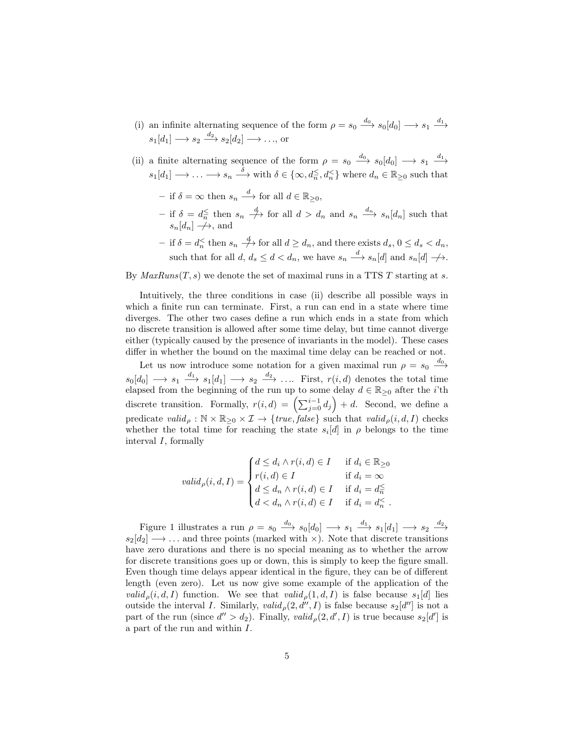(i) an infinite alternating sequence of the form $\rho = s_0 \xrightarrow{d_0} s_0[d_0] \longrightarrow s_1 \xrightarrow{d_1} s_1[d_1] \longrightarrow s_2 \xrightarrow{d_2} s_2[d_2] \longrightarrow \ldots$, or

(ii) a finite alternating sequence of the form $\rho = s_0 \xrightarrow{d_0} s_0[d_0] \longrightarrow s_1 \xrightarrow{d_1} s_1[d_1] \longrightarrow \ldots \longrightarrow s_n \xrightarrow{\delta}$ with $\delta \in \{\infty, d_n^{\leq}, d_n^{<}\}$ where $d_n \in \mathbb{R}_{\geq 0}$ such that

- if $\delta = \infty$ then $s_n \xrightarrow{d}$ for all $d \in \mathbb{R}_{\geq 0}$,
- if $\delta = d_n^{\leq}$ then $s_n \not\xrightarrow{d}$ for all $d > d_n$ and $s_n \xrightarrow{d_n} s_n[d_n]$ such that $s_n[d_n] \not\longrightarrow$, and
- if $\delta = d_n^{<}$ then $s_n \not\xrightarrow{d}$ for all $d \geq d_n$, and there exists $d_s$, $0 \leq d_s < d_n$, such that for all $d$, $d_s \leq d < d_n$, we have $s_n \xrightarrow{d} s_n[d]$ and $s_n[d] \not\longrightarrow$.

By $MaxRuns(T, s)$ we denote the set of maximal runs in a TTS $T$ starting at $s$.

Intuitively, the three conditions in case (ii) describe all possible ways in which a finite run can terminate. First, a run can end in a state where time diverges. The other two cases define a run which ends in a state from which no discrete transition is allowed after some time delay, but time cannot diverge either (typically caused by the presence of invariants in the model). These cases differ in whether the bound on the maximal time delay can be reached or not.

Let us now introduce some notation for a given maximal run $\rho = s_0 \xrightarrow{d_0} s_0[d_0] \longrightarrow s_1 \xrightarrow{d_1} s_1[d_1] \longrightarrow s_2 \xrightarrow{d_2} \ldots$. First, $r(i, d)$ denotes the total time elapsed from the beginning of the run up to some delay $d \in \mathbb{R}_{\geq 0}$ after the $i$'th discrete transition. Formally, $r(i, d) = \left(\sum_{j=0}^{i-1} d_j\right) + d$. Second, we define a predicate $valid_\rho : \mathbb{N} \times \mathbb{R}_{\geq 0} \times \mathcal{I} \to \{true, false\}$ such that $valid_\rho(i, d, I)$ checks whether the total time for reaching the state $s_i[d]$ in $\rho$ belongs to the time interval $I$, formally

$$valid_\rho(i, d, I) = \begin{cases} d \leq d_i \wedge r(i, d) \in I & \text{if } d_i \in \mathbb{R}_{\geq 0} \\ r(i, d) \in I & \text{if } d_i = \infty \\ d \leq d_n \wedge r(i, d) \in I & \text{if } d_i = d_n^{\leq} \\ d < d_n \wedge r(i, d) \in I & \text{if } d_i = d_n^{<} \ . \end{cases}$$

Figure 1 illustrates a run $\rho = s_0 \xrightarrow{d_0} s_0[d_0] \longrightarrow s_1 \xrightarrow{d_1} s_1[d_1] \longrightarrow s_2 \xrightarrow{d_2} s_2[d_2] \longrightarrow \ldots$ and three points (marked with $\times$). Note that discrete transitions have zero durations and there is no special meaning as to whether the arrow for discrete transitions goes up or down, this is simply to keep the figure small. Even though time delays appear identical in the figure, they can be of different length (even zero). Let us now give some example of the application of the $valid_\rho(i, d, I)$ function. We see that $valid_\rho(1, d, I)$ is false because $s_1[d]$ lies outside the interval $I$. Similarly, $valid_\rho(2, d'', I)$ is false because $s_2[d'']$ is not a part of the run (since $d'' > d_2$). Finally, $valid_\rho(2, d', I)$ is true because $s_2[d']$ is a part of the run and within $I$.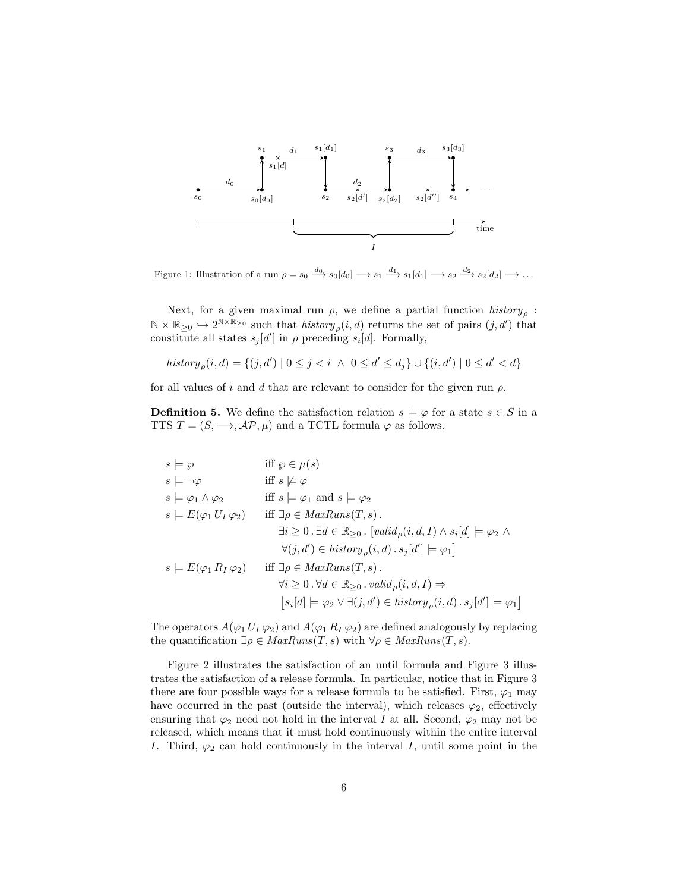Figure 1: Illustration of a run $\rho = s_0 \xrightarrow{d_0} s_0[d_0] \longrightarrow s_1 \xrightarrow{d_1} s_1[d_1] \longrightarrow s_2 \xrightarrow{d_2} s_2[d_2] \longrightarrow \ldots$

Next, for a given maximal run $\rho$, we define a partial function $history_\rho : \mathbb{N} \times \mathbb{R}_{\geq 0} \hookrightarrow 2^{\mathbb{N} \times \mathbb{R}_{\geq 0}}$ such that $history_\rho(i, d)$ returns the set of pairs $(j, d')$ that constitute all states $s_j[d']$ in $\rho$ preceding $s_i[d]$. Formally,

$$history_\rho(i, d) = \{(j, d') \mid 0 \leq j < i \;\wedge\; 0 \leq d' \leq d_j\} \cup \{(i, d') \mid 0 \leq d' < d\}$$

for all values of $i$ and $d$ that are relevant to consider for the given run $\rho$.

**Definition 5.** We define the satisfaction relation $s \models \varphi$ for a state $s \in S$ in a TTS $T = (S, \longrightarrow, \mathcal{AP}, \mu)$ and a TCTL formula $\varphi$ as follows.

$$
\begin{array}{ll}
s \models \wp & \text{iff } \wp \in \mu(s) \\
s \models \neg\varphi & \text{iff } s \not\models \varphi \\
s \models \varphi_1 \wedge \varphi_2 & \text{iff } s \models \varphi_1 \text{ and } s \models \varphi_2 \\
s \models E(\varphi_1 \, U_I \, \varphi_2) & \text{iff } \exists \rho \in \mathit{MaxRuns}(T, s)\,. \\
& \quad \exists i \geq 0\,.\, \exists d \in \mathbb{R}_{\geq 0}\,.\, \big[valid_\rho(i, d, I) \wedge s_i[d] \models \varphi_2 \wedge \\
& \quad \forall (j, d') \in history_\rho(i, d)\,.\, s_j[d'] \models \varphi_1\big] \\
s \models E(\varphi_1 \, R_I \, \varphi_2) & \text{iff } \exists \rho \in \mathit{MaxRuns}(T, s)\,. \\
& \quad \forall i \geq 0\,.\, \forall d \in \mathbb{R}_{\geq 0}\,.\, valid_\rho(i, d, I) \Rightarrow \\
& \quad \big[s_i[d] \models \varphi_2 \vee \exists (j, d') \in history_\rho(i, d)\,.\, s_j[d'] \models \varphi_1\big]
\end{array}
$$

The operators $A(\varphi_1 \, U_I \, \varphi_2)$ and $A(\varphi_1 \, R_I \, \varphi_2)$ are defined analogously by replacing the quantification $\exists \rho \in \mathit{MaxRuns}(T, s)$ with $\forall \rho \in \mathit{MaxRuns}(T, s)$.

Figure 2 illustrates the satisfaction of an until formula and Figure 3 illustrates the satisfaction of a release formula. In particular, notice that in Figure 3 there are four possible ways for a release formula to be satisfied. First, $\varphi_1$ may have occurred in the past (outside the interval), which releases $\varphi_2$, effectively ensuring that $\varphi_2$ need not hold in the interval $I$ at all. Second, $\varphi_2$ may not be released, which means that it must hold continuously within the entire interval $I$. Third, $\varphi_2$ can hold continuously in the interval $I$, until some point in the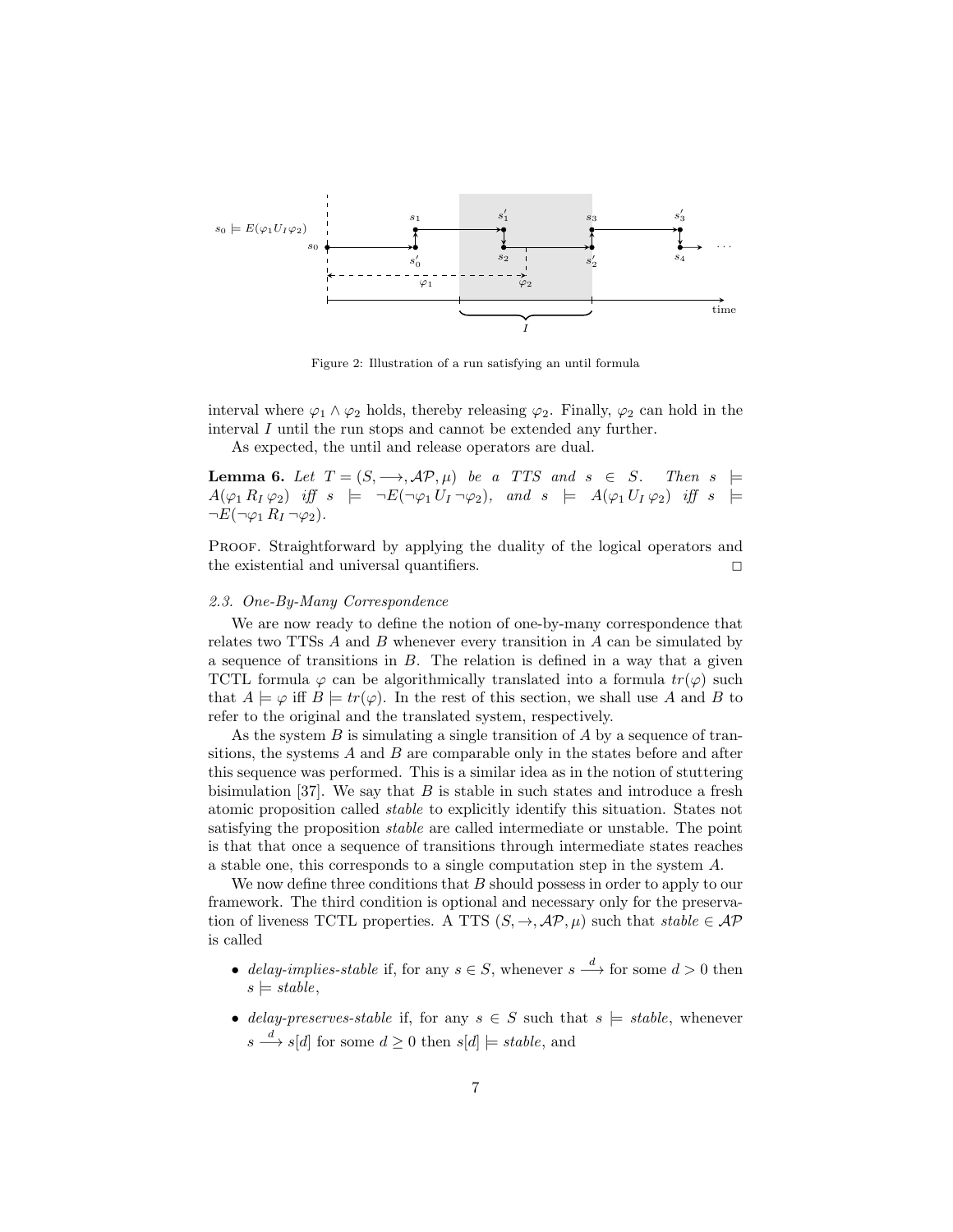Figure 2: Illustration of a run satisfying an until formula

interval where $\varphi_1 \wedge \varphi_2$ holds, thereby releasing $\varphi_2$. Finally, $\varphi_2$ can hold in the interval $I$ until the run stops and cannot be extended any further.

As expected, the until and release operators are dual.

**Lemma 6.** *Let $T = (S, \longrightarrow, \mathcal{AP}, \mu)$ be a TTS and $s \in S$. Then $s \models A(\varphi_1 \, R_I \, \varphi_2)$ iff $s \models \neg E(\neg\varphi_1 \, U_I \, \neg\varphi_2)$, and $s \models A(\varphi_1 \, U_I \, \varphi_2)$ iff $s \models \neg E(\neg\varphi_1 \, R_I \, \neg\varphi_2)$.*

Proof. Straightforward by applying the duality of the logical operators and the existential and universal quantifiers. ◻

*2.3. One-By-Many Correspondence*

We are now ready to define the notion of one-by-many correspondence that relates two TTSs $A$ and $B$ whenever every transition in $A$ can be simulated by a sequence of transitions in $B$. The relation is defined in a way that a given TCTL formula $\varphi$ can be algorithmically translated into a formula $tr(\varphi)$ such that $A \models \varphi$ iff $B \models tr(\varphi)$. In the rest of this section, we shall use $A$ and $B$ to refer to the original and the translated system, respectively.

As the system $B$ is simulating a single transition of $A$ by a sequence of transitions, the systems $A$ and $B$ are comparable only in the states before and after this sequence was performed. This is a similar idea as in the notion of stuttering bisimulation [37]. We say that $B$ is stable in such states and introduce a fresh atomic proposition called *stable* to explicitly identify this situation. States not satisfying the proposition *stable* are called intermediate or unstable. The point is that that once a sequence of transitions through intermediate states reaches a stable one, this corresponds to a single computation step in the system $A$.

We now define three conditions that $B$ should possess in order to apply to our framework. The third condition is optional and necessary only for the preservation of liveness TCTL properties. A TTS $(S, \rightarrow, \mathcal{AP}, \mu)$ such that $stable \in \mathcal{AP}$ is called

- *delay-implies-stable* if, for any $s \in S$, whenever $s \xrightarrow{d}$ for some $d > 0$ then $s \models stable$,
- *delay-preserves-stable* if, for any $s \in S$ such that $s \models stable$, whenever $s \xrightarrow{d} s[d]$ for some $d \geq 0$ then $s[d] \models stable$, and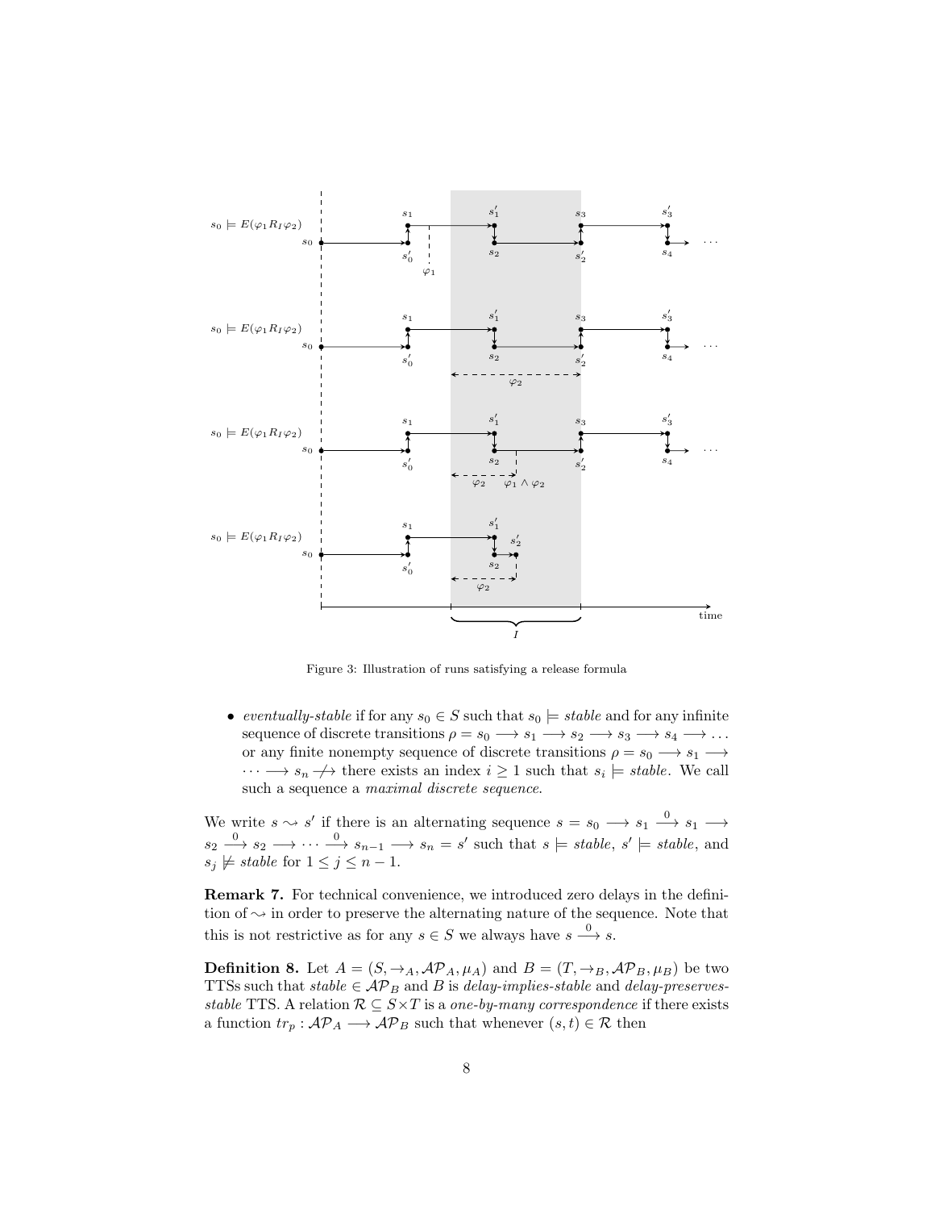Figure 3: Illustration of runs satisfying a release formula

- *eventually-stable* if for any $s_0 \in S$ such that $s_0 \models \mathit{stable}$ and for any infinite sequence of discrete transitions $\rho = s_0 \longrightarrow s_1 \longrightarrow s_2 \longrightarrow s_3 \longrightarrow s_4 \longrightarrow \dots$ or any finite nonempty sequence of discrete transitions $\rho = s_0 \longrightarrow s_1 \longrightarrow \dots \longrightarrow s_n \not\longrightarrow$ there exists an index $i \geq 1$ such that $s_i \models \mathit{stable}$. We call such a sequence a *maximal discrete sequence*.

We write $s \rightsquigarrow s'$ if there is an alternating sequence $s = s_0 \longrightarrow s_1 \xrightarrow{0} s_1 \longrightarrow s_2 \xrightarrow{0} s_2 \longrightarrow \dots \xrightarrow{0} s_{n-1} \longrightarrow s_n = s'$ such that $s \models \mathit{stable}$, $s' \models \mathit{stable}$, and $s_j \not\models \mathit{stable}$ for $1 \leq j \leq n-1$.

**Remark 7.** For technical convenience, we introduced zero delays in the definition of $\rightsquigarrow$ in order to preserve the alternating nature of the sequence. Note that this is not restrictive as for any $s \in S$ we always have $s \xrightarrow{0} s$.

**Definition 8.** Let $A = (S, \rightarrow_A, \mathcal{AP}_A, \mu_A)$ and $B = (T, \rightarrow_B, \mathcal{AP}_B, \mu_B)$ be two TTSs such that $\mathit{stable} \in \mathcal{AP}_B$ and $B$ is *delay-implies-stable* and *delay-preserves-stable* TTS. A relation $\mathcal{R} \subseteq S \times T$ is a *one-by-many correspondence* if there exists a function $tr_p : \mathcal{AP}_A \longrightarrow \mathcal{AP}_B$ such that whenever $(s, t) \in \mathcal{R}$ then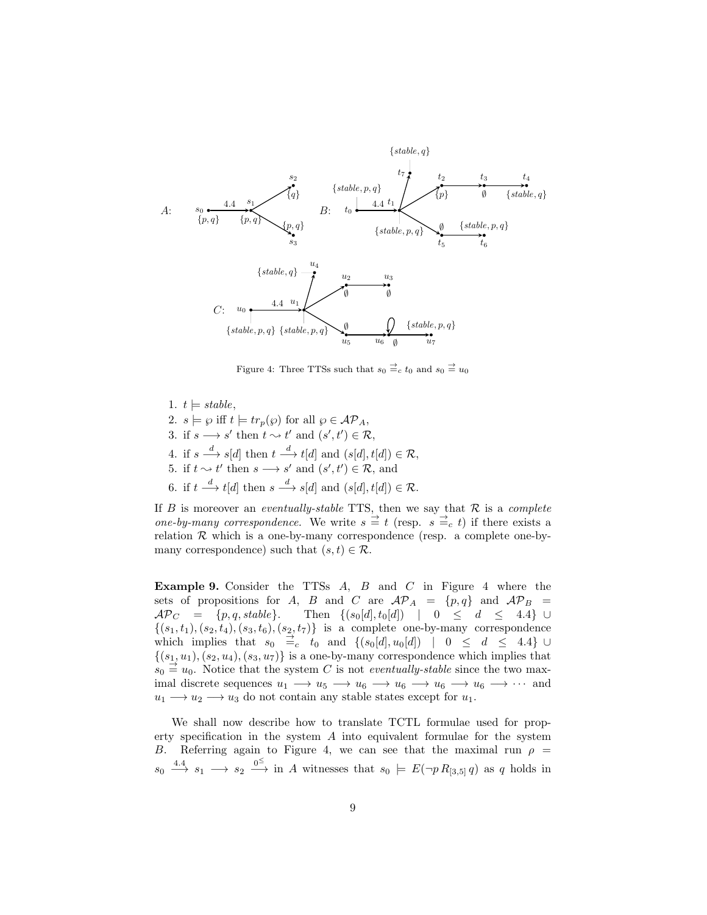Figure 4: Three TTSs such that $s_0 \overset{\rightrightarrows}{=}_c t_0$ and $s_0 \overset{\rightrightarrows}{=} u_0$

1. $t \models stable$,
2. $s \models \wp$ iff $t \models tr_p(\wp)$ for all $\wp \in \mathcal{AP}_A$,
3. if $s \longrightarrow s'$ then $t \rightsquigarrow t'$ and $(s', t') \in \mathcal{R}$,
4. if $s \overset{d}{\longrightarrow} s[d]$ then $t \overset{d}{\longrightarrow} t[d]$ and $(s[d], t[d]) \in \mathcal{R}$,
5. if $t \rightsquigarrow t'$ then $s \longrightarrow s'$ and $(s', t') \in \mathcal{R}$, and
6. if $t \overset{d}{\longrightarrow} t[d]$ then $s \overset{d}{\longrightarrow} s[d]$ and $(s[d], t[d]) \in \mathcal{R}$.

If $B$ is moreover an *eventually-stable* TTS, then we say that $\mathcal{R}$ is a *complete one-by-many correspondence.* We write $s \overset{\rightrightarrows}{=} t$ (resp. $s \overset{\rightrightarrows}{=}_c t$) if there exists a relation $\mathcal{R}$ which is a one-by-many correspondence (resp. a complete one-by-many correspondence) such that $(s, t) \in \mathcal{R}$.

**Example 9.** Consider the TTSs $A$, $B$ and $C$ in Figure 4 where the sets of propositions for $A$, $B$ and $C$ are $\mathcal{AP}_A = \{p, q\}$ and $\mathcal{AP}_B = \mathcal{AP}_C = \{p, q, stable\}$. Then $\{(s_0[d], t_0[d]) \mid 0 \leq d \leq 4.4\} \cup \{(s_1, t_1), (s_2, t_4), (s_3, t_6), (s_2, t_7)\}$ is a complete one-by-many correspondence which implies that $s_0 \overset{\rightrightarrows}{=}_c t_0$ and $\{(s_0[d], u_0[d]) \mid 0 \leq d \leq 4.4\} \cup \{(s_1, u_1), (s_2, u_4), (s_3, u_7)\}$ is a one-by-many correspondence which implies that $s_0 \overset{\rightrightarrows}{=} u_0$. Notice that the system $C$ is not *eventually-stable* since the two maximal discrete sequences $u_1 \longrightarrow u_5 \longrightarrow u_6 \longrightarrow u_6 \longrightarrow u_6 \longrightarrow u_6 \longrightarrow \cdots$ and $u_1 \longrightarrow u_2 \longrightarrow u_3$ do not contain any stable states except for $u_1$.

We shall now describe how to translate TCTL formulae used for property specification in the system $A$ into equivalent formulae for the system $B$. Referring again to Figure 4, we can see that the maximal run $\rho = s_0 \overset{4.4}{\longrightarrow} s_1 \longrightarrow s_2 \overset{0^{\leq}}{\longrightarrow}$ in $A$ witnesses that $s_0 \models E(\neg p \, R_{[3,5]} \, q)$ as $q$ holds in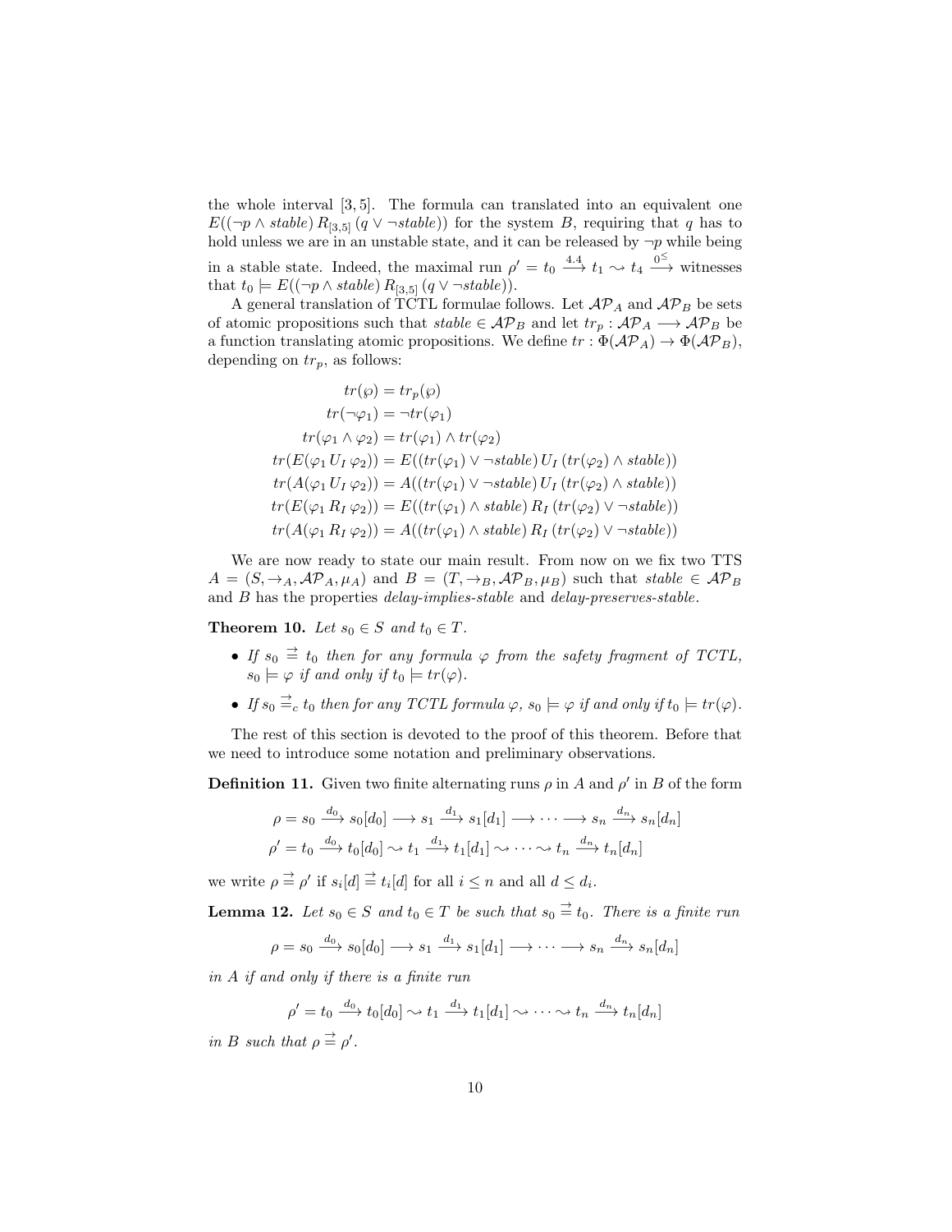the whole interval $[3,5]$. The formula can translated into an equivalent one $E((\neg p \wedge \mathit{stable})\, R_{[3,5]}\, (q \vee \neg \mathit{stable}))$ for the system $B$, requiring that $q$ has to hold unless we are in an unstable state, and it can be released by $\neg p$ while being in a stable state. Indeed, the maximal run $\rho' = t_0 \xrightarrow{4.4} t_1 \rightsquigarrow t_4 \xrightarrow{0^{\leq}}$ witnesses that $t_0 \models E((\neg p \wedge \mathit{stable})\, R_{[3,5]}\, (q \vee \neg \mathit{stable}))$.

A general translation of TCTL formulae follows. Let $\mathcal{AP}_A$ and $\mathcal{AP}_B$ be sets of atomic propositions such that $\mathit{stable} \in \mathcal{AP}_B$ and let $tr_p : \mathcal{AP}_A \longrightarrow \mathcal{AP}_B$ be a function translating atomic propositions. We define $tr : \Phi(\mathcal{AP}_A) \to \Phi(\mathcal{AP}_B)$, depending on $tr_p$, as follows:

$$
\begin{aligned}
tr(\wp) &= tr_p(\wp)\\
tr(\neg\varphi_1) &= \neg tr(\varphi_1)\\
tr(\varphi_1 \wedge \varphi_2) &= tr(\varphi_1) \wedge tr(\varphi_2)\\
tr(E(\varphi_1\, U_I\, \varphi_2)) &= E((tr(\varphi_1) \vee \neg \mathit{stable})\, U_I\, (tr(\varphi_2) \wedge \mathit{stable}))\\
tr(A(\varphi_1\, U_I\, \varphi_2)) &= A((tr(\varphi_1) \vee \neg \mathit{stable})\, U_I\, (tr(\varphi_2) \wedge \mathit{stable}))\\
tr(E(\varphi_1\, R_I\, \varphi_2)) &= E((tr(\varphi_1) \wedge \mathit{stable})\, R_I\, (tr(\varphi_2) \vee \neg \mathit{stable}))\\
tr(A(\varphi_1\, R_I\, \varphi_2)) &= A((tr(\varphi_1) \wedge \mathit{stable})\, R_I\, (tr(\varphi_2) \vee \neg \mathit{stable}))
\end{aligned}
$$

We are now ready to state our main result. From now on we fix two TTS $A = (S, \to_A, \mathcal{AP}_A, \mu_A)$ and $B = (T, \to_B, \mathcal{AP}_B, \mu_B)$ such that $\mathit{stable} \in \mathcal{AP}_B$ and $B$ has the properties *delay-implies-stable* and *delay-preserves-stable*.

**Theorem 10.** *Let $s_0 \in S$ and $t_0 \in T$.*

- *If $s_0 \overset{\rightrightarrows}{=} t_0$ then for any formula $\varphi$ from the safety fragment of TCTL, $s_0 \models \varphi$ if and only if $t_0 \models tr(\varphi)$.*
- *If $s_0 \overset{\rightrightarrows}{=}_c t_0$ then for any TCTL formula $\varphi$, $s_0 \models \varphi$ if and only if $t_0 \models tr(\varphi)$.*

The rest of this section is devoted to the proof of this theorem. Before that we need to introduce some notation and preliminary observations.

**Definition 11.** Given two finite alternating runs $\rho$ in $A$ and $\rho'$ in $B$ of the form

$$
\begin{aligned}
\rho &= s_0 \xrightarrow{d_0} s_0[d_0] \longrightarrow s_1 \xrightarrow{d_1} s_1[d_1] \longrightarrow \cdots \longrightarrow s_n \xrightarrow{d_n} s_n[d_n]\\
\rho' &= t_0 \xrightarrow{d_0} t_0[d_0] \rightsquigarrow t_1 \xrightarrow{d_1} t_1[d_1] \rightsquigarrow \cdots \rightsquigarrow t_n \xrightarrow{d_n} t_n[d_n]
\end{aligned}
$$

we write $\rho \overset{\rightrightarrows}{=} \rho'$ if $s_i[d] \overset{\rightrightarrows}{=} t_i[d]$ for all $i \leq n$ and all $d \leq d_i$.

**Lemma 12.** *Let $s_0 \in S$ and $t_0 \in T$ be such that $s_0 \overset{\rightrightarrows}{=} t_0$. There is a finite run*

$$\rho = s_0 \xrightarrow{d_0} s_0[d_0] \longrightarrow s_1 \xrightarrow{d_1} s_1[d_1] \longrightarrow \cdots \longrightarrow s_n \xrightarrow{d_n} s_n[d_n]$$

*in $A$ if and only if there is a finite run*

$$\rho' = t_0 \xrightarrow{d_0} t_0[d_0] \rightsquigarrow t_1 \xrightarrow{d_1} t_1[d_1] \rightsquigarrow \cdots \rightsquigarrow t_n \xrightarrow{d_n} t_n[d_n]$$

*in $B$ such that $\rho \overset{\rightrightarrows}{=} \rho'$.*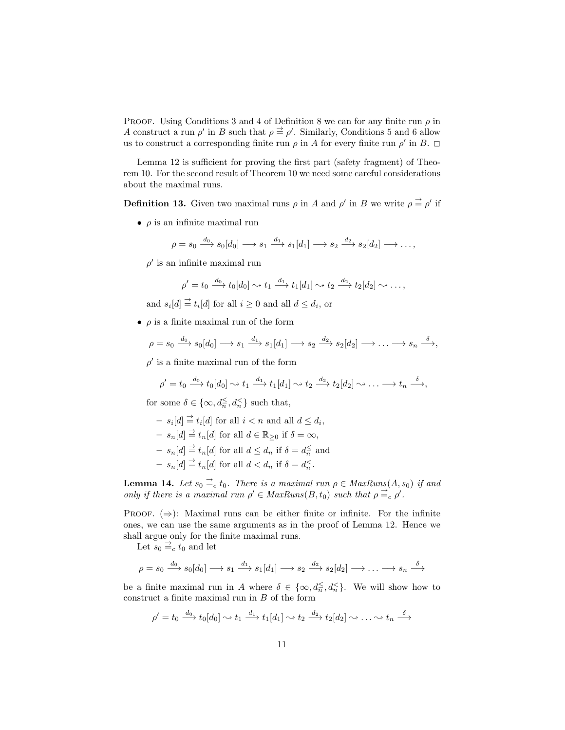PROOF. Using Conditions 3 and 4 of Definition 8 we can for any finite run $\rho$ in $A$ construct a run $\rho'$ in $B$ such that $\rho \overset{\rightrightarrows}{\equiv} \rho'$. Similarly, Conditions 5 and 6 allow us to construct a corresponding finite run $\rho$ in $A$ for every finite run $\rho'$ in $B$. □

Lemma 12 is sufficient for proving the first part (safety fragment) of Theorem 10. For the second result of Theorem 10 we need some careful considerations about the maximal runs.

**Definition 13.** Given two maximal runs $\rho$ in $A$ and $\rho'$ in $B$ we write $\rho \overset{\rightrightarrows}{\equiv} \rho'$ if

- $\rho$ is an infinite maximal run

$$\rho = s_0 \xrightarrow{d_0} s_0[d_0] \longrightarrow s_1 \xrightarrow{d_1} s_1[d_1] \longrightarrow s_2 \xrightarrow{d_2} s_2[d_2] \longrightarrow \dots,$$

  $\rho'$ is an infinite maximal run

$$\rho' = t_0 \xrightarrow{d_0} t_0[d_0] \rightsquigarrow t_1 \xrightarrow{d_1} t_1[d_1] \rightsquigarrow t_2 \xrightarrow{d_2} t_2[d_2] \rightsquigarrow \dots,$$

  and $s_i[d] \overset{\rightrightarrows}{\equiv} t_i[d]$ for all $i \geq 0$ and all $d \leq d_i$, or

- $\rho$ is a finite maximal run of the form

$$\rho = s_0 \xrightarrow{d_0} s_0[d_0] \longrightarrow s_1 \xrightarrow{d_1} s_1[d_1] \longrightarrow s_2 \xrightarrow{d_2} s_2[d_2] \longrightarrow \dots \longrightarrow s_n \xrightarrow{\delta},$$

  $\rho'$ is a finite maximal run of the form

$$\rho' = t_0 \xrightarrow{d_0} t_0[d_0] \rightsquigarrow t_1 \xrightarrow{d_1} t_1[d_1] \rightsquigarrow t_2 \xrightarrow{d_2} t_2[d_2] \rightsquigarrow \dots \longrightarrow t_n \xrightarrow{\delta},$$

  for some $\delta \in \{\infty, d_n^{\leq}, d_n^{<}\}$ such that,

  - $s_i[d] \overset{\rightrightarrows}{\equiv} t_i[d]$ for all $i < n$ and all $d \leq d_i$,
  - $s_n[d] \overset{\rightrightarrows}{\equiv} t_n[d]$ for all $d \in \mathbb{R}_{\geq 0}$ if $\delta = \infty$,
  - $s_n[d] \overset{\rightrightarrows}{\equiv} t_n[d]$ for all $d \leq d_n$ if $\delta = d_n^{\leq}$ and
  - $s_n[d] \overset{\rightrightarrows}{\equiv} t_n[d]$ for all $d < d_n$ if $\delta = d_n^{<}$.

**Lemma 14.** *Let $s_0 \overset{\rightrightarrows}{\equiv}_c t_0$. There is a maximal run $\rho \in MaxRuns(A, s_0)$ if and only if there is a maximal run $\rho' \in MaxRuns(B, t_0)$ such that $\rho \overset{\rightrightarrows}{\equiv}_c \rho'$.*

PROOF. ($\Rightarrow$): Maximal runs can be either finite or infinite. For the infinite ones, we can use the same arguments as in the proof of Lemma 12. Hence we shall argue only for the finite maximal runs.

Let $s_0 \overset{\rightrightarrows}{\equiv}_c t_0$ and let

$$\rho = s_0 \xrightarrow{d_0} s_0[d_0] \longrightarrow s_1 \xrightarrow{d_1} s_1[d_1] \longrightarrow s_2 \xrightarrow{d_2} s_2[d_2] \longrightarrow \dots \longrightarrow s_n \xrightarrow{\delta}$$

be a finite maximal run in $A$ where $\delta \in \{\infty, d_n^{\leq}, d_n^{<}\}$. We will show how to construct a finite maximal run in $B$ of the form

$$\rho' = t_0 \xrightarrow{d_0} t_0[d_0] \rightsquigarrow t_1 \xrightarrow{d_1} t_1[d_1] \rightsquigarrow t_2 \xrightarrow{d_2} t_2[d_2] \rightsquigarrow \dots \rightsquigarrow t_n \xrightarrow{\delta}$$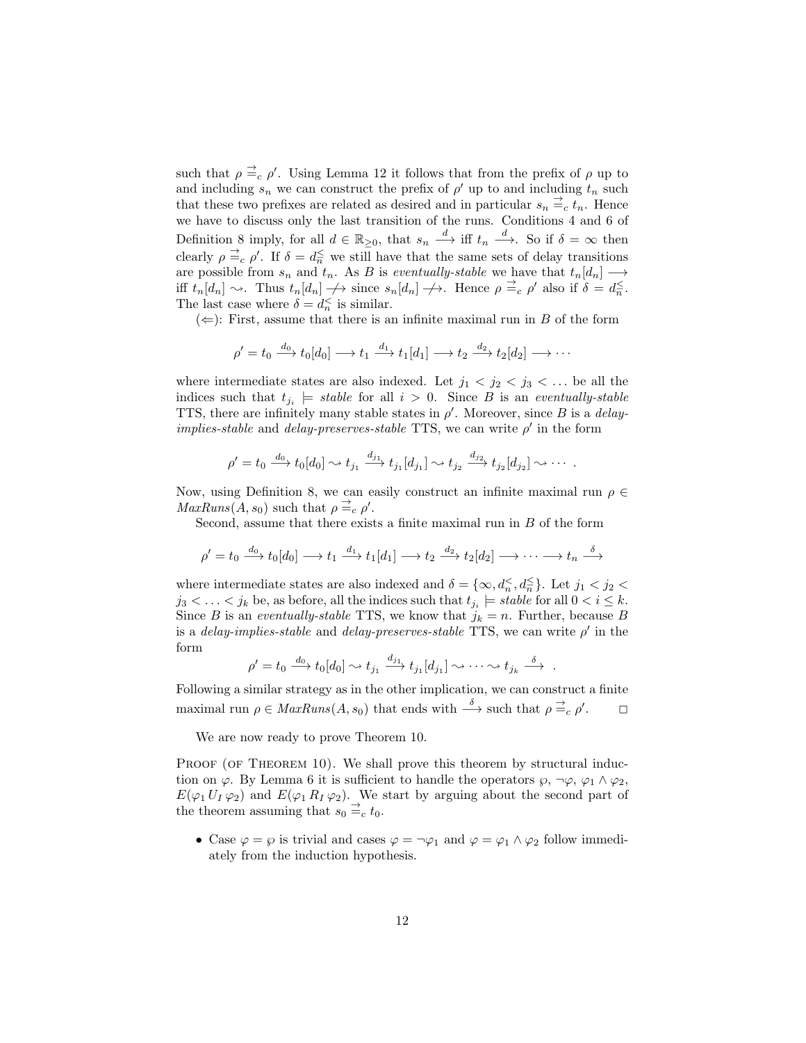such that $\rho \stackrel{\rightarrow}{=}_c \rho'$. Using Lemma 12 it follows that from the prefix of $\rho$ up to and including $s_n$ we can construct the prefix of $\rho'$ up to and including $t_n$ such that these two prefixes are related as desired and in particular $s_n \stackrel{\rightarrow}{=}_c t_n$. Hence we have to discuss only the last transition of the runs. Conditions 4 and 6 of Definition 8 imply, for all $d \in \mathbb{R}_{\geq 0}$, that $s_n \xrightarrow{d}$ iff $t_n \xrightarrow{d}$. So if $\delta = \infty$ then clearly $\rho \stackrel{\rightarrow}{=}_c \rho'$. If $\delta = d_n^{\leq}$ we still have that the same sets of delay transitions are possible from $s_n$ and $t_n$. As $B$ is *eventually-stable* we have that $t_n[d_n] \longrightarrow$ iff $t_n[d_n] \rightsquigarrow$. Thus $t_n[d_n] \not\longrightarrow$ since $s_n[d_n] \not\longrightarrow$. Hence $\rho \stackrel{\rightarrow}{=}_c \rho'$ also if $\delta = d_n^{\leq}$. The last case where $\delta = d_n^{<}$ is similar.

($\Leftarrow$): First, assume that there is an infinite maximal run in $B$ of the form

$$\rho' = t_0 \xrightarrow{d_0} t_0[d_0] \longrightarrow t_1 \xrightarrow{d_1} t_1[d_1] \longrightarrow t_2 \xrightarrow{d_2} t_2[d_2] \longrightarrow \cdots$$

where intermediate states are also indexed. Let $j_1 < j_2 < j_3 < \ldots$ be all the indices such that $t_{j_i} \models$ *stable* for all $i > 0$. Since $B$ is an *eventually-stable* TTS, there are infinitely many stable states in $\rho'$. Moreover, since $B$ is a *delay-implies-stable* and *delay-preserves-stable* TTS, we can write $\rho'$ in the form

$$\rho' = t_0 \xrightarrow{d_0} t_0[d_0] \rightsquigarrow t_{j_1} \xrightarrow{d_{j_1}} t_{j_1}[d_{j_1}] \rightsquigarrow t_{j_2} \xrightarrow{d_{j_2}} t_{j_2}[d_{j_2}] \rightsquigarrow \cdots \ .$$

Now, using Definition 8, we can easily construct an infinite maximal run $\rho \in MaxRuns(A, s_0)$ such that $\rho \stackrel{\rightarrow}{=}_c \rho'$.

Second, assume that there exists a finite maximal run in $B$ of the form

$$\rho' = t_0 \xrightarrow{d_0} t_0[d_0] \longrightarrow t_1 \xrightarrow{d_1} t_1[d_1] \longrightarrow t_2 \xrightarrow{d_2} t_2[d_2] \longrightarrow \cdots \longrightarrow t_n \xrightarrow{\delta}$$

where intermediate states are also indexed and $\delta = \{\infty, d_n^{<}, d_n^{\leq}\}$. Let $j_1 < j_2 < j_3 < \ldots < j_k$ be, as before, all the indices such that $t_{j_i} \models$ *stable* for all $0 < i \leq k$. Since $B$ is an *eventually-stable* TTS, we know that $j_k = n$. Further, because $B$ is a *delay-implies-stable* and *delay-preserves-stable* TTS, we can write $\rho'$ in the form

$$\rho' = t_0 \xrightarrow{d_0} t_0[d_0] \rightsquigarrow t_{j_1} \xrightarrow{d_{j_1}} t_{j_1}[d_{j_1}] \rightsquigarrow \cdots \rightsquigarrow t_{j_k} \xrightarrow{\delta} \ .$$

Following a similar strategy as in the other implication, we can construct a finite maximal run $\rho \in MaxRuns(A, s_0)$ that ends with $\xrightarrow{\delta}$ such that $\rho \stackrel{\rightarrow}{=}_c \rho'$. $\square$

We are now ready to prove Theorem 10.

Proof (of Theorem 10). We shall prove this theorem by structural induction on $\varphi$. By Lemma 6 it is sufficient to handle the operators $\wp$, $\neg\varphi$, $\varphi_1 \wedge \varphi_2$, $E(\varphi_1 \, U_I \, \varphi_2)$ and $E(\varphi_1 \, R_I \, \varphi_2)$. We start by arguing about the second part of the theorem assuming that $s_0 \stackrel{\rightarrow}{=}_c t_0$.

- Case $\varphi = \wp$ is trivial and cases $\varphi = \neg\varphi_1$ and $\varphi = \varphi_1 \wedge \varphi_2$ follow immediately from the induction hypothesis.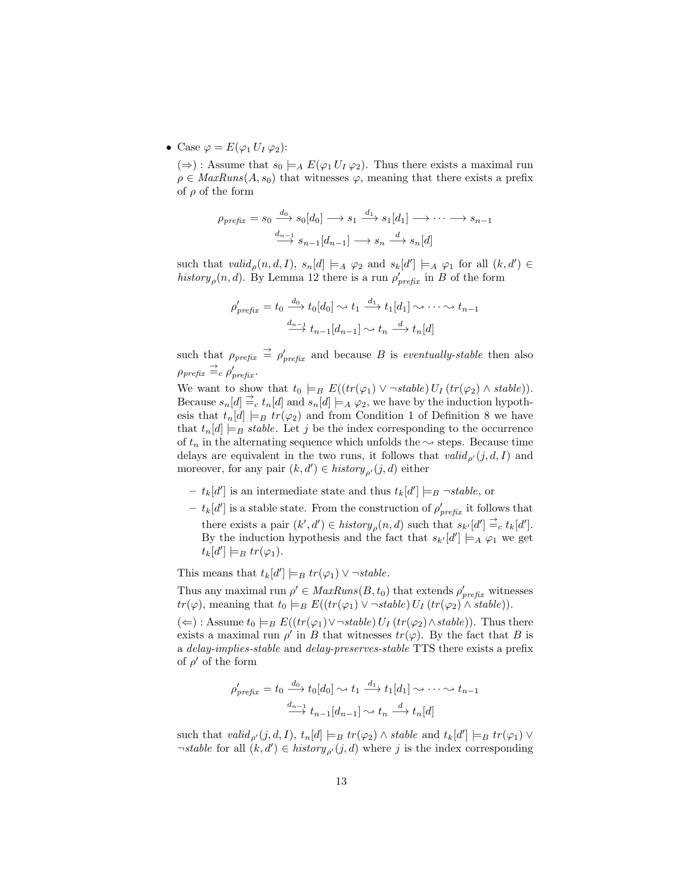- Case $\varphi = E(\varphi_1 \, U_I \, \varphi_2)$:

  $(\Rightarrow)$ : Assume that $s_0 \models_A E(\varphi_1 \, U_I \, \varphi_2)$. Thus there exists a maximal run $\rho \in \mathit{MaxRuns}(A, s_0)$ that witnesses $\varphi$, meaning that there exists a prefix of $\rho$ of the form

  $$\rho_{\mathit{prefix}} = s_0 \xrightarrow{d_0} s_0[d_0] \longrightarrow s_1 \xrightarrow{d_1} s_1[d_1] \longrightarrow \cdots \longrightarrow s_{n-1} \xrightarrow{d_{n-1}} s_{n-1}[d_{n-1}] \longrightarrow s_n \xrightarrow{d} s_n[d]$$

  such that $\mathit{valid}_\rho(n, d, I)$, $s_n[d] \models_A \varphi_2$ and $s_k[d'] \models_A \varphi_1$ for all $(k, d') \in \mathit{history}_\rho(n, d)$. By Lemma 12 there is a run $\rho'_{\mathit{prefix}}$ in $B$ of the form

  $$\rho'_{\mathit{prefix}} = t_0 \xrightarrow{d_0} t_0[d_0] \rightsquigarrow t_1 \xrightarrow{d_1} t_1[d_1] \rightsquigarrow \cdots \rightsquigarrow t_{n-1} \xrightarrow{d_{n-1}} t_{n-1}[d_{n-1}] \rightsquigarrow t_n \xrightarrow{d} t_n[d]$$

  such that $\rho_{\mathit{prefix}} \overset{\rightrightarrows}{\equiv} \rho'_{\mathit{prefix}}$ and because $B$ is *eventually-stable* then also $\rho_{\mathit{prefix}} \overset{\rightrightarrows}{\equiv}_c \rho'_{\mathit{prefix}}$.

  We want to show that $t_0 \models_B E((tr(\varphi_1) \vee \neg \mathit{stable}) \, U_I \, (tr(\varphi_2) \wedge \mathit{stable}))$. Because $s_n[d] \overset{\rightrightarrows}{\equiv}_c t_n[d]$ and $s_n[d] \models_A \varphi_2$, we have by the induction hypothesis that $t_n[d] \models_B tr(\varphi_2)$ and from Condition 1 of Definition 8 we have that $t_n[d] \models_B \mathit{stable}$. Let $j$ be the index corresponding to the occurrence of $t_n$ in the alternating sequence which unfolds the $\rightsquigarrow$ steps. Because time delays are equivalent in the two runs, it follows that $\mathit{valid}_{\rho'}(j, d, I)$ and moreover, for any pair $(k, d') \in \mathit{history}_{\rho'}(j, d)$ either

  - $t_k[d']$ is an intermediate state and thus $t_k[d'] \models_B \neg \mathit{stable}$, or
  - $t_k[d']$ is a stable state. From the construction of $\rho'_{\mathit{prefix}}$ it follows that there exists a pair $(k', d') \in \mathit{history}_\rho(n, d)$ such that $s_{k'}[d'] \overset{\rightrightarrows}{\equiv}_c t_k[d']$. By the induction hypothesis and the fact that $s_{k'}[d'] \models_A \varphi_1$ we get $t_k[d'] \models_B tr(\varphi_1)$.

  This means that $t_k[d'] \models_B tr(\varphi_1) \vee \neg \mathit{stable}$.

  Thus any maximal run $\rho' \in \mathit{MaxRuns}(B, t_0)$ that extends $\rho'_{\mathit{prefix}}$ witnesses $tr(\varphi)$, meaning that $t_0 \models_B E((tr(\varphi_1) \vee \neg \mathit{stable}) \, U_I \, (tr(\varphi_2) \wedge \mathit{stable}))$.

  $(\Leftarrow)$ : Assume $t_0 \models_B E((tr(\varphi_1) \vee \neg \mathit{stable}) \, U_I \, (tr(\varphi_2) \wedge \mathit{stable}))$. Thus there exists a maximal run $\rho'$ in $B$ that witnesses $tr(\varphi)$. By the fact that $B$ is a *delay-implies-stable* and *delay-preserves-stable* TTS there exists a prefix of $\rho'$ of the form

  $$\rho'_{\mathit{prefix}} = t_0 \xrightarrow{d_0} t_0[d_0] \rightsquigarrow t_1 \xrightarrow{d_1} t_1[d_1] \rightsquigarrow \cdots \rightsquigarrow t_{n-1} \xrightarrow{d_{n-1}} t_{n-1}[d_{n-1}] \rightsquigarrow t_n \xrightarrow{d} t_n[d]$$

  such that $\mathit{valid}_{\rho'}(j, d, I)$, $t_n[d] \models_B tr(\varphi_2) \wedge \mathit{stable}$ and $t_k[d'] \models_B tr(\varphi_1) \vee \neg \mathit{stable}$ for all $(k, d') \in \mathit{history}_{\rho'}(j, d)$ where $j$ is the index corresponding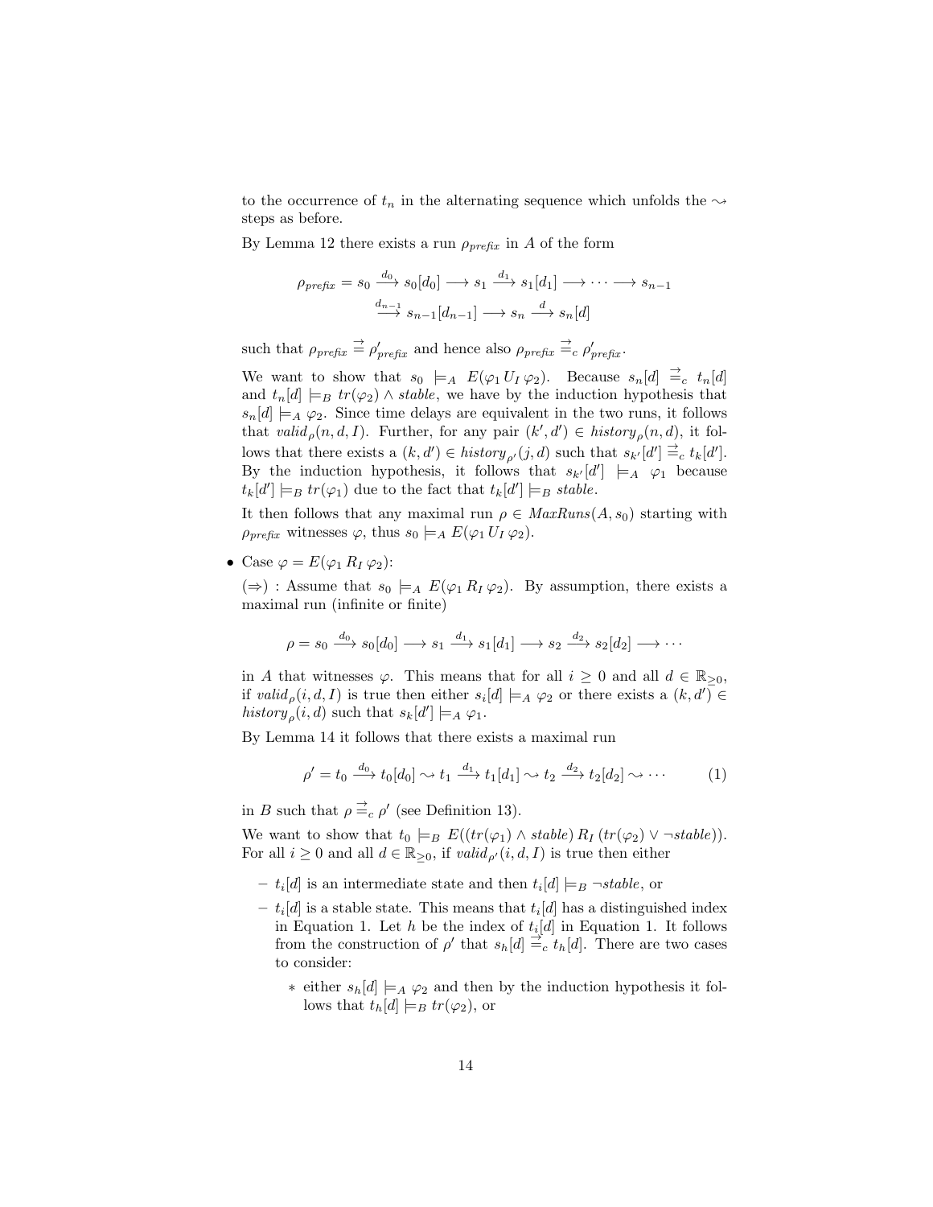to the occurrence of $t_n$ in the alternating sequence which unfolds the $\rightsquigarrow$ steps as before.

By Lemma 12 there exists a run $\rho_{\mathit{prefix}}$ in $A$ of the form

$$\rho_{\mathit{prefix}} = s_0 \xrightarrow{d_0} s_0[d_0] \longrightarrow s_1 \xrightarrow{d_1} s_1[d_1] \longrightarrow \cdots \longrightarrow s_{n-1} \xrightarrow{d_{n-1}} s_{n-1}[d_{n-1}] \longrightarrow s_n \xrightarrow{d} s_n[d]$$

such that $\rho_{\mathit{prefix}} \overset{\rightrightarrows}{=} \rho'_{\mathit{prefix}}$ and hence also $\rho_{\mathit{prefix}} \overset{\rightrightarrows}{=}_c \rho'_{\mathit{prefix}}$.

We want to show that $s_0 \models_A E(\varphi_1 \, U_I \, \varphi_2)$. Because $s_n[d] \overset{\rightrightarrows}{=}_c t_n[d]$ and $t_n[d] \models_B tr(\varphi_2) \wedge \mathit{stable}$, we have by the induction hypothesis that $s_n[d] \models_A \varphi_2$. Since time delays are equivalent in the two runs, it follows that $\mathit{valid}_\rho(n, d, I)$. Further, for any pair $(k', d') \in \mathit{history}_\rho(n, d)$, it follows that there exists a $(k, d') \in \mathit{history}_{\rho'}(j, d)$ such that $s_{k'}[d'] \overset{\rightrightarrows}{=}_c t_k[d']$. By the induction hypothesis, it follows that $s_{k'}[d'] \models_A \varphi_1$ because $t_k[d'] \models_B tr(\varphi_1)$ due to the fact that $t_k[d'] \models_B \mathit{stable}$.

It then follows that any maximal run $\rho \in \mathit{MaxRuns}(A, s_0)$ starting with $\rho_{\mathit{prefix}}$ witnesses $\varphi$, thus $s_0 \models_A E(\varphi_1 \, U_I \, \varphi_2)$.

- Case $\varphi = E(\varphi_1 \, R_I \, \varphi_2)$:

  $(\Rightarrow)$ : Assume that $s_0 \models_A E(\varphi_1 \, R_I \, \varphi_2)$. By assumption, there exists a maximal run (infinite or finite)

  $$\rho = s_0 \xrightarrow{d_0} s_0[d_0] \longrightarrow s_1 \xrightarrow{d_1} s_1[d_1] \longrightarrow s_2 \xrightarrow{d_2} s_2[d_2] \longrightarrow \cdots$$

  in $A$ that witnesses $\varphi$. This means that for all $i \geq 0$ and all $d \in \mathbb{R}_{\geq 0}$, if $\mathit{valid}_\rho(i, d, I)$ is true then either $s_i[d] \models_A \varphi_2$ or there exists a $(k, d') \in \mathit{history}_\rho(i, d)$ such that $s_k[d'] \models_A \varphi_1$.

  By Lemma 14 it follows that there exists a maximal run

  $$\rho' = t_0 \xrightarrow{d_0} t_0[d_0] \rightsquigarrow t_1 \xrightarrow{d_1} t_1[d_1] \rightsquigarrow t_2 \xrightarrow{d_2} t_2[d_2] \rightsquigarrow \cdots \tag{1}$$

  in $B$ such that $\rho \overset{\rightrightarrows}{=}_c \rho'$ (see Definition 13).

  We want to show that $t_0 \models_B E((tr(\varphi_1) \wedge \mathit{stable}) \, R_I \, (tr(\varphi_2) \vee \neg \mathit{stable}))$. For all $i \geq 0$ and all $d \in \mathbb{R}_{\geq 0}$, if $\mathit{valid}_{\rho'}(i, d, I)$ is true then either

  - $t_i[d]$ is an intermediate state and then $t_i[d] \models_B \neg \mathit{stable}$, or
  - $t_i[d]$ is a stable state. This means that $t_i[d]$ has a distinguished index in Equation 1. Let $h$ be the index of $t_i[d]$ in Equation 1. It follows from the construction of $\rho'$ that $s_h[d] \overset{\rightrightarrows}{=}_c t_h[d]$. There are two cases to consider:
    - either $s_h[d] \models_A \varphi_2$ and then by the induction hypothesis it follows that $t_h[d] \models_B tr(\varphi_2)$, or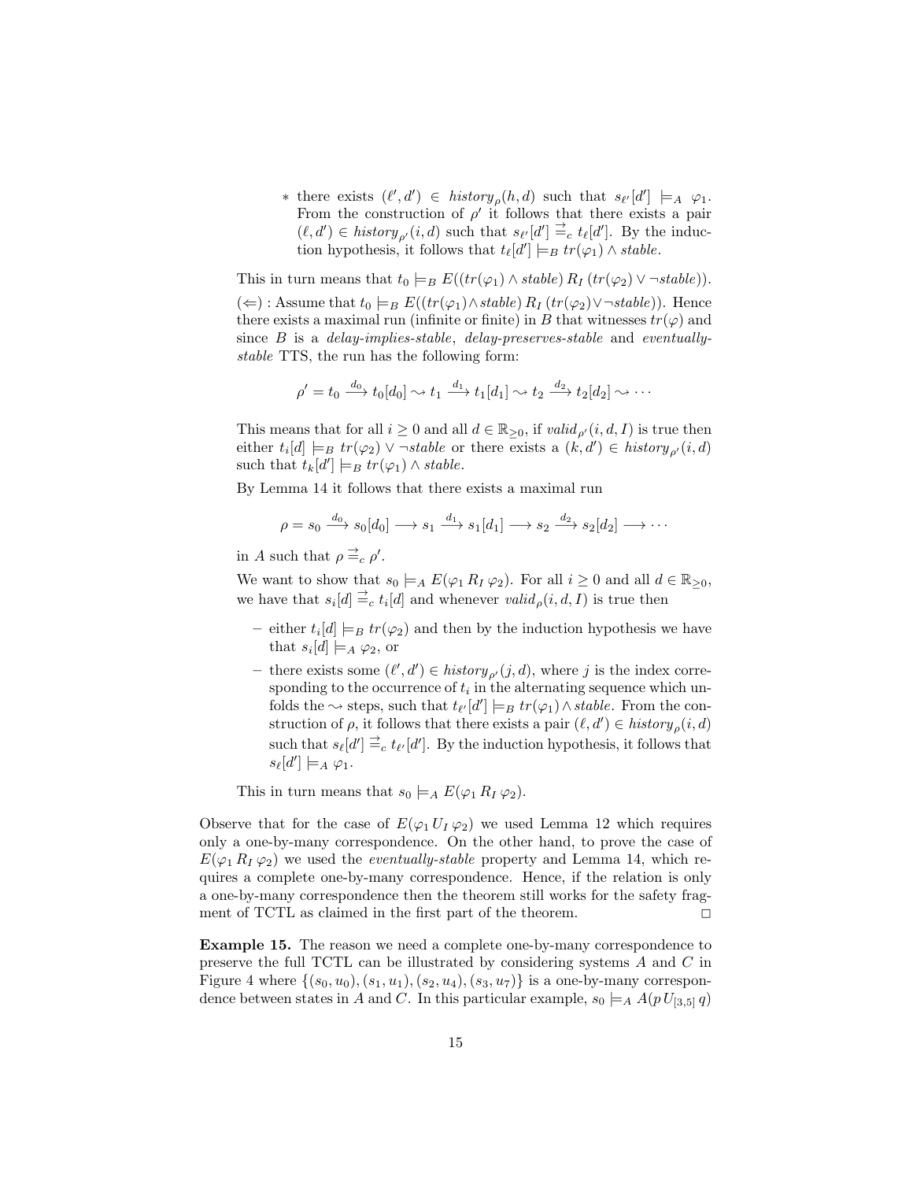* there exists $(\ell', d') \in \mathit{history}_\rho(h, d)$ such that $s_{\ell'}[d'] \models_A \varphi_1$. From the construction of $\rho'$ it follows that there exists a pair $(\ell, d') \in \mathit{history}_{\rho'}(i, d)$ such that $s_{\ell'}[d'] \overset{\rightrightarrows}{=}_c t_\ell[d']$. By the induction hypothesis, it follows that $t_\ell[d'] \models_B tr(\varphi_1) \wedge \mathit{stable}$.

This in turn means that $t_0 \models_B E((tr(\varphi_1) \wedge \mathit{stable})\, R_I\, (tr(\varphi_2) \vee \neg \mathit{stable}))$.

$(\Leftarrow)$ : Assume that $t_0 \models_B E((tr(\varphi_1) \wedge \mathit{stable})\, R_I\, (tr(\varphi_2) \vee \neg \mathit{stable}))$. Hence there exists a maximal run (infinite or finite) in $B$ that witnesses $tr(\varphi)$ and since $B$ is a *delay-implies-stable*, *delay-preserves-stable* and *eventually-stable* TTS, the run has the following form:

$$\rho' = t_0 \xrightarrow{d_0} t_0[d_0] \rightsquigarrow t_1 \xrightarrow{d_1} t_1[d_1] \rightsquigarrow t_2 \xrightarrow{d_2} t_2[d_2] \rightsquigarrow \cdots$$

This means that for all $i \geq 0$ and all $d \in \mathbb{R}_{\geq 0}$, if $\mathit{valid}_{\rho'}(i, d, I)$ is true then either $t_i[d] \models_B tr(\varphi_2) \vee \neg \mathit{stable}$ or there exists a $(k, d') \in \mathit{history}_{\rho'}(i, d)$ such that $t_k[d'] \models_B tr(\varphi_1) \wedge \mathit{stable}$.

By Lemma 14 it follows that there exists a maximal run

$$\rho = s_0 \xrightarrow{d_0} s_0[d_0] \longrightarrow s_1 \xrightarrow{d_1} s_1[d_1] \longrightarrow s_2 \xrightarrow{d_2} s_2[d_2] \longrightarrow \cdots$$

in $A$ such that $\rho \overset{\rightrightarrows}{=}_c \rho'$.

We want to show that $s_0 \models_A E(\varphi_1\, R_I\, \varphi_2)$. For all $i \geq 0$ and all $d \in \mathbb{R}_{\geq 0}$, we have that $s_i[d] \overset{\rightrightarrows}{=}_c t_i[d]$ and whenever $\mathit{valid}_\rho(i, d, I)$ is true then

- either $t_i[d] \models_B tr(\varphi_2)$ and then by the induction hypothesis we have that $s_i[d] \models_A \varphi_2$, or
- there exists some $(\ell', d') \in \mathit{history}_{\rho'}(j, d)$, where $j$ is the index corresponding to the occurrence of $t_i$ in the alternating sequence which unfolds the $\rightsquigarrow$ steps, such that $t_{\ell'}[d'] \models_B tr(\varphi_1) \wedge \mathit{stable}$. From the construction of $\rho$, it follows that there exists a pair $(\ell, d') \in \mathit{history}_\rho(i, d)$ such that $s_\ell[d'] \overset{\rightrightarrows}{=}_c t_{\ell'}[d']$. By the induction hypothesis, it follows that $s_\ell[d'] \models_A \varphi_1$.

This in turn means that $s_0 \models_A E(\varphi_1\, R_I\, \varphi_2)$.

Observe that for the case of $E(\varphi_1\, U_I\, \varphi_2)$ we used Lemma 12 which requires only a one-by-many correspondence. On the other hand, to prove the case of $E(\varphi_1\, R_I\, \varphi_2)$ we used the *eventually-stable* property and Lemma 14, which requires a complete one-by-many correspondence. Hence, if the relation is only a one-by-many correspondence then the theorem still works for the safety fragment of TCTL as claimed in the first part of the theorem. □

**Example 15.** The reason we need a complete one-by-many correspondence to preserve the full TCTL can be illustrated by considering systems $A$ and $C$ in Figure 4 where $\{(s_0, u_0), (s_1, u_1), (s_2, u_4), (s_3, u_7)\}$ is a one-by-many correspondence between states in $A$ and $C$. In this particular example, $s_0 \models_A A(p\, U_{[3,5]}\, q)$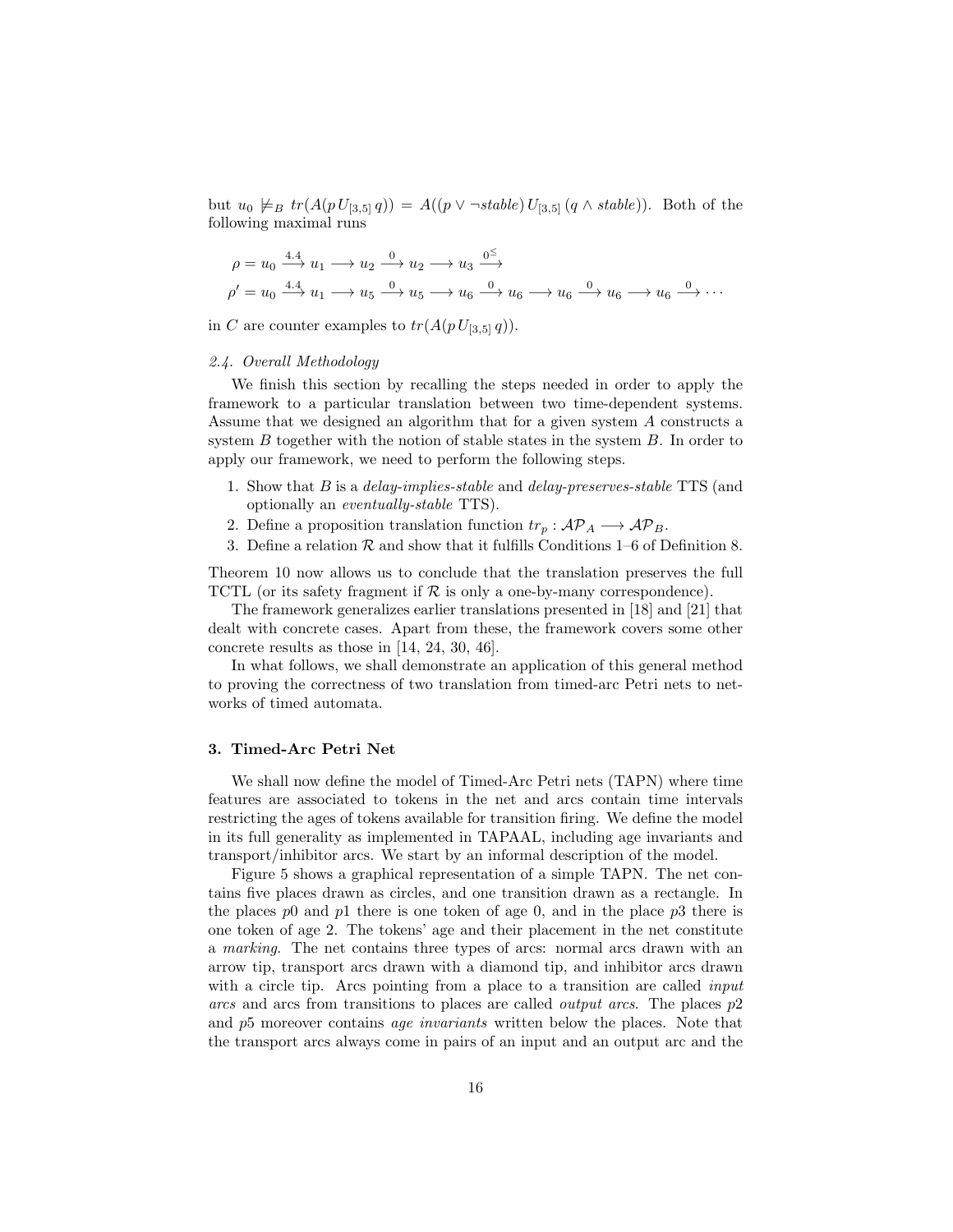but $u_0 \not\models_B tr(A(p\,U_{[3,5]}\,q)) = A((p \vee \neg stable)\,U_{[3,5]}\,(q \wedge stable))$. Both of the following maximal runs

$$\rho = u_0 \xrightarrow{4.4} u_1 \longrightarrow u_2 \xrightarrow{0} u_2 \longrightarrow u_3 \xrightarrow{0^{\leq}}$$

$$\rho' = u_0 \xrightarrow{4.4} u_1 \longrightarrow u_5 \xrightarrow{0} u_5 \longrightarrow u_6 \xrightarrow{0} u_6 \longrightarrow u_6 \xrightarrow{0} u_6 \longrightarrow u_6 \xrightarrow{0} \cdots$$

in $C$ are counter examples to $tr(A(p\,U_{[3,5]}\,q))$.

### 2.4. Overall Methodology

We finish this section by recalling the steps needed in order to apply the framework to a particular translation between two time-dependent systems. Assume that we designed an algorithm that for a given system $A$ constructs a system $B$ together with the notion of stable states in the system $B$. In order to apply our framework, we need to perform the following steps.

1. Show that $B$ is a *delay-implies-stable* and *delay-preserves-stable* TTS (and optionally an *eventually-stable* TTS).
2. Define a proposition translation function $tr_p : \mathcal{AP}_A \longrightarrow \mathcal{AP}_B$.
3. Define a relation $\mathcal{R}$ and show that it fulfills Conditions 1–6 of Definition 8.

Theorem 10 now allows us to conclude that the translation preserves the full TCTL (or its safety fragment if $\mathcal{R}$ is only a one-by-many correspondence).

The framework generalizes earlier translations presented in [18] and [21] that dealt with concrete cases. Apart from these, the framework covers some other concrete results as those in [14, 24, 30, 46].

In what follows, we shall demonstrate an application of this general method to proving the correctness of two translation from timed-arc Petri nets to networks of timed automata.

## 3. Timed-Arc Petri Net

We shall now define the model of Timed-Arc Petri nets (TAPN) where time features are associated to tokens in the net and arcs contain time intervals restricting the ages of tokens available for transition firing. We define the model in its full generality as implemented in TAPAAL, including age invariants and transport/inhibitor arcs. We start by an informal description of the model.

Figure 5 shows a graphical representation of a simple TAPN. The net contains five places drawn as circles, and one transition drawn as a rectangle. In the places $p0$ and $p1$ there is one token of age 0, and in the place $p3$ there is one token of age 2. The tokens' age and their placement in the net constitute a *marking*. The net contains three types of arcs: normal arcs drawn with an arrow tip, transport arcs drawn with a diamond tip, and inhibitor arcs drawn with a circle tip. Arcs pointing from a place to a transition are called *input arcs* and arcs from transitions to places are called *output arcs*. The places $p2$ and $p5$ moreover contains *age invariants* written below the places. Note that the transport arcs always come in pairs of an input and an output arc and the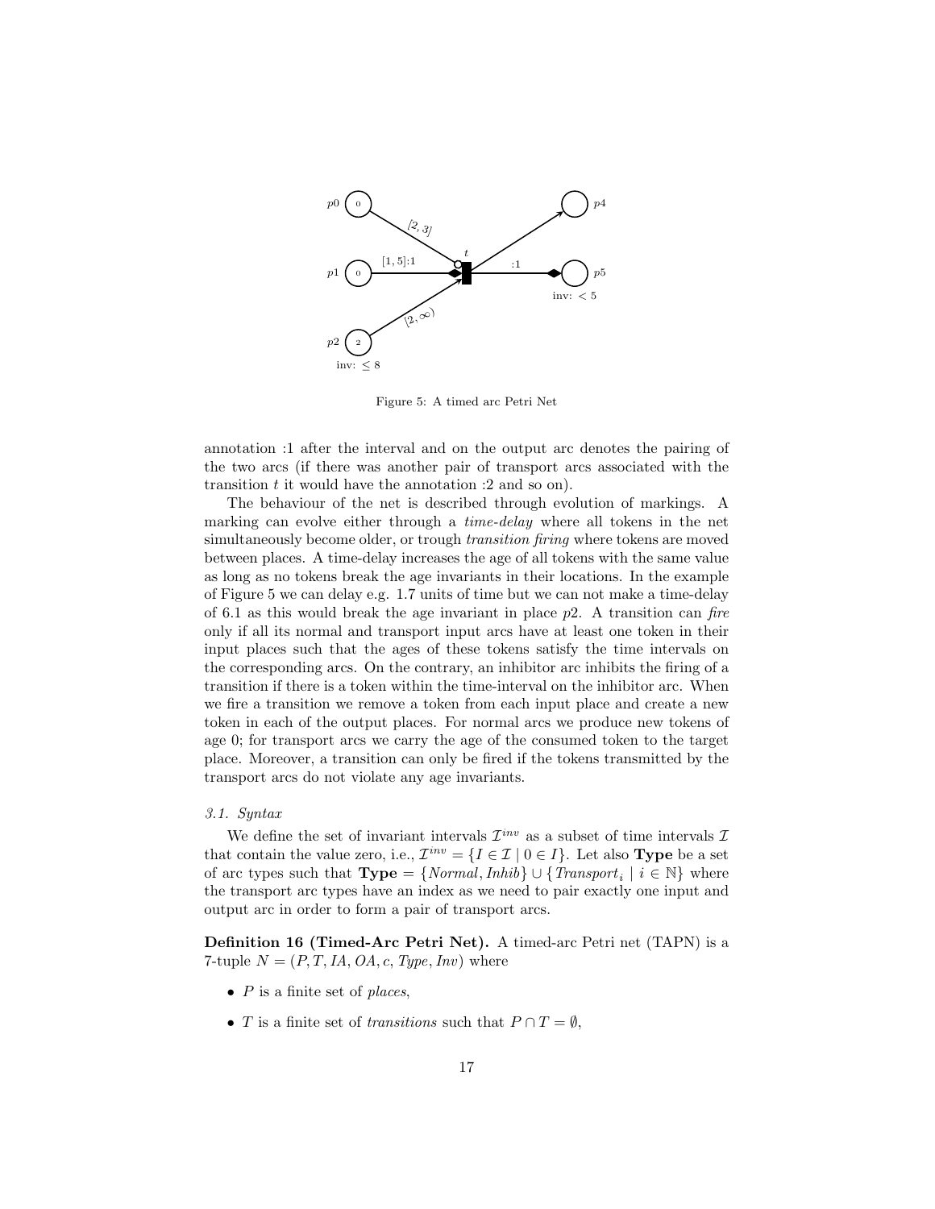Figure 5: A timed arc Petri Net

annotation :1 after the interval and on the output arc denotes the pairing of the two arcs (if there was another pair of transport arcs associated with the transition $t$ it would have the annotation :2 and so on).

The behaviour of the net is described through evolution of markings. A marking can evolve either through a *time-delay* where all tokens in the net simultaneously become older, or trough *transition firing* where tokens are moved between places. A time-delay increases the age of all tokens with the same value as long as no tokens break the age invariants in their locations. In the example of Figure 5 we can delay e.g. 1.7 units of time but we can not make a time-delay of 6.1 as this would break the age invariant in place $p2$. A transition can *fire* only if all its normal and transport input arcs have at least one token in their input places such that the ages of these tokens satisfy the time intervals on the corresponding arcs. On the contrary, an inhibitor arc inhibits the firing of a transition if there is a token within the time-interval on the inhibitor arc. When we fire a transition we remove a token from each input place and create a new token in each of the output places. For normal arcs we produce new tokens of age 0; for transport arcs we carry the age of the consumed token to the target place. Moreover, a transition can only be fired if the tokens transmitted by the transport arcs do not violate any age invariants.

### 3.1. Syntax

We define the set of invariant intervals $\mathcal{I}^{inv}$ as a subset of time intervals $\mathcal{I}$ that contain the value zero, i.e., $\mathcal{I}^{inv} = \{I \in \mathcal{I} \mid 0 \in I\}$. Let also **Type** be a set of arc types such that $\mathbf{Type} = \{Normal, Inhib\} \cup \{Transport_i \mid i \in \mathbb{N}\}$ where the transport arc types have an index as we need to pair exactly one input and output arc in order to form a pair of transport arcs.

**Definition 16 (Timed-Arc Petri Net).** A timed-arc Petri net (TAPN) is a 7-tuple $N = (P, T, IA, OA, c, Type, Inv)$ where

- $P$ is a finite set of *places*,
- $T$ is a finite set of *transitions* such that $P \cap T = \emptyset$,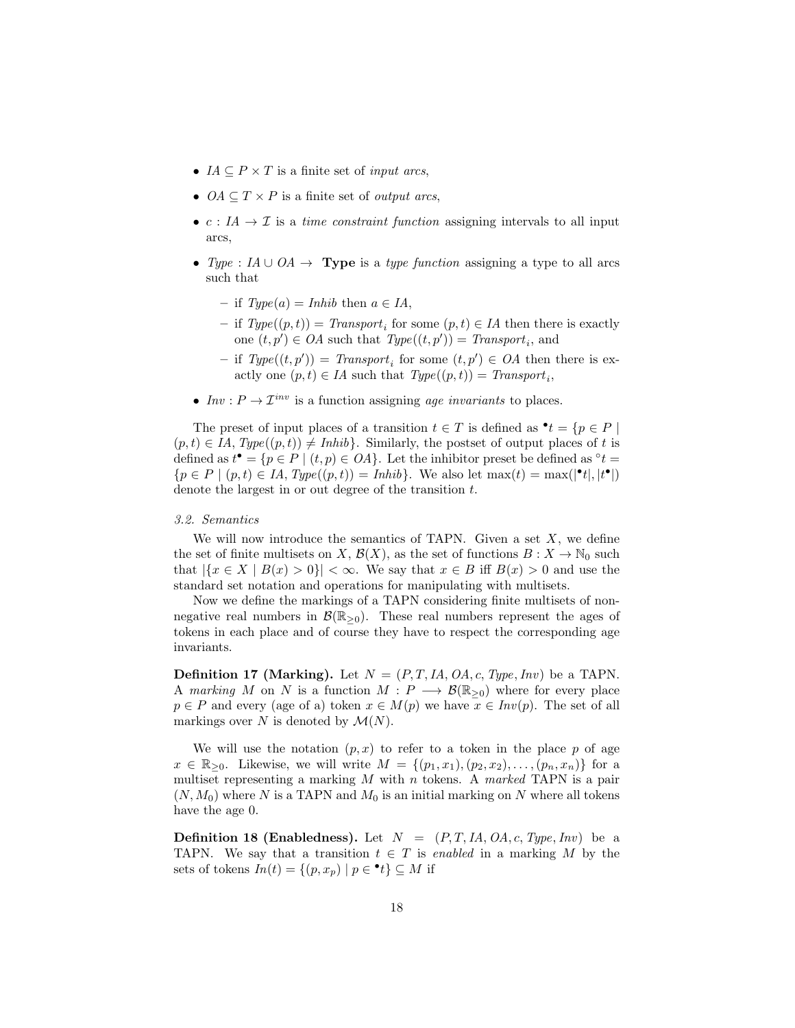- $IA \subseteq P \times T$ is a finite set of *input arcs*,
- $OA \subseteq T \times P$ is a finite set of *output arcs*,
- $c : IA \to \mathcal{I}$ is a *time constraint function* assigning intervals to all input arcs,
- $Type : IA \cup OA \to$ **Type** is a *type function* assigning a type to all arcs such that
  - if $Type(a) = Inhib$ then $a \in IA$,
  - if $Type((p,t)) = Transport_i$ for some $(p,t) \in IA$ then there is exactly one $(t,p') \in OA$ such that $Type((t,p')) = Transport_i$, and
  - if $Type((t,p')) = Transport_i$ for some $(t,p') \in OA$ then there is exactly one $(p,t) \in IA$ such that $Type((p,t)) = Transport_i$,
- $Inv : P \to \mathcal{I}^{inv}$ is a function assigning *age invariants* to places.

The preset of input places of a transition $t \in T$ is defined as ${}^\bullet t = \{p \in P \mid (p,t) \in IA, Type((p,t)) \neq Inhib\}$. Similarly, the postset of output places of $t$ is defined as $t^\bullet = \{p \in P \mid (t,p) \in OA\}$. Let the inhibitor preset be defined as ${}^\circ t = \{p \in P \mid (p,t) \in IA, Type((p,t)) = Inhib\}$. We also let $\max(t) = \max(|{}^\bullet t|, |t^\bullet|)$ denote the largest in or out degree of the transition $t$.

### 3.2. Semantics

We will now introduce the semantics of TAPN. Given a set $X$, we define the set of finite multisets on $X$, $\mathcal{B}(X)$, as the set of functions $B : X \to \mathbb{N}_0$ such that $|\{x \in X \mid B(x) > 0\}| < \infty$. We say that $x \in B$ iff $B(x) > 0$ and use the standard set notation and operations for manipulating with multisets.

Now we define the markings of a TAPN considering finite multisets of non-negative real numbers in $\mathcal{B}(\mathbb{R}_{\geq 0})$. These real numbers represent the ages of tokens in each place and of course they have to respect the corresponding age invariants.

**Definition 17 (Marking).** Let $N = (P, T, IA, OA, c, Type, Inv)$ be a TAPN. A *marking* $M$ on $N$ is a function $M : P \longrightarrow \mathcal{B}(\mathbb{R}_{\geq 0})$ where for every place $p \in P$ and every (age of a) token $x \in M(p)$ we have $x \in Inv(p)$. The set of all markings over $N$ is denoted by $\mathcal{M}(N)$.

We will use the notation $(p, x)$ to refer to a token in the place $p$ of age $x \in \mathbb{R}_{\geq 0}$. Likewise, we will write $M = \{(p_1, x_1), (p_2, x_2), \ldots, (p_n, x_n)\}$ for a multiset representing a marking $M$ with $n$ tokens. A *marked* TAPN is a pair $(N, M_0)$ where $N$ is a TAPN and $M_0$ is an initial marking on $N$ where all tokens have the age 0.

**Definition 18 (Enabledness).** Let $N = (P, T, IA, OA, c, Type, Inv)$ be a TAPN. We say that a transition $t \in T$ is *enabled* in a marking $M$ by the sets of tokens $In(t) = \{(p, x_p) \mid p \in {}^\bullet t\} \subseteq M$ if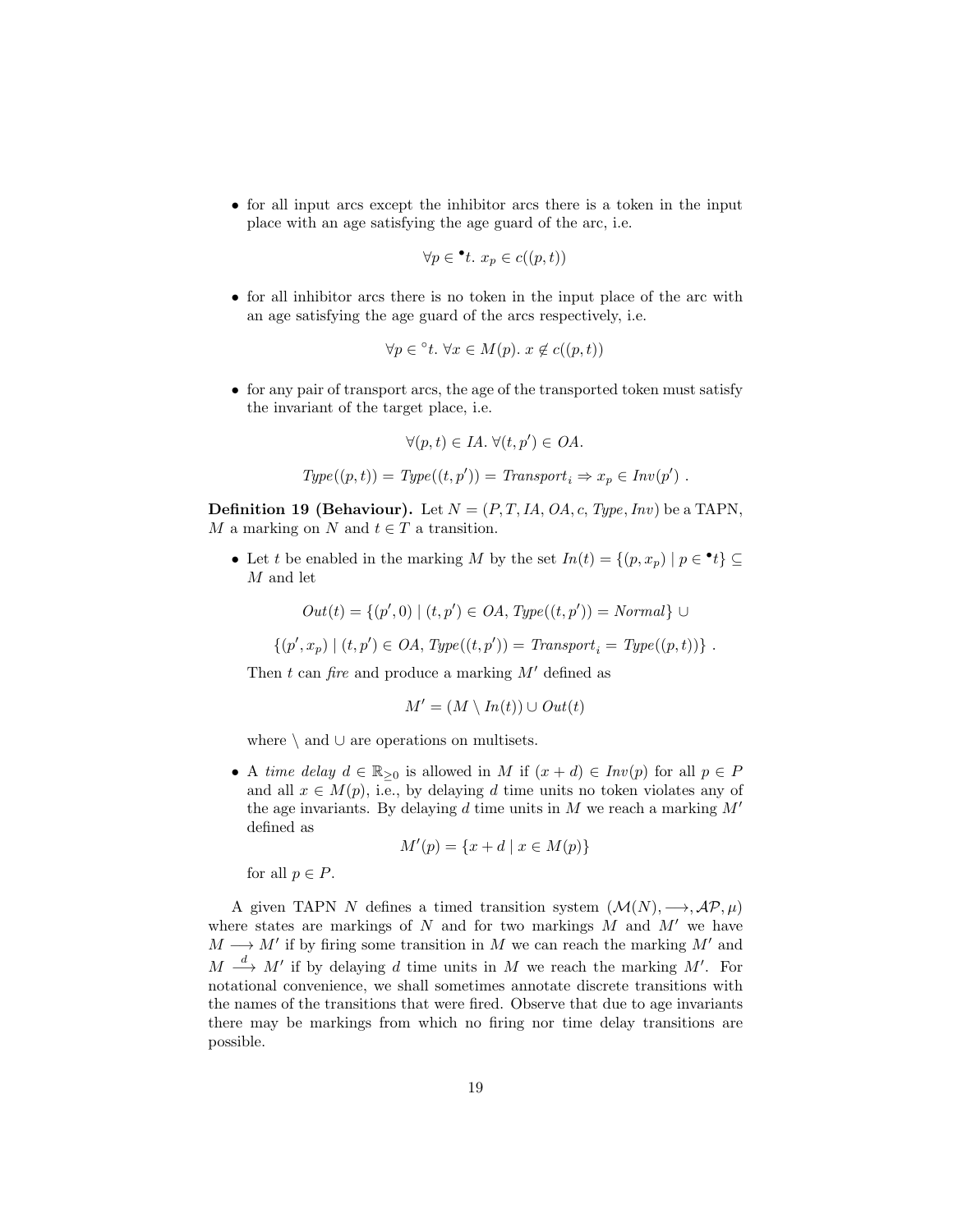- for all input arcs except the inhibitor arcs there is a token in the input place with an age satisfying the age guard of the arc, i.e.

$$\forall p \in {}^{\bullet}t.\ x_p \in c((p,t))$$

- for all inhibitor arcs there is no token in the input place of the arc with an age satisfying the age guard of the arcs respectively, i.e.

$$\forall p \in {}^{\circ}t.\ \forall x \in M(p).\ x \notin c((p,t))$$

- for any pair of transport arcs, the age of the transported token must satisfy the invariant of the target place, i.e.

$$\forall (p,t) \in IA.\ \forall (t,p') \in OA.$$

$$\mathit{Type}((p,t)) = \mathit{Type}((t,p')) = \mathit{Transport}_i \Rightarrow x_p \in \mathit{Inv}(p')\ .$$

**Definition 19 (Behaviour).** Let $N = (P, T, IA, OA, c, \mathit{Type}, \mathit{Inv})$ be a TAPN, $M$ a marking on $N$ and $t \in T$ a transition.

- Let $t$ be enabled in the marking $M$ by the set $\mathit{In}(t) = \{(p, x_p) \mid p \in {}^{\bullet}t\} \subseteq M$ and let

$$\mathit{Out}(t) = \{(p', 0) \mid (t,p') \in OA,\ \mathit{Type}((t,p')) = \mathit{Normal}\} \cup$$

$$\{(p', x_p) \mid (t,p') \in OA,\ \mathit{Type}((t,p')) = \mathit{Transport}_i = \mathit{Type}((p,t))\}\ .$$

Then $t$ can *fire* and produce a marking $M'$ defined as

$$M' = (M \setminus \mathit{In}(t)) \cup \mathit{Out}(t)$$

where $\setminus$ and $\cup$ are operations on multisets.

- A *time delay* $d \in \mathbb{R}_{\geq 0}$ is allowed in $M$ if $(x + d) \in \mathit{Inv}(p)$ for all $p \in P$ and all $x \in M(p)$, i.e., by delaying $d$ time units no token violates any of the age invariants. By delaying $d$ time units in $M$ we reach a marking $M'$ defined as

$$M'(p) = \{x + d \mid x \in M(p)\}$$

for all $p \in P$.

A given TAPN $N$ defines a timed transition system $(\mathcal{M}(N), \longrightarrow, \mathcal{AP}, \mu)$ where states are markings of $N$ and for two markings $M$ and $M'$ we have $M \longrightarrow M'$ if by firing some transition in $M$ we can reach the marking $M'$ and $M \overset{d}{\longrightarrow} M'$ if by delaying $d$ time units in $M$ we reach the marking $M'$. For notational convenience, we shall sometimes annotate discrete transitions with the names of the transitions that were fired. Observe that due to age invariants there may be markings from which no firing nor time delay transitions are possible.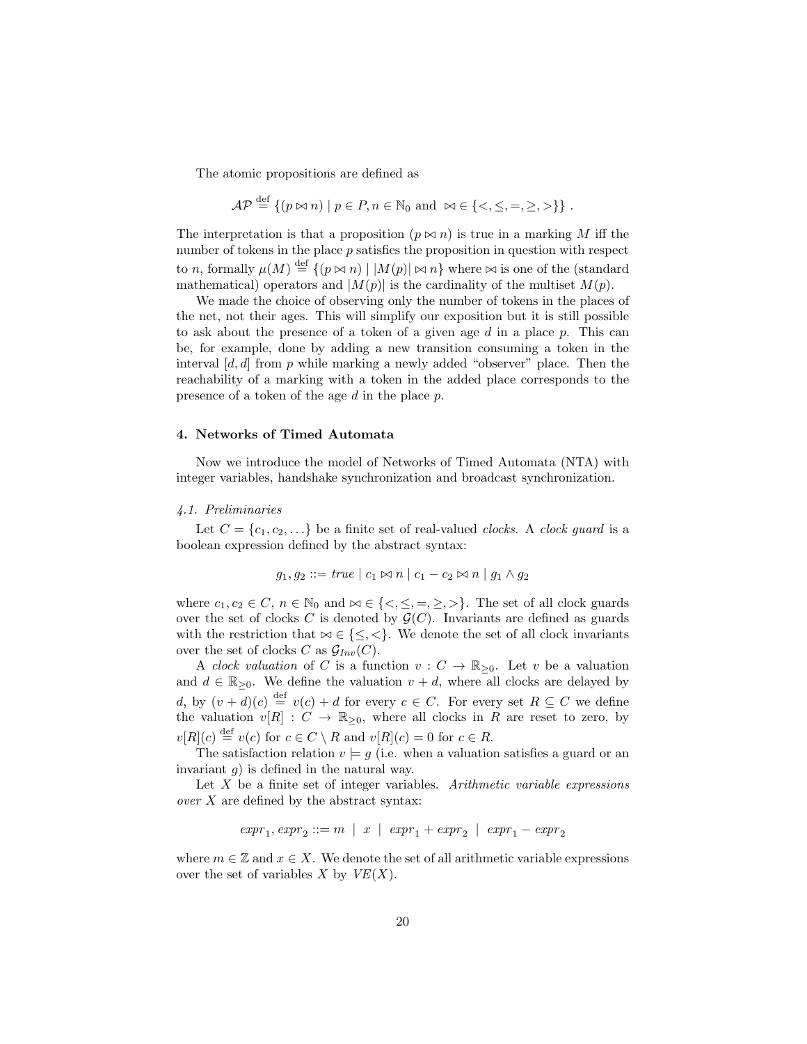The atomic propositions are defined as

$$\mathcal{AP} \stackrel{\text{def}}{=} \{(p \bowtie n) \mid p \in P, n \in \mathbb{N}_0 \text{ and } \bowtie \in \{<, \leq, =, \geq, >\}\} .$$

The interpretation is that a proposition $(p \bowtie n)$ is true in a marking $M$ iff the number of tokens in the place $p$ satisfies the proposition in question with respect to $n$, formally $\mu(M) \stackrel{\text{def}}{=} \{(p \bowtie n) \mid |M(p)| \bowtie n\}$ where $\bowtie$ is one of the (standard mathematical) operators and $|M(p)|$ is the cardinality of the multiset $M(p)$.

We made the choice of observing only the number of tokens in the places of the net, not their ages. This will simplify our exposition but it is still possible to ask about the presence of a token of a given age $d$ in a place $p$. This can be, for example, done by adding a new transition consuming a token in the interval $[d, d]$ from $p$ while marking a newly added "observer" place. Then the reachability of a marking with a token in the added place corresponds to the presence of a token of the age $d$ in the place $p$.

## 4. Networks of Timed Automata

Now we introduce the model of Networks of Timed Automata (NTA) with integer variables, handshake synchronization and broadcast synchronization.

### *4.1. Preliminaries*

Let $C = \{c_1, c_2, \ldots\}$ be a finite set of real-valued *clocks*. A *clock guard* is a boolean expression defined by the abstract syntax:

$$g_1, g_2 ::= \mathit{true} \mid c_1 \bowtie n \mid c_1 - c_2 \bowtie n \mid g_1 \wedge g_2$$

where $c_1, c_2 \in C$, $n \in \mathbb{N}_0$ and $\bowtie \in \{<, \leq, =, \geq, >\}$. The set of all clock guards over the set of clocks $C$ is denoted by $\mathcal{G}(C)$. Invariants are defined as guards with the restriction that $\bowtie \in \{\leq, <\}$. We denote the set of all clock invariants over the set of clocks $C$ as $\mathcal{G}_{Inv}(C)$.

A *clock valuation* of $C$ is a function $v : C \to \mathbb{R}_{\geq 0}$. Let $v$ be a valuation and $d \in \mathbb{R}_{\geq 0}$. We define the valuation $v + d$, where all clocks are delayed by $d$, by $(v + d)(c) \stackrel{\text{def}}{=} v(c) + d$ for every $c \in C$. For every set $R \subseteq C$ we define the valuation $v[R] : C \to \mathbb{R}_{\geq 0}$, where all clocks in $R$ are reset to zero, by $v[R](c) \stackrel{\text{def}}{=} v(c)$ for $c \in C \setminus R$ and $v[R](c) = 0$ for $c \in R$.

The satisfaction relation $v \models g$ (i.e. when a valuation satisfies a guard or an invariant $g$) is defined in the natural way.

Let $X$ be a finite set of integer variables. *Arithmetic variable expressions over* $X$ are defined by the abstract syntax:

$$\mathit{expr}_1, \mathit{expr}_2 ::= m \mid x \mid \mathit{expr}_1 + \mathit{expr}_2 \mid \mathit{expr}_1 - \mathit{expr}_2$$

where $m \in \mathbb{Z}$ and $x \in X$. We denote the set of all arithmetic variable expressions over the set of variables $X$ by $VE(X)$.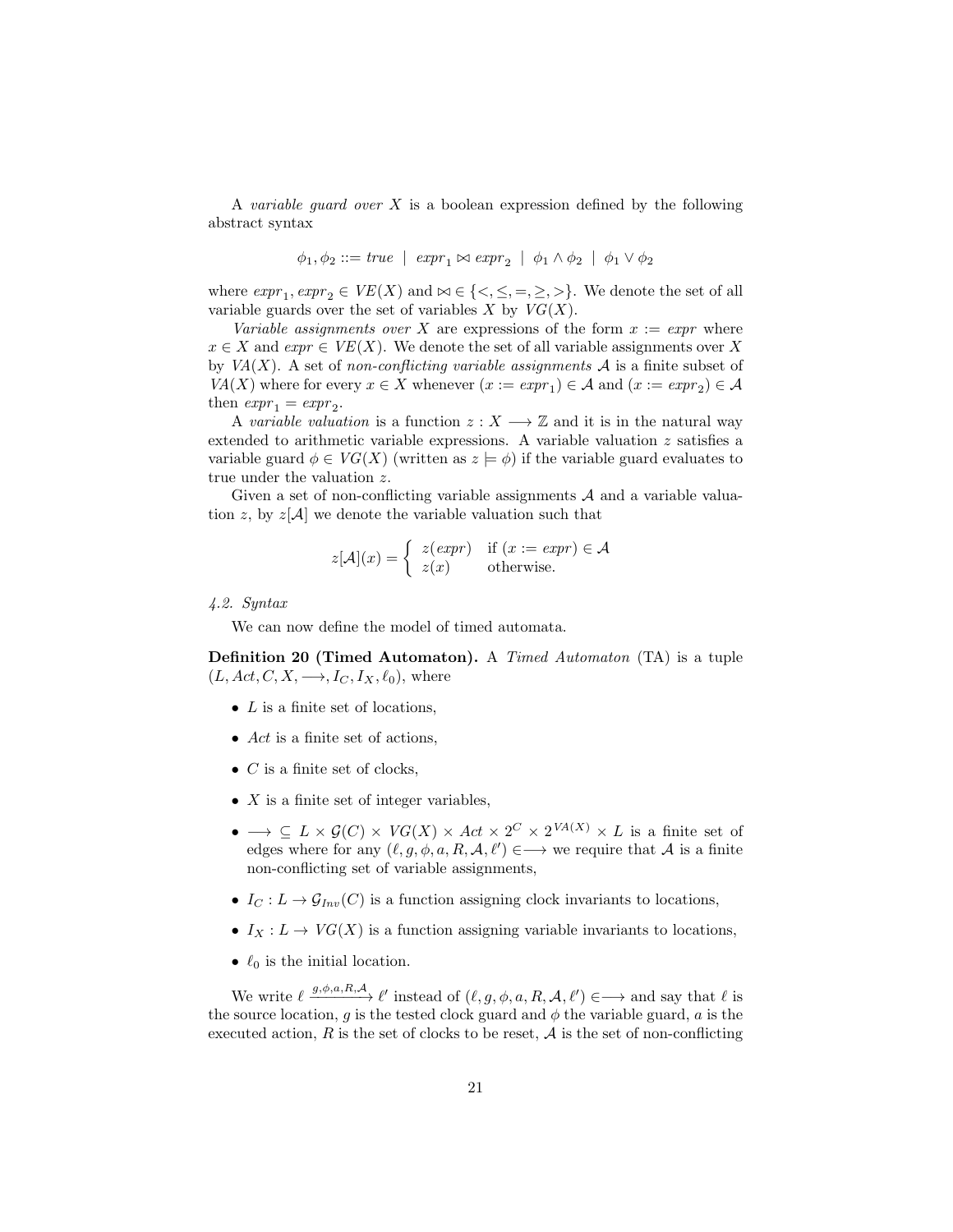A *variable guard over* $X$ is a boolean expression defined by the following abstract syntax

$$\phi_1, \phi_2 ::= \mathit{true} \ \mid \ \mathit{expr}_1 \bowtie \mathit{expr}_2 \ \mid \ \phi_1 \wedge \phi_2 \ \mid \ \phi_1 \vee \phi_2$$

where $\mathit{expr}_1, \mathit{expr}_2 \in \mathit{VE}(X)$ and $\bowtie \in \{<, \leq, =, \geq, >\}$. We denote the set of all variable guards over the set of variables $X$ by $\mathit{VG}(X)$.

*Variable assignments over* $X$ are expressions of the form $x := \mathit{expr}$ where $x \in X$ and $\mathit{expr} \in \mathit{VE}(X)$. We denote the set of all variable assignments over $X$ by $\mathit{VA}(X)$. A set of *non-conflicting variable assignments* $\mathcal{A}$ is a finite subset of $\mathit{VA}(X)$ where for every $x \in X$ whenever $(x := \mathit{expr}_1) \in \mathcal{A}$ and $(x := \mathit{expr}_2) \in \mathcal{A}$ then $\mathit{expr}_1 = \mathit{expr}_2$.

A *variable valuation* is a function $z : X \longrightarrow \mathbb{Z}$ and it is in the natural way extended to arithmetic variable expressions. A variable valuation $z$ satisfies a variable guard $\phi \in \mathit{VG}(X)$ (written as $z \models \phi$) if the variable guard evaluates to true under the valuation $z$.

Given a set of non-conflicting variable assignments $\mathcal{A}$ and a variable valuation $z$, by $z[\mathcal{A}]$ we denote the variable valuation such that

$$z[\mathcal{A}](x) = \begin{cases} z(\mathit{expr}) & \text{if } (x := \mathit{expr}) \in \mathcal{A} \\ z(x) & \text{otherwise.} \end{cases}$$

*4.2. Syntax*

We can now define the model of timed automata.

**Definition 20 (Timed Automaton).** A *Timed Automaton* (TA) is a tuple $(L, \mathit{Act}, C, X, \longrightarrow, I_C, I_X, \ell_0)$, where

- $L$ is a finite set of locations,
- $\mathit{Act}$ is a finite set of actions,
- $C$ is a finite set of clocks,
- $X$ is a finite set of integer variables,
- $\longrightarrow \subseteq L \times \mathcal{G}(C) \times \mathit{VG}(X) \times \mathit{Act} \times 2^C \times 2^{\mathit{VA}(X)} \times L$ is a finite set of edges where for any $(\ell, g, \phi, a, R, \mathcal{A}, \ell') \in \longrightarrow$ we require that $\mathcal{A}$ is a finite non-conflicting set of variable assignments,
- $I_C : L \to \mathcal{G}_{\mathit{Inv}}(C)$ is a function assigning clock invariants to locations,
- $I_X : L \to \mathit{VG}(X)$ is a function assigning variable invariants to locations,
- $\ell_0$ is the initial location.

We write $\ell \xrightarrow{g,\phi,a,R,\mathcal{A}} \ell'$ instead of $(\ell, g, \phi, a, R, \mathcal{A}, \ell') \in \longrightarrow$ and say that $\ell$ is the source location, $g$ is the tested clock guard and $\phi$ the variable guard, $a$ is the executed action, $R$ is the set of clocks to be reset, $\mathcal{A}$ is the set of non-conflicting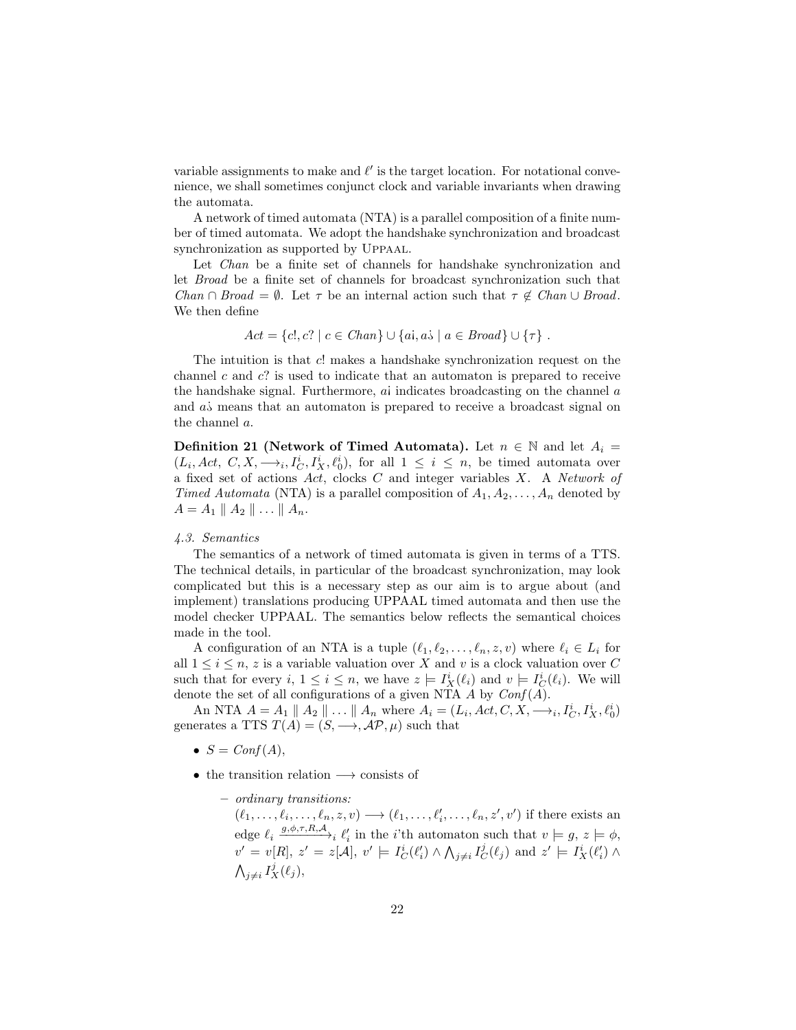variable assignments to make and $\ell'$ is the target location. For notational convenience, we shall sometimes conjunct clock and variable invariants when drawing the automata.

A network of timed automata (NTA) is a parallel composition of a finite number of timed automata. We adopt the handshake synchronization and broadcast synchronization as supported by UPPAAL.

Let *Chan* be a finite set of channels for handshake synchronization and let *Broad* be a finite set of channels for broadcast synchronization such that $Chan \cap Broad = \emptyset$. Let $\tau$ be an internal action such that $\tau \notin Chan \cup Broad$. We then define

$$Act = \{c!, c? \mid c \in Chan\} \cup \{a¡, a¿ \mid a \in Broad\} \cup \{\tau\} \; .$$

The intuition is that $c!$ makes a handshake synchronization request on the channel $c$ and $c?$ is used to indicate that an automaton is prepared to receive the handshake signal. Furthermore, $a¡$ indicates broadcasting on the channel $a$ and $a¿$ means that an automaton is prepared to receive a broadcast signal on the channel $a$.

**Definition 21 (Network of Timed Automata).** Let $n \in \mathbb{N}$ and let $A_i = (L_i, Act, C, X, \longrightarrow_i, I_C^i, I_X^i, \ell_0^i)$, for all $1 \leq i \leq n$, be timed automata over a fixed set of actions $Act$, clocks $C$ and integer variables $X$. A *Network of Timed Automata* (NTA) is a parallel composition of $A_1, A_2, \ldots, A_n$ denoted by $A = A_1 \parallel A_2 \parallel \ldots \parallel A_n$.

*4.3. Semantics*

The semantics of a network of timed automata is given in terms of a TTS. The technical details, in particular of the broadcast synchronization, may look complicated but this is a necessary step as our aim is to argue about (and implement) translations producing UPPAAL timed automata and then use the model checker UPPAAL. The semantics below reflects the semantical choices made in the tool.

A configuration of an NTA is a tuple $(\ell_1, \ell_2, \ldots, \ell_n, z, v)$ where $\ell_i \in L_i$ for all $1 \leq i \leq n$, $z$ is a variable valuation over $X$ and $v$ is a clock valuation over $C$ such that for every $i$, $1 \leq i \leq n$, we have $z \models I_X^i(\ell_i)$ and $v \models I_C^i(\ell_i)$. We will denote the set of all configurations of a given NTA $A$ by $Conf(A)$.

An NTA $A = A_1 \parallel A_2 \parallel \ldots \parallel A_n$ where $A_i = (L_i, Act, C, X, \longrightarrow_i, I_C^i, I_X^i, \ell_0^i)$ generates a TTS $T(A) = (S, \longrightarrow, \mathcal{AP}, \mu)$ such that

- $S = Conf(A)$,
- the transition relation $\longrightarrow$ consists of
  - *ordinary transitions:* $(\ell_1, \ldots, \ell_i, \ldots, \ell_n, z, v) \longrightarrow (\ell_1, \ldots, \ell_i', \ldots, \ell_n, z', v')$ if there exists an edge $\ell_i \xrightarrow{g, \phi, \tau, R, \mathcal{A}}_i \ell_i'$ in the $i$'th automaton such that $v \models g$, $z \models \phi$, $v' = v[R]$, $z' = z[\mathcal{A}]$, $v' \models I_C^i(\ell_i') \wedge \bigwedge_{j \neq i} I_C^j(\ell_j)$ and $z' \models I_X^i(\ell_i') \wedge \bigwedge_{j \neq i} I_X^j(\ell_j)$,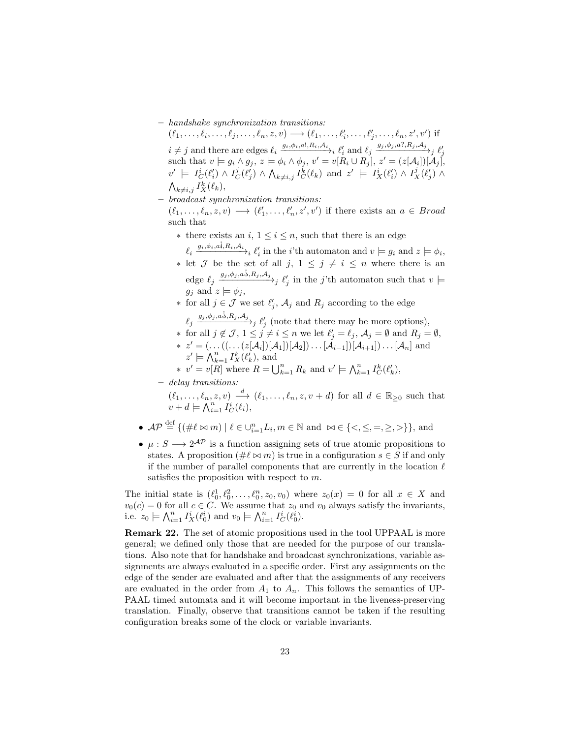- *handshake synchronization transitions:* $(\ell_1,\ldots,\ell_i,\ldots,\ell_j,\ldots,\ell_n,z,v) \longrightarrow (\ell_1,\ldots,\ell_i',\ldots,\ell_j',\ldots,\ell_n,z',v')$ if $i \neq j$ and there are edges $\ell_i \xrightarrow{g_i,\phi_i,a!,R_i,\mathcal{A}_i}_i \ell_i'$ and $\ell_j \xrightarrow{g_j,\phi_j,a?,R_j,\mathcal{A}_j}_j \ell_j'$ such that $v \models g_i \wedge g_j$, $z \models \phi_i \wedge \phi_j$, $v' = v[R_i \cup R_j]$, $z' = (z[\mathcal{A}_i])[\mathcal{A}_j]$, $v' \models I_C^i(\ell_i') \wedge I_C^j(\ell_j') \wedge \bigwedge_{k\neq i,j} I_C^k(\ell_k)$ and $z' \models I_X^i(\ell_i') \wedge I_X^j(\ell_j') \wedge \bigwedge_{k\neq i,j} I_X^k(\ell_k)$,
  - *broadcast synchronization transitions:* $(\ell_1,\ldots,\ell_n,z,v) \longrightarrow (\ell_1',\ldots,\ell_n',z',v')$ if there exists an $a \in \mathit{Broad}$ such that
    * there exists an $i$, $1 \leq i \leq n$, such that there is an edge $\ell_i \xrightarrow{g_i,\phi_i,a¡,R_i,\mathcal{A}_i}_i \ell_i'$ in the $i$'th automaton and $v \models g_i$ and $z \models \phi_i$,
    * let $\mathcal{J}$ be the set of all $j$, $1 \leq j \neq i \leq n$ where there is an edge $\ell_j \xrightarrow{g_j,\phi_j,a¿,R_j,\mathcal{A}_j}_j \ell_j'$ in the $j$'th automaton such that $v \models g_j$ and $z \models \phi_j$,
    * for all $j \in \mathcal{J}$ we set $\ell_j'$, $\mathcal{A}_j$ and $R_j$ according to the edge $\ell_j \xrightarrow{g_j,\phi_j,a¿,R_j,\mathcal{A}_j}_j \ell_j'$ (note that there may be more options),
    * for all $j \notin \mathcal{J}$, $1 \leq j \neq i \leq n$ we let $\ell_j' = \ell_j$, $\mathcal{A}_j = \emptyset$ and $R_j = \emptyset$,
    * $z' = (\ldots((\ldots(z[\mathcal{A}_i])[\mathcal{A}_1])[\mathcal{A}_2])\ldots[\mathcal{A}_{i-1}])[\mathcal{A}_{i+1}])\ldots[\mathcal{A}_n]$ and $z' \models \bigwedge_{k=1}^n I_X^k(\ell_k')$, and
    * $v' = v[R]$ where $R = \bigcup_{k=1}^n R_k$ and $v' \models \bigwedge_{k=1}^n I_C^k(\ell_k')$,
  - *delay transitions:* $(\ell_1,\ldots,\ell_n,z,v) \xrightarrow{d} (\ell_1,\ldots,\ell_n,z,v+d)$ for all $d \in \mathbb{R}_{\geq 0}$ such that $v+d \models \bigwedge_{i=1}^n I_C^i(\ell_i)$,

- $\mathcal{AP} \stackrel{\text{def}}{=} \{(\#\ell \bowtie m) \mid \ell \in \cup_{i=1}^n L_i, m \in \mathbb{N} \text{ and } \bowtie \in \{<,\leq,=,\geq,>\}\}$, and
- $\mu : S \longrightarrow 2^{\mathcal{AP}}$ is a function assigning sets of true atomic propositions to states. A proposition $(\#\ell \bowtie m)$ is true in a configuration $s \in S$ if and only if the number of parallel components that are currently in the location $\ell$ satisfies the proposition with respect to $m$.

The initial state is $(\ell_0^1,\ell_0^2,\ldots,\ell_0^n,z_0,v_0)$ where $z_0(x) = 0$ for all $x \in X$ and $v_0(c) = 0$ for all $c \in C$. We assume that $z_0$ and $v_0$ always satisfy the invariants, i.e. $z_0 \models \bigwedge_{i=1}^n I_X^i(\ell_0^i)$ and $v_0 \models \bigwedge_{i=1}^n I_C^i(\ell_0^i)$.

**Remark 22.** The set of atomic propositions used in the tool UPPAAL is more general; we defined only those that are needed for the purpose of our translations. Also note that for handshake and broadcast synchronizations, variable assignments are always evaluated in a specific order. First any assignments on the edge of the sender are evaluated and after that the assignments of any receivers are evaluated in the order from $A_1$ to $A_n$. This follows the semantics of UPPAAL timed automata and it will become important in the liveness-preserving translation. Finally, observe that transitions cannot be taken if the resulting configuration breaks some of the clock or variable invariants.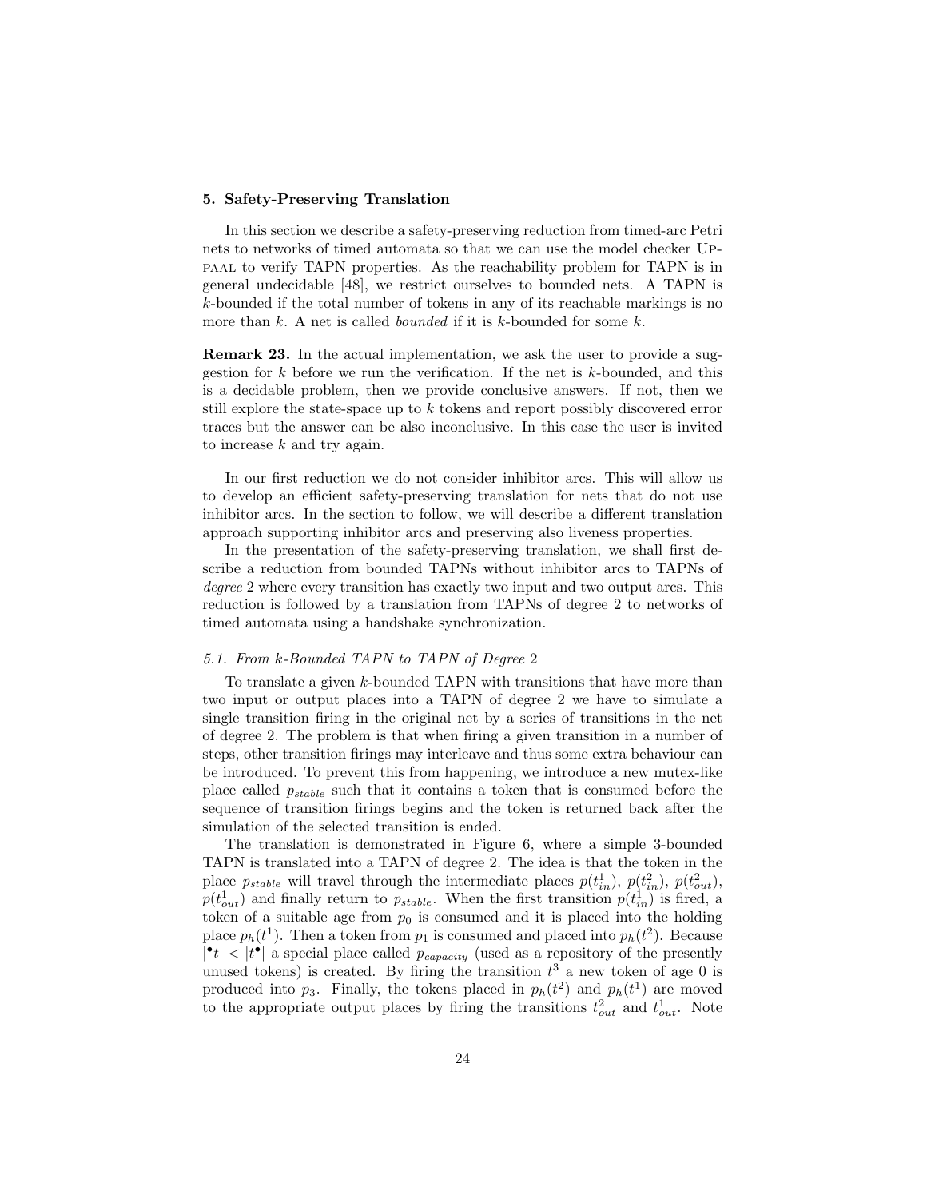## 5. Safety-Preserving Translation

In this section we describe a safety-preserving reduction from timed-arc Petri nets to networks of timed automata so that we can use the model checker Uppaal to verify TAPN properties. As the reachability problem for TAPN is in general undecidable [48], we restrict ourselves to bounded nets. A TAPN is $k$-bounded if the total number of tokens in any of its reachable markings is no more than $k$. A net is called *bounded* if it is $k$-bounded for some $k$.

**Remark 23.** In the actual implementation, we ask the user to provide a suggestion for $k$ before we run the verification. If the net is $k$-bounded, and this is a decidable problem, then we provide conclusive answers. If not, then we still explore the state-space up to $k$ tokens and report possibly discovered error traces but the answer can be also inconclusive. In this case the user is invited to increase $k$ and try again.

In our first reduction we do not consider inhibitor arcs. This will allow us to develop an efficient safety-preserving translation for nets that do not use inhibitor arcs. In the section to follow, we will describe a different translation approach supporting inhibitor arcs and preserving also liveness properties.

In the presentation of the safety-preserving translation, we shall first describe a reduction from bounded TAPNs without inhibitor arcs to TAPNs of *degree* 2 where every transition has exactly two input and two output arcs. This reduction is followed by a translation from TAPNs of degree 2 to networks of timed automata using a handshake synchronization.

### 5.1. From k-Bounded TAPN to TAPN of Degree 2

To translate a given $k$-bounded TAPN with transitions that have more than two input or output places into a TAPN of degree 2 we have to simulate a single transition firing in the original net by a series of transitions in the net of degree 2. The problem is that when firing a given transition in a number of steps, other transition firings may interleave and thus some extra behaviour can be introduced. To prevent this from happening, we introduce a new mutex-like place called $p_{stable}$ such that it contains a token that is consumed before the sequence of transition firings begins and the token is returned back after the simulation of the selected transition is ended.

The translation is demonstrated in Figure 6, where a simple 3-bounded TAPN is translated into a TAPN of degree 2. The idea is that the token in the place $p_{stable}$ will travel through the intermediate places $p(t^1_{in})$, $p(t^2_{in})$, $p(t^2_{out})$, $p(t^1_{out})$ and finally return to $p_{stable}$. When the first transition $p(t^1_{in})$ is fired, a token of a suitable age from $p_0$ is consumed and it is placed into the holding place $p_h(t^1)$. Then a token from $p_1$ is consumed and placed into $p_h(t^2)$. Because $|^\bullet t| < |t^\bullet|$ a special place called $p_{capacity}$ (used as a repository of the presently unused tokens) is created. By firing the transition $t^3$ a new token of age 0 is produced into $p_3$. Finally, the tokens placed in $p_h(t^2)$ and $p_h(t^1)$ are moved to the appropriate output places by firing the transitions $t^2_{out}$ and $t^1_{out}$. Note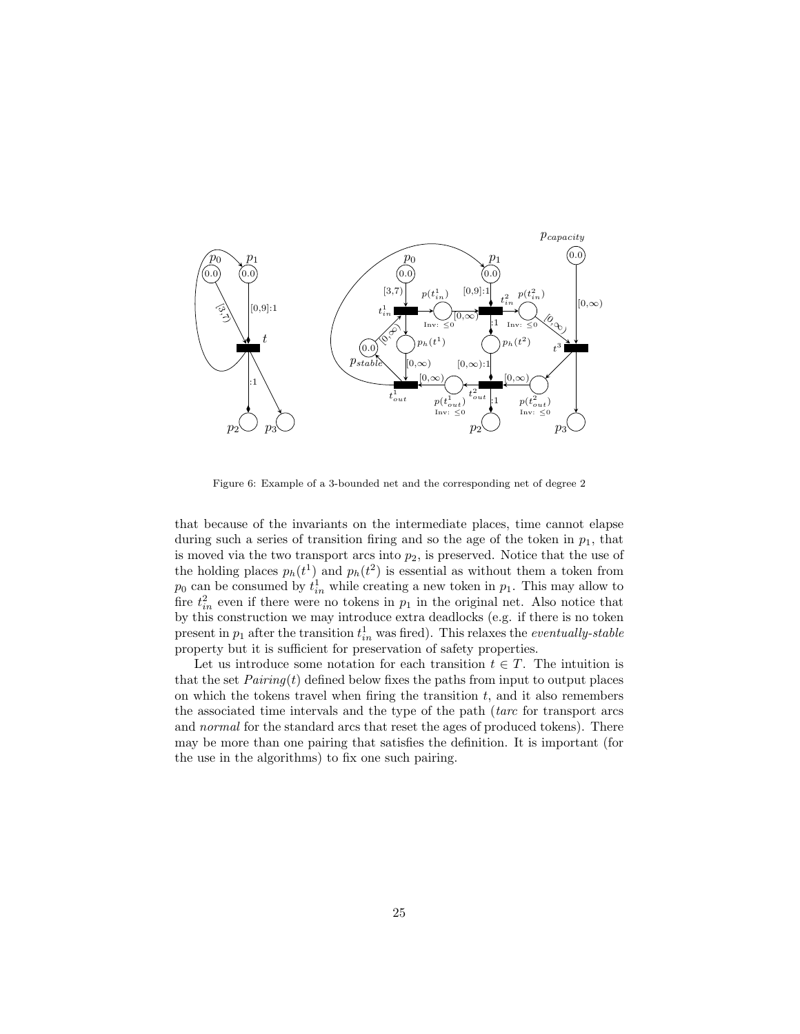Figure 6: Example of a 3-bounded net and the corresponding net of degree 2

that because of the invariants on the intermediate places, time cannot elapse during such a series of transition firing and so the age of the token in $p_1$, that is moved via the two transport arcs into $p_2$, is preserved. Notice that the use of the holding places $p_h(t^1)$ and $p_h(t^2)$ is essential as without them a token from $p_0$ can be consumed by $t^1_{in}$ while creating a new token in $p_1$. This may allow to fire $t^2_{in}$ even if there were no tokens in $p_1$ in the original net. Also notice that by this construction we may introduce extra deadlocks (e.g. if there is no token present in $p_1$ after the transition $t^1_{in}$ was fired). This relaxes the *eventually-stable* property but it is sufficient for preservation of safety properties.

Let us introduce some notation for each transition $t \in T$. The intuition is that the set $Pairing(t)$ defined below fixes the paths from input to output places on which the tokens travel when firing the transition $t$, and it also remembers the associated time intervals and the type of the path (*tarc* for transport arcs and *normal* for the standard arcs that reset the ages of produced tokens). There may be more than one pairing that satisfies the definition. It is important (for the use in the algorithms) to fix one such pairing.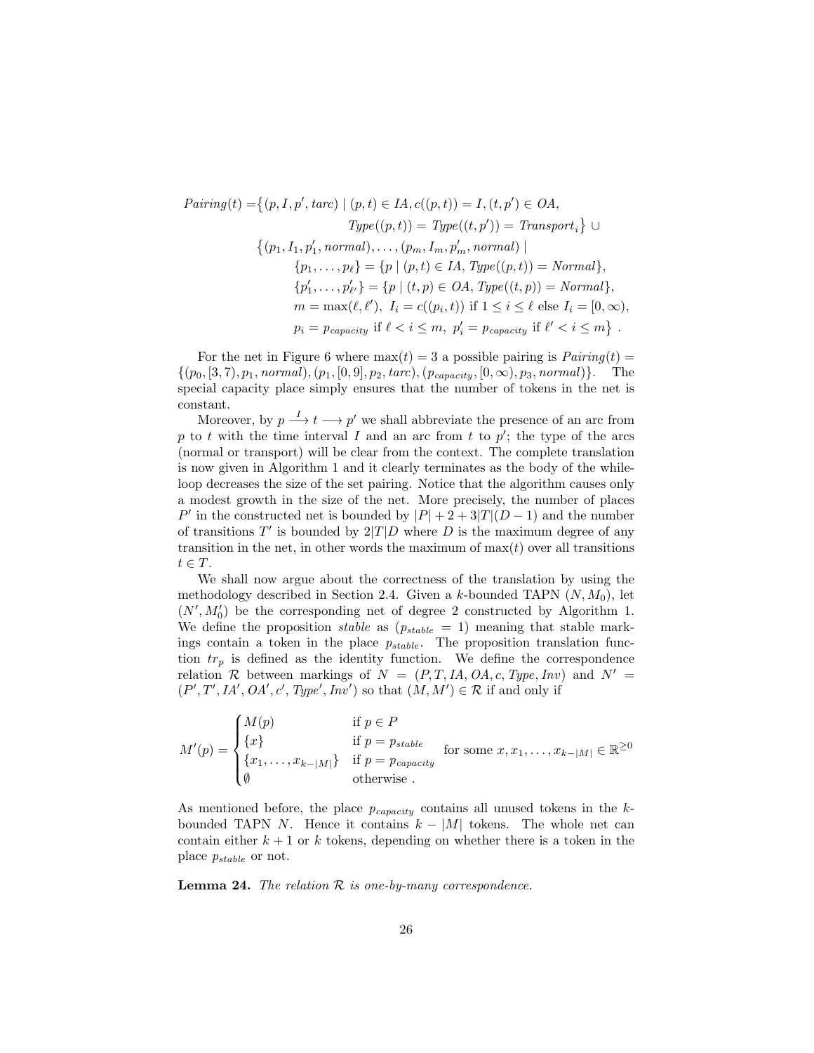$$
\begin{aligned}
Pairing(t) = &\big\{(p, I, p', tarc) \mid (p,t) \in IA, c((p,t)) = I, (t,p') \in OA, \\
&\qquad\qquad Type((p,t)) = Type((t,p')) = Transport_i\big\} \cup \\
&\big\{(p_1, I_1, p'_1, normal), \ldots, (p_m, I_m, p'_m, normal) \mid \\
&\qquad \{p_1, \ldots, p_\ell\} = \{p \mid (p,t) \in IA, Type((p,t)) = Normal\}, \\
&\qquad \{p'_1, \ldots, p'_{\ell'}\} = \{p \mid (t,p) \in OA, Type((t,p)) = Normal\}, \\
&\qquad m = \max(\ell, \ell'),\ I_i = c((p_i,t)) \text{ if } 1 \le i \le \ell \text{ else } I_i = [0,\infty), \\
&\qquad p_i = p_{capacity} \text{ if } \ell < i \le m,\ p'_i = p_{capacity} \text{ if } \ell' < i \le m\big\}\ .
\end{aligned}
$$

For the net in Figure 6 where $\max(t) = 3$ a possible pairing is $Pairing(t) = \{(p_0, [3,7), p_1, normal), (p_1, [0,9], p_2, tarc), (p_{capacity}, [0,\infty), p_3, normal)\}$. The special capacity place simply ensures that the number of tokens in the net is constant.

Moreover, by $p \xrightarrow{I} t \longrightarrow p'$ we shall abbreviate the presence of an arc from $p$ to $t$ with the time interval $I$ and an arc from $t$ to $p'$; the type of the arcs (normal or transport) will be clear from the context. The complete translation is now given in Algorithm 1 and it clearly terminates as the body of the while-loop decreases the size of the set pairing. Notice that the algorithm causes only a modest growth in the size of the net. More precisely, the number of places $P'$ in the constructed net is bounded by $|P| + 2 + 3|T|(D-1)$ and the number of transitions $T'$ is bounded by $2|T|D$ where $D$ is the maximum degree of any transition in the net, in other words the maximum of $\max(t)$ over all transitions $t \in T$.

We shall now argue about the correctness of the translation by using the methodology described in Section 2.4. Given a $k$-bounded TAPN $(N, M_0)$, let $(N', M'_0)$ be the corresponding net of degree 2 constructed by Algorithm 1. We define the proposition *stable* as $(p_{stable} = 1)$ meaning that stable markings contain a token in the place $p_{stable}$. The proposition translation function $tr_p$ is defined as the identity function. We define the correspondence relation $\mathcal{R}$ between markings of $N = (P, T, IA, OA, c, Type, Inv)$ and $N' = (P', T', IA', OA', c', Type', Inv')$ so that $(M, M') \in \mathcal{R}$ if and only if

$$
M'(p) = \begin{cases} M(p) & \text{if } p \in P \\ \{x\} & \text{if } p = p_{stable} \\ \{x_1, \ldots, x_{k-|M|}\} & \text{if } p = p_{capacity} \\ \emptyset & \text{otherwise}\ . \end{cases} \quad \text{for some } x, x_1, \ldots, x_{k-|M|} \in \mathbb{R}^{\ge 0}
$$

As mentioned before, the place $p_{capacity}$ contains all unused tokens in the $k$-bounded TAPN $N$. Hence it contains $k - |M|$ tokens. The whole net can contain either $k+1$ or $k$ tokens, depending on whether there is a token in the place $p_{stable}$ or not.

**Lemma 24.** *The relation $\mathcal{R}$ is one-by-many correspondence.*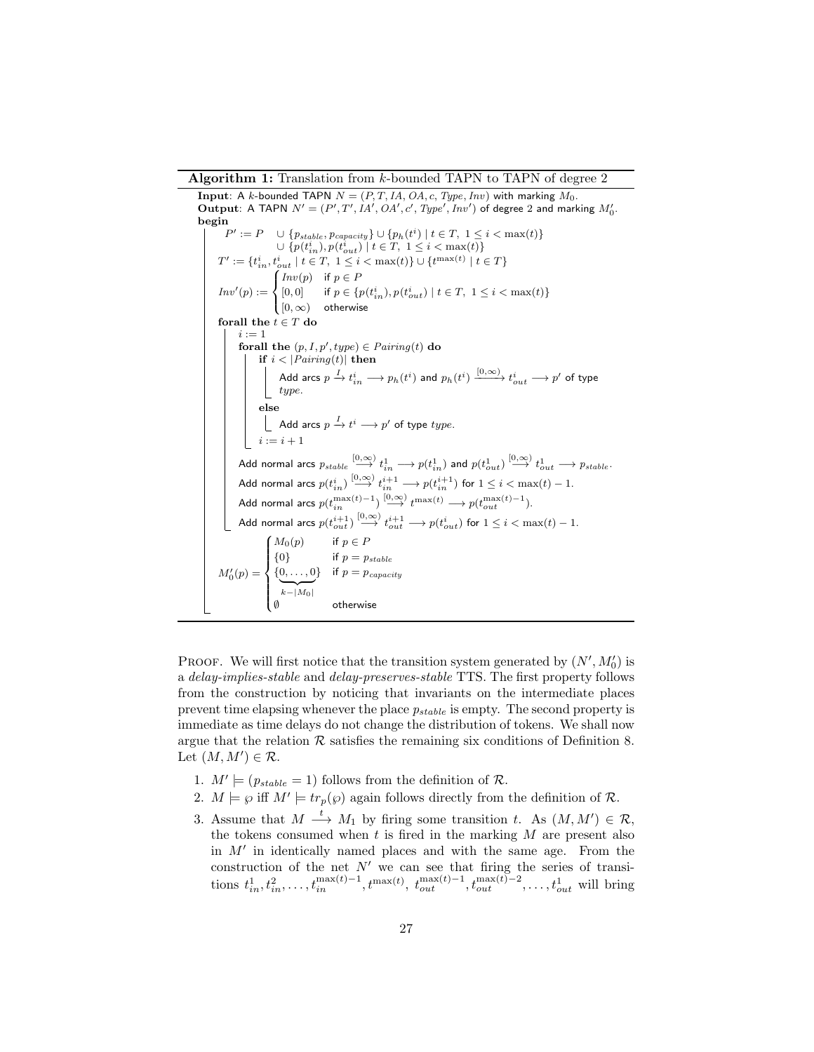**Algorithm 1:** Translation from $k$-bounded TAPN to TAPN of degree 2

**Input**: A $k$-bounded TAPN $N = (P, T, IA, OA, c, Type, Inv)$ with marking $M_0$.
**Output**: A TAPN $N' = (P', T', IA', OA', c', Type', Inv')$ of degree 2 and marking $M'_0$.
**begin**

$P' := P \quad \cup \{p_{stable}, p_{capacity}\} \cup \{p_h(t^i) \mid t \in T,\ 1 \leq i < \max(t)\}$
$\quad\quad\quad \cup \{p(t^i_{in}), p(t^i_{out}) \mid t \in T,\ 1 \leq i < \max(t)\}$

$T' := \{t^i_{in}, t^i_{out} \mid t \in T,\ 1 \leq i < \max(t)\} \cup \{t^{\max(t)} \mid t \in T\}$

$$Inv'(p) := \begin{cases} Inv(p) & \text{if } p \in P \\ [0,0] & \text{if } p \in \{p(t^i_{in}), p(t^i_{out}) \mid t \in T,\ 1 \leq i < \max(t)\} \\ [0,\infty) & \text{otherwise} \end{cases}$$

**forall the** $t \in T$ **do**

- $i := 1$
- **forall the** $(p, I, p', type) \in Pairing(t)$ **do**
  - **if** $i < |Pairing(t)|$ **then**
    - Add arcs $p \xrightarrow{I} t^i_{in} \longrightarrow p_h(t^i)$ and $p_h(t^i) \xrightarrow{[0,\infty)} t^i_{out} \longrightarrow p'$ of type $type$.
  - **else**
    - Add arcs $p \xrightarrow{I} t^i \longrightarrow p'$ of type $type$.
  - $i := i + 1$
- Add normal arcs $p_{stable} \xrightarrow{[0,\infty)} t^1_{in} \longrightarrow p(t^1_{in})$ and $p(t^1_{out}) \xrightarrow{[0,\infty)} t^1_{out} \longrightarrow p_{stable}$.
- Add normal arcs $p(t^i_{in}) \xrightarrow{[0,\infty)} t^{i+1}_{in} \longrightarrow p(t^{i+1}_{in})$ for $1 \leq i < \max(t) - 1$.
- Add normal arcs $p(t^{\max(t)-1}_{in}) \xrightarrow{[0,\infty)} t^{\max(t)} \longrightarrow p(t^{\max(t)-1}_{out})$.
- Add normal arcs $p(t^{i+1}_{out}) \xrightarrow{[0,\infty)} t^{i+1}_{out} \longrightarrow p(t^i_{out})$ for $1 \leq i < \max(t) - 1$.

$$M'_0(p) = \begin{cases} M_0(p) & \text{if } p \in P \\ \{0\} & \text{if } p = p_{stable} \\ \underbrace{\{0, \ldots, 0\}}_{k-|M_0|} & \text{if } p = p_{capacity} \\ \emptyset & \text{otherwise} \end{cases}$$

PROOF. We will first notice that the transition system generated by $(N', M'_0)$ is a *delay-implies-stable* and *delay-preserves-stable* TTS. The first property follows from the construction by noticing that invariants on the intermediate places prevent time elapsing whenever the place $p_{stable}$ is empty. The second property is immediate as time delays do not change the distribution of tokens. We shall now argue that the relation $\mathcal{R}$ satisfies the remaining six conditions of Definition 8. Let $(M, M') \in \mathcal{R}$.

1. $M' \models (p_{stable} = 1)$ follows from the definition of $\mathcal{R}$.
2. $M \models \wp$ iff $M' \models tr_p(\wp)$ again follows directly from the definition of $\mathcal{R}$.
3. Assume that $M \xrightarrow{t} M_1$ by firing some transition $t$. As $(M, M') \in \mathcal{R}$, the tokens consumed when $t$ is fired in the marking $M$ are present also in $M'$ in identically named places and with the same age. From the construction of the net $N'$ we can see that firing the series of transitions $t^1_{in}, t^2_{in}, \ldots, t^{\max(t)-1}_{in}, t^{\max(t)},\ t^{\max(t)-1}_{out}, t^{\max(t)-2}_{out}, \ldots, t^1_{out}$ will bring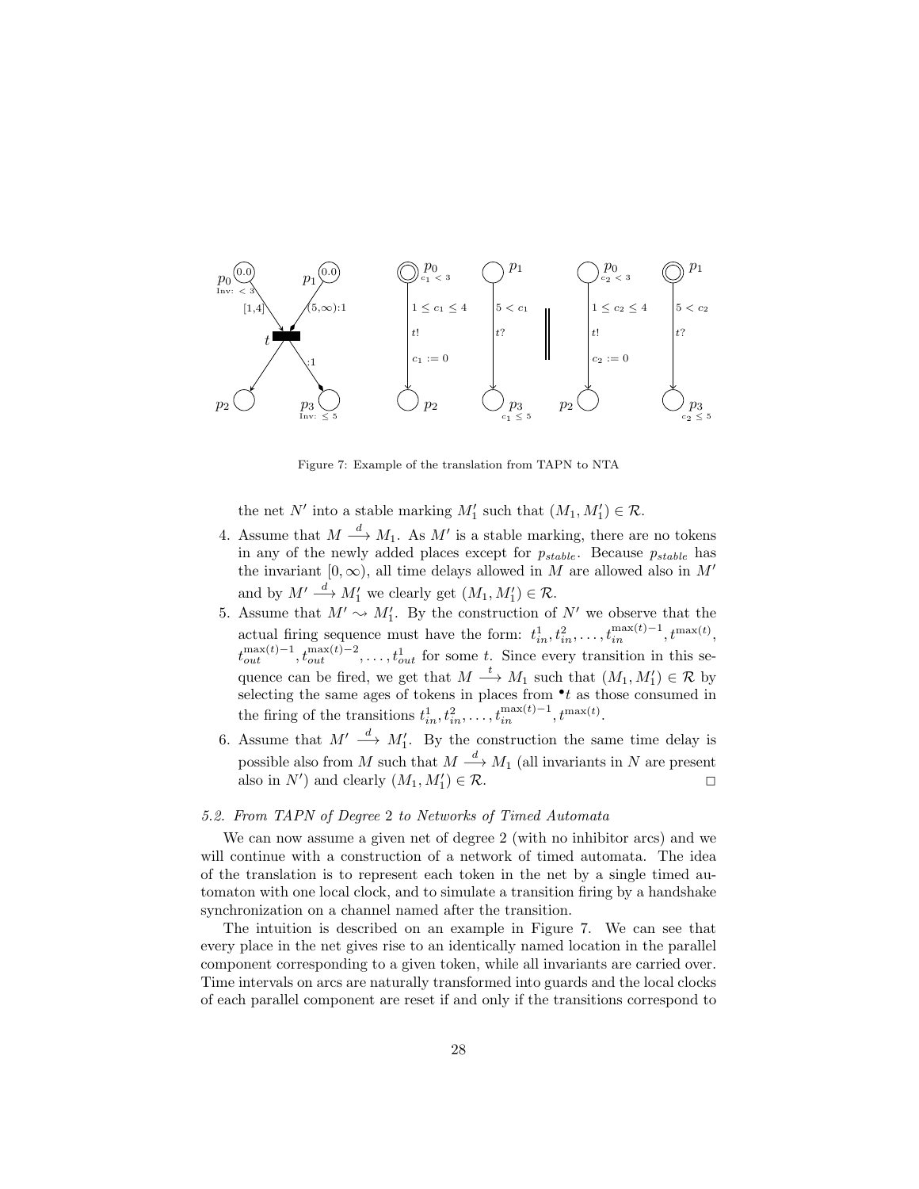Figure 7: Example of the translation from TAPN to NTA

the net $N'$ into a stable marking $M_1'$ such that $(M_1, M_1') \in \mathcal{R}$.

4. Assume that $M \xrightarrow{d} M_1$. As $M'$ is a stable marking, there are no tokens in any of the newly added places except for $p_{stable}$. Because $p_{stable}$ has the invariant $[0, \infty)$, all time delays allowed in $M$ are allowed also in $M'$ and by $M' \xrightarrow{d} M_1'$ we clearly get $(M_1, M_1') \in \mathcal{R}$.
5. Assume that $M' \rightsquigarrow M_1'$. By the construction of $N'$ we observe that the actual firing sequence must have the form: $t_{in}^1, t_{in}^2, \ldots, t_{in}^{\max(t)-1}, t^{\max(t)}$, $t_{out}^{\max(t)-1}, t_{out}^{\max(t)-2}, \ldots, t_{out}^1$ for some $t$. Since every transition in this sequence can be fired, we get that $M \xrightarrow{t} M_1$ such that $(M_1, M_1') \in \mathcal{R}$ by selecting the same ages of tokens in places from ${}^\bullet t$ as those consumed in the firing of the transitions $t_{in}^1, t_{in}^2, \ldots, t_{in}^{\max(t)-1}, t^{\max(t)}$.
6. Assume that $M' \xrightarrow{d} M_1'$. By the construction the same time delay is possible also from $M$ such that $M \xrightarrow{d} M_1$ (all invariants in $N$ are present also in $N'$) and clearly $(M_1, M_1') \in \mathcal{R}$. $\square$

### *5.2. From TAPN of Degree 2 to Networks of Timed Automata*

We can now assume a given net of degree 2 (with no inhibitor arcs) and we will continue with a construction of a network of timed automata. The idea of the translation is to represent each token in the net by a single timed automaton with one local clock, and to simulate a transition firing by a handshake synchronization on a channel named after the transition.

The intuition is described on an example in Figure 7. We can see that every place in the net gives rise to an identically named location in the parallel component corresponding to a given token, while all invariants are carried over. Time intervals on arcs are naturally transformed into guards and the local clocks of each parallel component are reset if and only if the transitions correspond to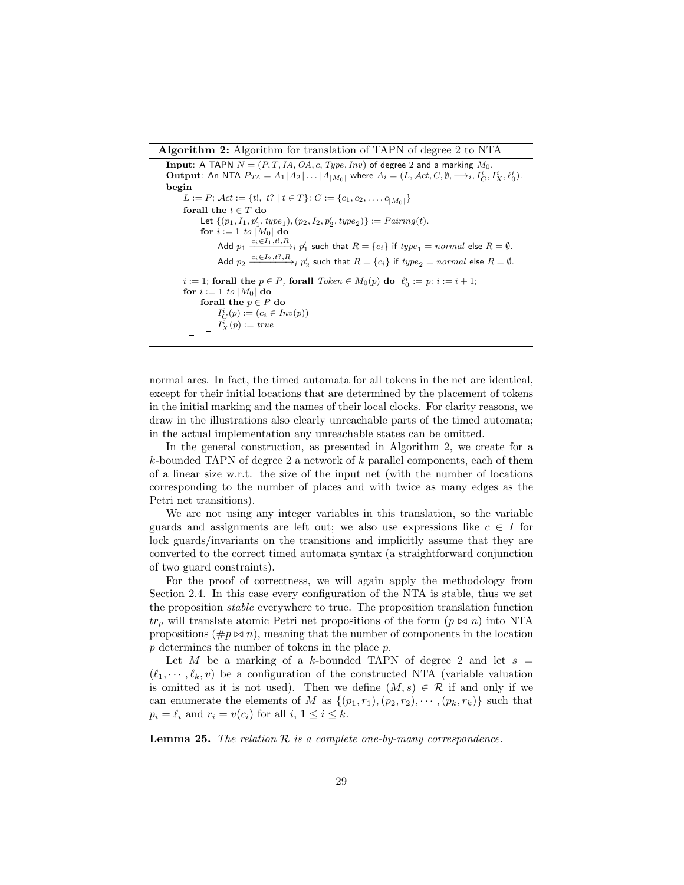**Algorithm 2:** Algorithm for translation of TAPN of degree 2 to NTA

```
Input: A TAPN N = (P, T, IA, OA, c, Type, Inv) of degree 2 and a marking M_0.
Output: An NTA P_TA = A_1 || A_2 || ... || A_{|M_0|} where A_i = (L, Act, C, ∅, ⟶_i, I^i_C, I^i_X, ℓ^i_0).
begin
    L := P; Act := {t!, t? | t ∈ T}; C := {c_1, c_2, ..., c_{|M_0|}}
    forall the t ∈ T do
        Let {(p_1, I_1, p'_1, type_1), (p_2, I_2, p'_2, type_2)} := Pairing(t).
        for i := 1 to |M_0| do
            Add p_1 --(c_i ∈ I_1, t!, R)-->_i p'_1 such that R = {c_i} if type_1 = normal else R = ∅.
            Add p_2 --(c_i ∈ I_2, t?, R)-->_i p'_2 such that R = {c_i} if type_2 = normal else R = ∅.
    i := 1; forall the p ∈ P, forall Token ∈ M_0(p) do ℓ^i_0 := p; i := i + 1;
    for i := 1 to |M_0| do
        forall the p ∈ P do
            I^i_C(p) := (c_i ∈ Inv(p))
            I^i_X(p) := true
```

normal arcs. In fact, the timed automata for all tokens in the net are identical, except for their initial locations that are determined by the placement of tokens in the initial marking and the names of their local clocks. For clarity reasons, we draw in the illustrations also clearly unreachable parts of the timed automata; in the actual implementation any unreachable states can be omitted.

In the general construction, as presented in Algorithm 2, we create for a $k$-bounded TAPN of degree 2 a network of $k$ parallel components, each of them of a linear size w.r.t. the size of the input net (with the number of locations corresponding to the number of places and with twice as many edges as the Petri net transitions).

We are not using any integer variables in this translation, so the variable guards and assignments are left out; we also use expressions like $c \in I$ for lock guards/invariants on the transitions and implicitly assume that they are converted to the correct timed automata syntax (a straightforward conjunction of two guard constraints).

For the proof of correctness, we will again apply the methodology from Section 2.4. In this case every configuration of the NTA is stable, thus we set the proposition *stable* everywhere to true. The proposition translation function $tr_p$ will translate atomic Petri net propositions of the form $(p \bowtie n)$ into NTA propositions $(\#p \bowtie n)$, meaning that the number of components in the location $p$ determines the number of tokens in the place $p$.

Let $M$ be a marking of a $k$-bounded TAPN of degree 2 and let $s = (\ell_1, \cdots, \ell_k, v)$ be a configuration of the constructed NTA (variable valuation is omitted as it is not used). Then we define $(M, s) \in \mathcal{R}$ if and only if we can enumerate the elements of $M$ as $\{(p_1, r_1), (p_2, r_2), \cdots, (p_k, r_k)\}$ such that $p_i = \ell_i$ and $r_i = v(c_i)$ for all $i$, $1 \leq i \leq k$.

**Lemma 25.** *The relation $\mathcal{R}$ is a complete one-by-many correspondence.*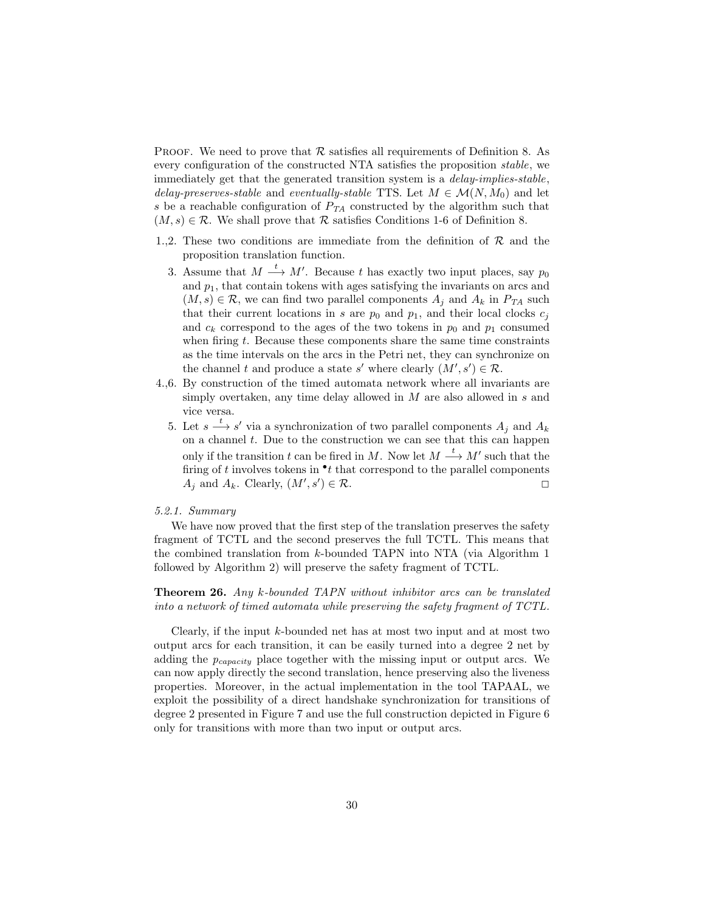Proof. We need to prove that $\mathcal{R}$ satisfies all requirements of Definition 8. As every configuration of the constructed NTA satisfies the proposition *stable*, we immediately get that the generated transition system is a *delay-implies-stable*, *delay-preserves-stable* and *eventually-stable* TTS. Let $M \in \mathcal{M}(N, M_0)$ and let $s$ be a reachable configuration of $P_{TA}$ constructed by the algorithm such that $(M, s) \in \mathcal{R}$. We shall prove that $\mathcal{R}$ satisfies Conditions 1-6 of Definition 8.

1.,2. These two conditions are immediate from the definition of $\mathcal{R}$ and the proposition translation function.

3. Assume that $M \xrightarrow{t} M'$. Because $t$ has exactly two input places, say $p_0$ and $p_1$, that contain tokens with ages satisfying the invariants on arcs and $(M, s) \in \mathcal{R}$, we can find two parallel components $A_j$ and $A_k$ in $P_{TA}$ such that their current locations in $s$ are $p_0$ and $p_1$, and their local clocks $c_j$ and $c_k$ correspond to the ages of the two tokens in $p_0$ and $p_1$ consumed when firing $t$. Because these components share the same time constraints as the time intervals on the arcs in the Petri net, they can synchronize on the channel $t$ and produce a state $s'$ where clearly $(M', s') \in \mathcal{R}$.

4.,6. By construction of the timed automata network where all invariants are simply overtaken, any time delay allowed in $M$ are also allowed in $s$ and vice versa.

5. Let $s \xrightarrow{t} s'$ via a synchronization of two parallel components $A_j$ and $A_k$ on a channel $t$. Due to the construction we can see that this can happen only if the transition $t$ can be fired in $M$. Now let $M \xrightarrow{t} M'$ such that the firing of $t$ involves tokens in $^\bullet t$ that correspond to the parallel components $A_j$ and $A_k$. Clearly, $(M', s') \in \mathcal{R}$. □

*5.2.1. Summary*

We have now proved that the first step of the translation preserves the safety fragment of TCTL and the second preserves the full TCTL. This means that the combined translation from $k$-bounded TAPN into NTA (via Algorithm 1 followed by Algorithm 2) will preserve the safety fragment of TCTL.

**Theorem 26.** *Any $k$-bounded TAPN without inhibitor arcs can be translated into a network of timed automata while preserving the safety fragment of TCTL.*

Clearly, if the input $k$-bounded net has at most two input and at most two output arcs for each transition, it can be easily turned into a degree 2 net by adding the $p_{capacity}$ place together with the missing input or output arcs. We can now apply directly the second translation, hence preserving also the liveness properties. Moreover, in the actual implementation in the tool TAPAAL, we exploit the possibility of a direct handshake synchronization for transitions of degree 2 presented in Figure 7 and use the full construction depicted in Figure 6 only for transitions with more than two input or output arcs.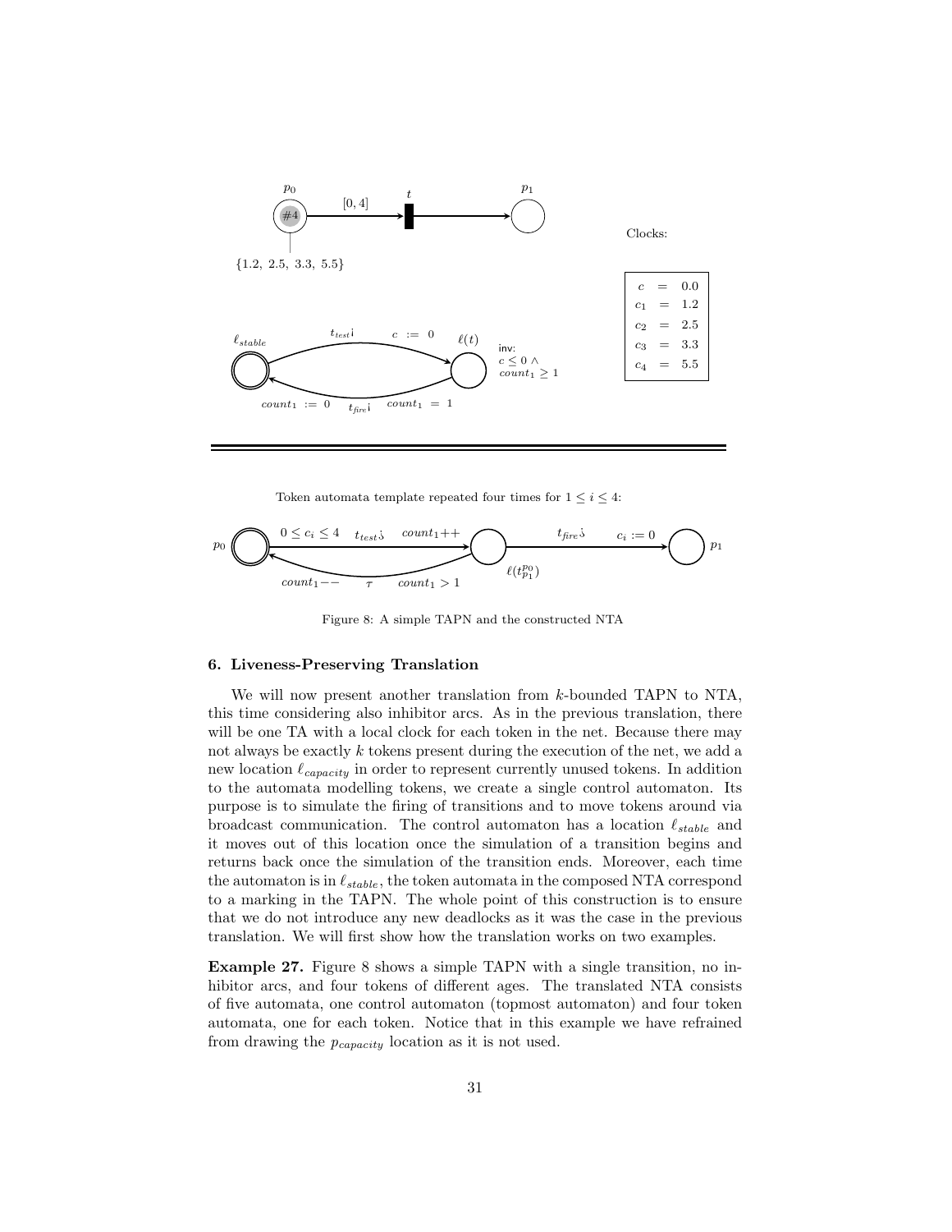Clocks:

| | | |
|---|---|---|
| $c$ | = | 0.0 |
| $c_1$ | = | 1.2 |
| $c_2$ | = | 2.5 |
| $c_3$ | = | 3.3 |
| $c_4$ | = | 5.5 |

Token automata template repeated four times for $1 \leq i \leq 4$:

Figure 8: A simple TAPN and the constructed NTA

### 6. Liveness-Preserving Translation

We will now present another translation from $k$-bounded TAPN to NTA, this time considering also inhibitor arcs. As in the previous translation, there will be one TA with a local clock for each token in the net. Because there may not always be exactly $k$ tokens present during the execution of the net, we add a new location $\ell_{capacity}$ in order to represent currently unused tokens. In addition to the automata modelling tokens, we create a single control automaton. Its purpose is to simulate the firing of transitions and to move tokens around via broadcast communication. The control automaton has a location $\ell_{stable}$ and it moves out of this location once the simulation of a transition begins and returns back once the simulation of the transition ends. Moreover, each time the automaton is in $\ell_{stable}$, the token automata in the composed NTA correspond to a marking in the TAPN. The whole point of this construction is to ensure that we do not introduce any new deadlocks as it was the case in the previous translation. We will first show how the translation works on two examples.

**Example 27.** Figure 8 shows a simple TAPN with a single transition, no inhibitor arcs, and four tokens of different ages. The translated NTA consists of five automata, one control automaton (topmost automaton) and four token automata, one for each token. Notice that in this example we have refrained from drawing the $p_{capacity}$ location as it is not used.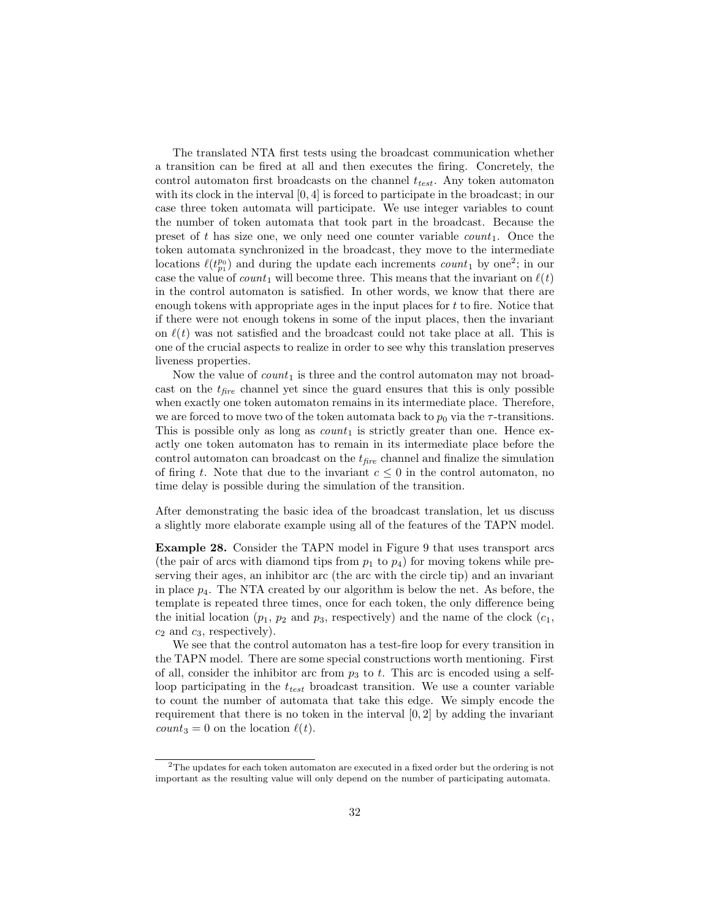The translated NTA first tests using the broadcast communication whether a transition can be fired at all and then executes the firing. Concretely, the control automaton first broadcasts on the channel $t_{test}$. Any token automaton with its clock in the interval $[0,4]$ is forced to participate in the broadcast; in our case three token automata will participate. We use integer variables to count the number of token automata that took part in the broadcast. Because the preset of $t$ has size one, we only need one counter variable $count_1$. Once the token automata synchronized in the broadcast, they move to the intermediate locations $\ell(t_{p_1}^{p_0})$ and during the update each increments $count_1$ by one[2]; in our case the value of $count_1$ will become three. This means that the invariant on $\ell(t)$ in the control automaton is satisfied. In other words, we know that there are enough tokens with appropriate ages in the input places for $t$ to fire. Notice that if there were not enough tokens in some of the input places, then the invariant on $\ell(t)$ was not satisfied and the broadcast could not take place at all. This is one of the crucial aspects to realize in order to see why this translation preserves liveness properties.

Now the value of $count_1$ is three and the control automaton may not broadcast on the $t_{fire}$ channel yet since the guard ensures that this is only possible when exactly one token automaton remains in its intermediate place. Therefore, we are forced to move two of the token automata back to $p_0$ via the $\tau$-transitions. This is possible only as long as $count_1$ is strictly greater than one. Hence exactly one token automaton has to remain in its intermediate place before the control automaton can broadcast on the $t_{fire}$ channel and finalize the simulation of firing $t$. Note that due to the invariant $c \leq 0$ in the control automaton, no time delay is possible during the simulation of the transition.

After demonstrating the basic idea of the broadcast translation, let us discuss a slightly more elaborate example using all of the features of the TAPN model.

**Example 28.** Consider the TAPN model in Figure 9 that uses transport arcs (the pair of arcs with diamond tips from $p_1$ to $p_4$) for moving tokens while preserving their ages, an inhibitor arc (the arc with the circle tip) and an invariant in place $p_4$. The NTA created by our algorithm is below the net. As before, the template is repeated three times, once for each token, the only difference being the initial location ($p_1$, $p_2$ and $p_3$, respectively) and the name of the clock ($c_1$, $c_2$ and $c_3$, respectively).

We see that the control automaton has a test-fire loop for every transition in the TAPN model. There are some special constructions worth mentioning. First of all, consider the inhibitor arc from $p_3$ to $t$. This arc is encoded using a self-loop participating in the $t_{test}$ broadcast transition. We use a counter variable to count the number of automata that take this edge. We simply encode the requirement that there is no token in the interval $[0,2]$ by adding the invariant $count_3 = 0$ on the location $\ell(t)$.

[2] The updates for each token automaton are executed in a fixed order but the ordering is not important as the resulting value will only depend on the number of participating automata.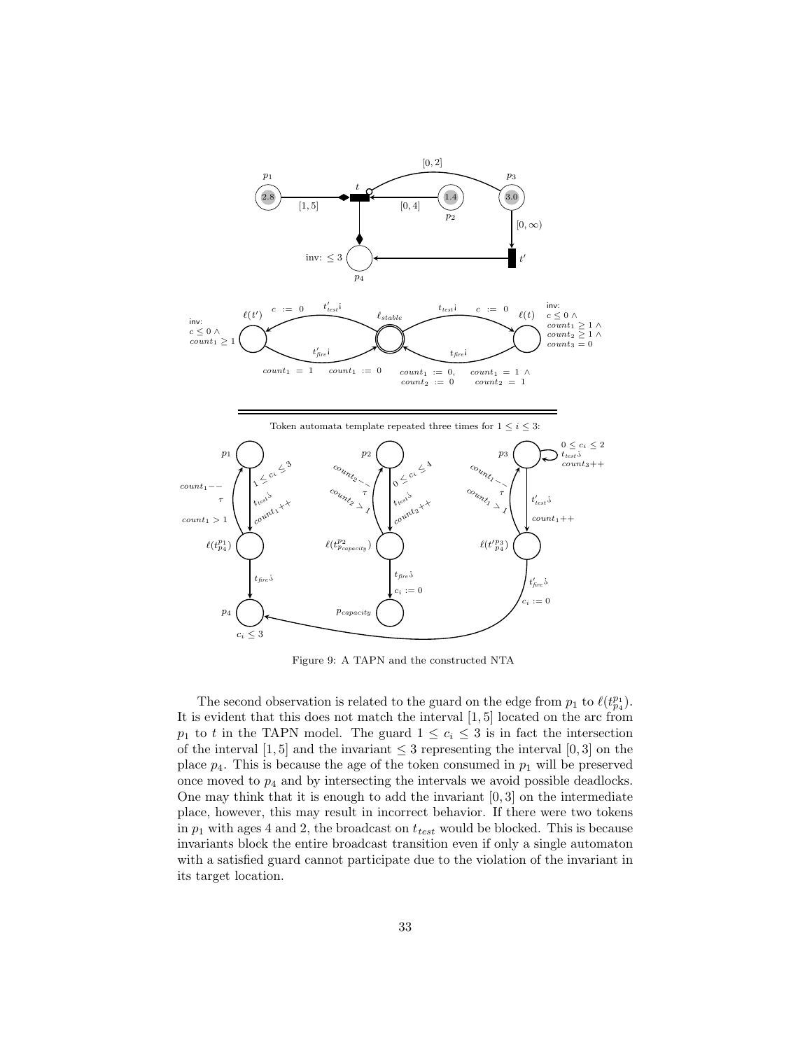Figure 9: A TAPN and the constructed NTA

The second observation is related to the guard on the edge from $p_1$ to $\ell(t_{p_4}^{p_1})$. It is evident that this does not match the interval $[1, 5]$ located on the arc from $p_1$ to $t$ in the TAPN model. The guard $1 \leq c_i \leq 3$ is in fact the intersection of the interval $[1, 5]$ and the invariant $\leq 3$ representing the interval $[0, 3]$ on the place $p_4$. This is because the age of the token consumed in $p_1$ will be preserved once moved to $p_4$ and by intersecting the intervals we avoid possible deadlocks. One may think that it is enough to add the invariant $[0, 3]$ on the intermediate place, however, this may result in incorrect behavior. If there were two tokens in $p_1$ with ages 4 and 2, the broadcast on $t_{test}$ would be blocked. This is because invariants block the entire broadcast transition even if only a single automaton with a satisfied guard cannot participate due to the violation of the invariant in its target location.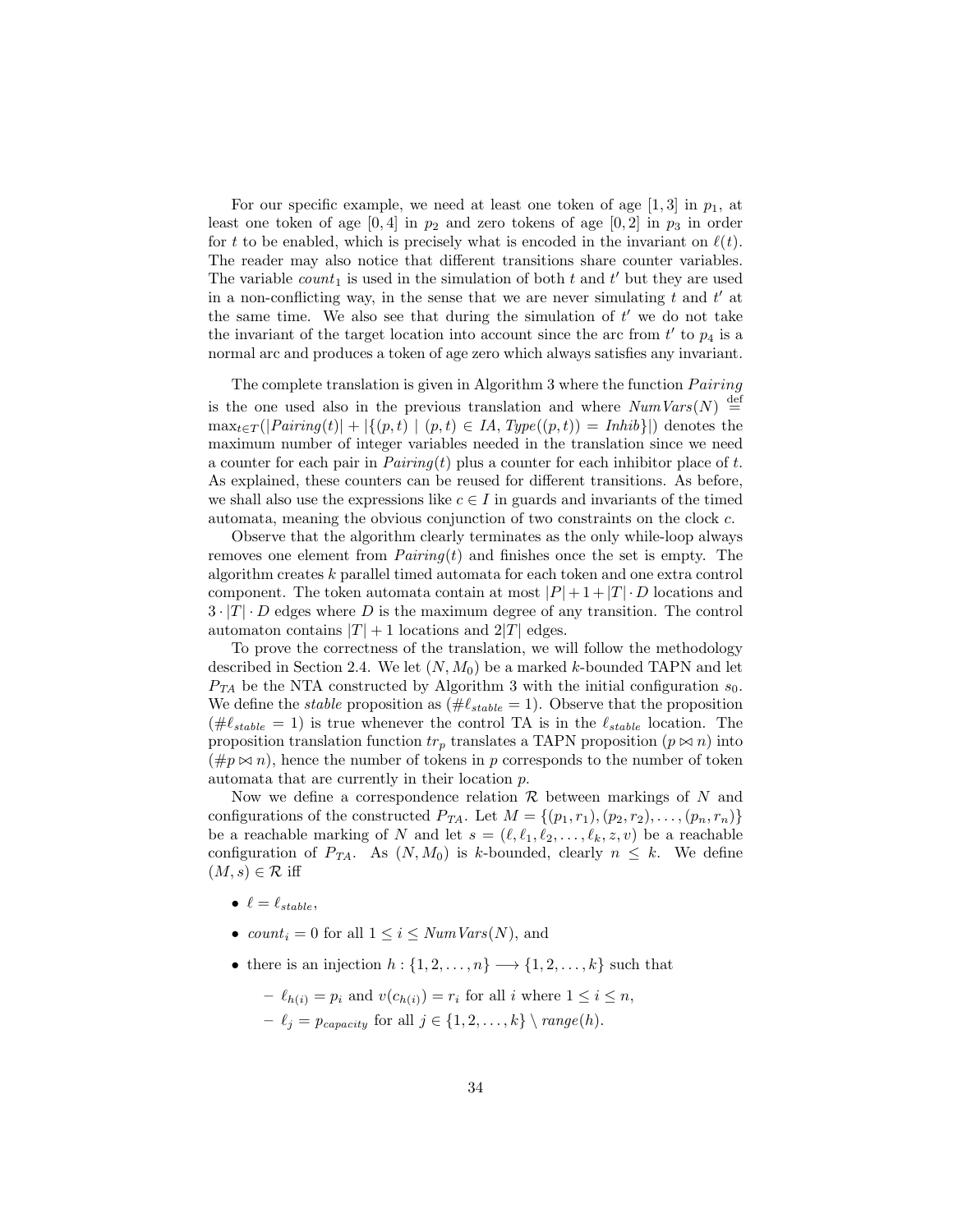For our specific example, we need at least one token of age $[1, 3]$ in $p_1$, at least one token of age $[0, 4]$ in $p_2$ and zero tokens of age $[0, 2]$ in $p_3$ in order for $t$ to be enabled, which is precisely what is encoded in the invariant on $\ell(t)$. The reader may also notice that different transitions share counter variables. The variable $count_1$ is used in the simulation of both $t$ and $t'$ but they are used in a non-conflicting way, in the sense that we are never simulating $t$ and $t'$ at the same time. We also see that during the simulation of $t'$ we do not take the invariant of the target location into account since the arc from $t'$ to $p_4$ is a normal arc and produces a token of age zero which always satisfies any invariant.

The complete translation is given in Algorithm 3 where the function *Pairing* is the one used also in the previous translation and where $NumVars(N) \stackrel{\text{def}}{=} \max_{t \in T}(|Pairing(t)| + |\{(p, t) \mid (p, t) \in IA, Type((p, t)) = Inhib\}|)$ denotes the maximum number of integer variables needed in the translation since we need a counter for each pair in $Pairing(t)$ plus a counter for each inhibitor place of $t$. As explained, these counters can be reused for different transitions. As before, we shall also use the expressions like $c \in I$ in guards and invariants of the timed automata, meaning the obvious conjunction of two constraints on the clock $c$.

Observe that the algorithm clearly terminates as the only while-loop always removes one element from $Pairing(t)$ and finishes once the set is empty. The algorithm creates $k$ parallel timed automata for each token and one extra control component. The token automata contain at most $|P| + 1 + |T| \cdot D$ locations and $3 \cdot |T| \cdot D$ edges where $D$ is the maximum degree of any transition. The control automaton contains $|T| + 1$ locations and $2|T|$ edges.

To prove the correctness of the translation, we will follow the methodology described in Section 2.4. We let $(N, M_0)$ be a marked $k$-bounded TAPN and let $P_{TA}$ be the NTA constructed by Algorithm 3 with the initial configuration $s_0$. We define the *stable* proposition as $(\#\ell_{stable} = 1)$. Observe that the proposition $(\#\ell_{stable} = 1)$ is true whenever the control TA is in the $\ell_{stable}$ location. The proposition translation function $tr_p$ translates a TAPN proposition $(p \bowtie n)$ into $(\#p \bowtie n)$, hence the number of tokens in $p$ corresponds to the number of token automata that are currently in their location $p$.

Now we define a correspondence relation $\mathcal{R}$ between markings of $N$ and configurations of the constructed $P_{TA}$. Let $M = \{(p_1, r_1), (p_2, r_2), \ldots, (p_n, r_n)\}$ be a reachable marking of $N$ and let $s = (\ell, \ell_1, \ell_2, \ldots, \ell_k, z, v)$ be a reachable configuration of $P_{TA}$. As $(N, M_0)$ is $k$-bounded, clearly $n \leq k$. We define $(M, s) \in \mathcal{R}$ iff

- $\ell = \ell_{stable}$,
- $count_i = 0$ for all $1 \leq i \leq NumVars(N)$, and
- there is an injection $h : \{1, 2, \ldots, n\} \longrightarrow \{1, 2, \ldots, k\}$ such that
  - $\ell_{h(i)} = p_i$ and $v(c_{h(i)}) = r_i$ for all $i$ where $1 \leq i \leq n$,
  - $\ell_j = p_{capacity}$ for all $j \in \{1, 2, \ldots, k\} \setminus range(h)$.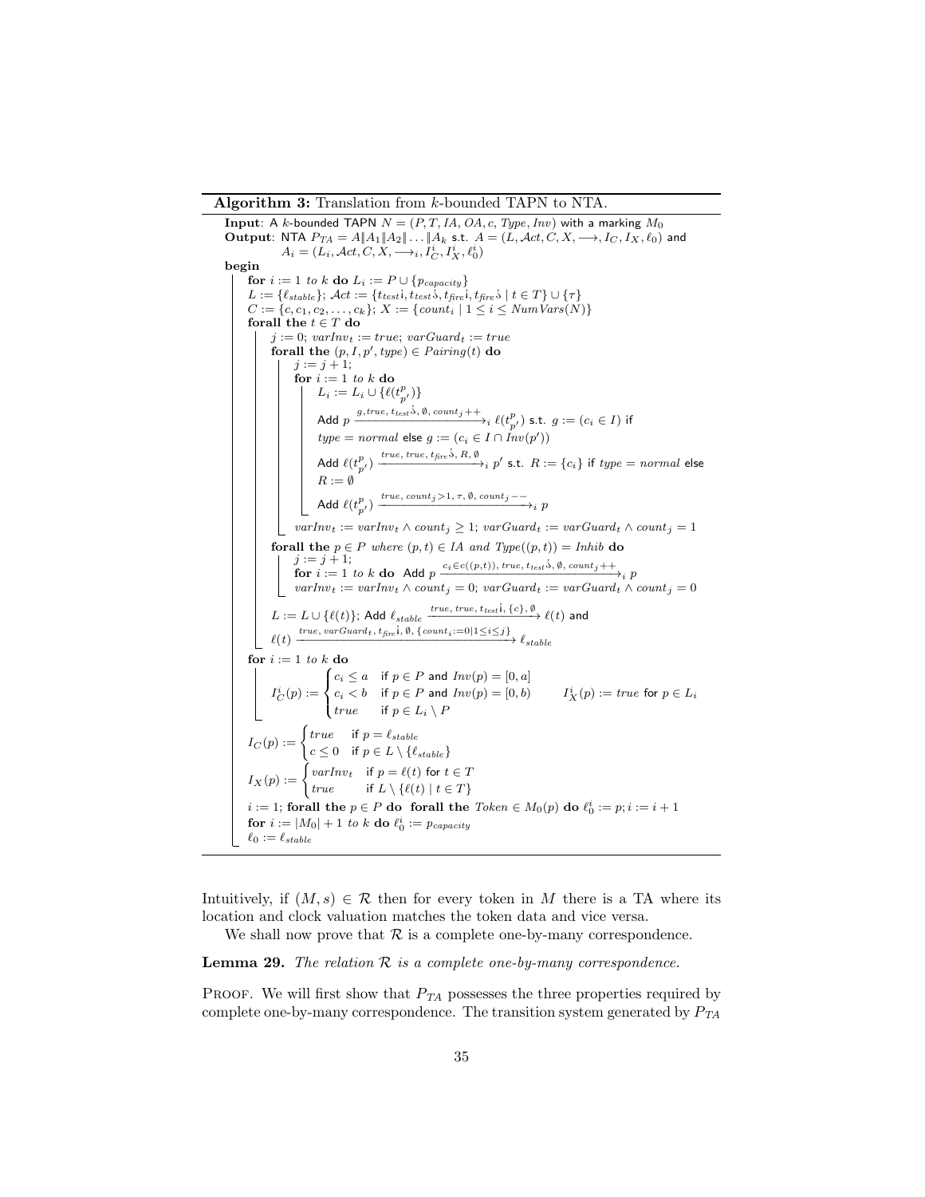**Algorithm 3:** Translation from $k$-bounded TAPN to NTA.

**Input**: A $k$-bounded TAPN $N = (P, T, IA, OA, c, Type, Inv)$ with a marking $M_0$
**Output**: NTA $P_{TA} = A \| A_1 \| A_2 \| \dots \| A_k$ s.t. $A = (L, \mathcal{A}ct, C, X, \longrightarrow, I_C, I_X, \ell_0)$ and $A_i = (L_i, \mathcal{A}ct, C, X, \longrightarrow_i, I_C^i, I_X^i, \ell_0^i)$

**begin**

- **for** $i := 1$ *to* $k$ **do** $L_i := P \cup \{p_{capacity}\}$
- $L := \{\ell_{stable}\}$; $\mathcal{A}ct := \{t_{test}!, t_{test}?, t_{fire}!, t_{fire}? \mid t \in T\} \cup \{\tau\}$
- $C := \{c, c_1, c_2, \dots, c_k\}$; $X := \{count_i \mid 1 \leq i \leq NumVars(N)\}$
- **forall the** $t \in T$ **do**
  - $j := 0$; $varInv_t := true$; $varGuard_t := true$
  - **forall the** $(p, I, p', type) \in Pairing(t)$ **do**
    - $j := j + 1$;
    - **for** $i := 1$ *to* $k$ **do**
      - $L_i := L_i \cup \{\ell(t^p_{p'})\}$
      - Add $p \xrightarrow{g,\, true,\, t_{test}?,\, \emptyset,\, count_j{+}{+}}_i \ell(t^p_{p'})$ s.t. $g := (c_i \in I)$ if $type = normal$ else $g := (c_i \in I \cap Inv(p'))$
      - Add $\ell(t^p_{p'}) \xrightarrow{true,\, true,\, t_{fire}?,\, R,\, \emptyset}_i p'$ s.t. $R := \{c_i\}$ if $type = normal$ else $R := \emptyset$
      - Add $\ell(t^p_{p'}) \xrightarrow{true,\, count_j > 1,\, \tau,\, \emptyset,\, count_j{-}{-}}_i p$
    - $varInv_t := varInv_t \wedge count_j \geq 1$; $varGuard_t := varGuard_t \wedge count_j = 1$
  - **forall the** $p \in P$ *where* $(p, t) \in IA$ *and* $Type((p, t)) = Inhib$ **do**
    - $j := j + 1$;
    - **for** $i := 1$ *to* $k$ **do** Add $p \xrightarrow{c_i \in c((p,t)),\, true,\, t_{test}?,\, \emptyset,\, count_j{+}{+}}_i p$
    - $varInv_t := varInv_t \wedge count_j = 0$; $varGuard_t := varGuard_t \wedge count_j = 0$
  - $L := L \cup \{\ell(t)\}$; Add $\ell_{stable} \xrightarrow{true,\, true,\, t_{test}!,\, \{c\},\, \emptyset} \ell(t)$ and $\ell(t) \xrightarrow{true,\, varGuard_t,\, t_{fire}!,\, \emptyset,\, \{count_i := 0 \mid 1 \leq i \leq j\}} \ell_{stable}$
- **for** $i := 1$ *to* $k$ **do**

$$I_C^i(p) := \begin{cases} c_i \leq a & \text{if } p \in P \text{ and } Inv(p) = [0, a] \\ c_i < b & \text{if } p \in P \text{ and } Inv(p) = [0, b) \\ true & \text{if } p \in L_i \setminus P \end{cases} \qquad I_X^i(p) := true \text{ for } p \in L_i$$

$$I_C(p) := \begin{cases} true & \text{if } p = \ell_{stable} \\ c \leq 0 & \text{if } p \in L \setminus \{\ell_{stable}\} \end{cases}$$

$$I_X(p) := \begin{cases} varInv_t & \text{if } p = \ell(t) \text{ for } t \in T \\ true & \text{if } L \setminus \{\ell(t) \mid t \in T\} \end{cases}$$

- $i := 1$; **forall the** $p \in P$ **do forall the** $Token \in M_0(p)$ **do** $\ell_0^i := p; i := i + 1$
- **for** $i := |M_0| + 1$ *to* $k$ **do** $\ell_0^i := p_{capacity}$
- $\ell_0 := \ell_{stable}$

Intuitively, if $(M, s) \in \mathcal{R}$ then for every token in $M$ there is a TA where its location and clock valuation matches the token data and vice versa.

We shall now prove that $\mathcal{R}$ is a complete one-by-many correspondence.

**Lemma 29.** *The relation $\mathcal{R}$ is a complete one-by-many correspondence.*

Proof. We will first show that $P_{TA}$ possesses the three properties required by complete one-by-many correspondence. The transition system generated by $P_{TA}$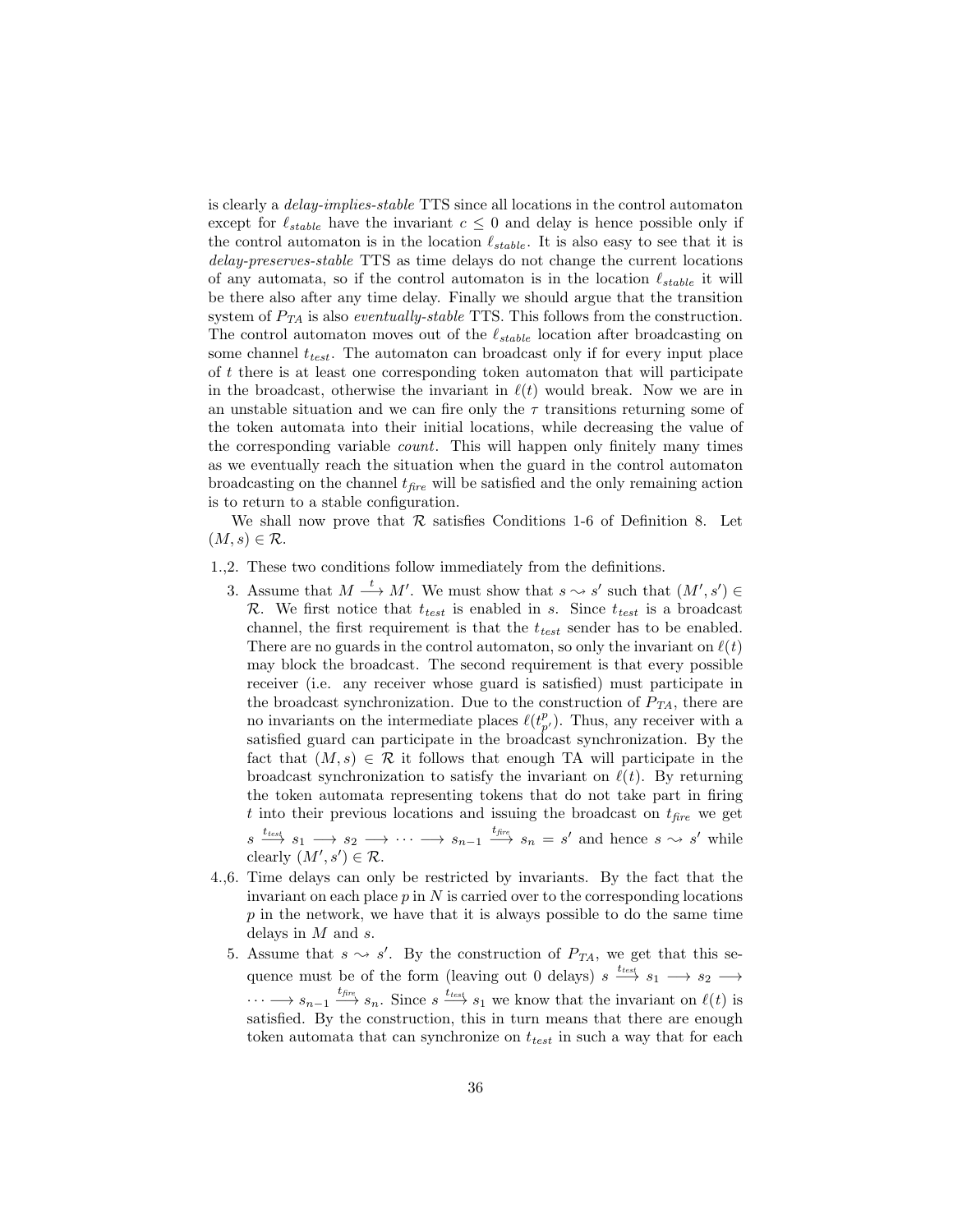is clearly a *delay-implies-stable* TTS since all locations in the control automaton except for $\ell_{stable}$ have the invariant $c \leq 0$ and delay is hence possible only if the control automaton is in the location $\ell_{stable}$. It is also easy to see that it is *delay-preserves-stable* TTS as time delays do not change the current locations of any automata, so if the control automaton is in the location $\ell_{stable}$ it will be there also after any time delay. Finally we should argue that the transition system of $P_{TA}$ is also *eventually-stable* TTS. This follows from the construction. The control automaton moves out of the $\ell_{stable}$ location after broadcasting on some channel $t_{test}$. The automaton can broadcast only if for every input place of $t$ there is at least one corresponding token automaton that will participate in the broadcast, otherwise the invariant in $\ell(t)$ would break. Now we are in an unstable situation and we can fire only the $\tau$ transitions returning some of the token automata into their initial locations, while decreasing the value of the corresponding variable *count*. This will happen only finitely many times as we eventually reach the situation when the guard in the control automaton broadcasting on the channel $t_{fire}$ will be satisfied and the only remaining action is to return to a stable configuration.

We shall now prove that $\mathcal{R}$ satisfies Conditions 1-6 of Definition 8. Let $(M, s) \in \mathcal{R}$.

1.,2. These two conditions follow immediately from the definitions.

3. Assume that $M \xrightarrow{t} M'$. We must show that $s \rightsquigarrow s'$ such that $(M', s') \in \mathcal{R}$. We first notice that $t_{test}$ is enabled in $s$. Since $t_{test}$ is a broadcast channel, the first requirement is that the $t_{test}$ sender has to be enabled. There are no guards in the control automaton, so only the invariant on $\ell(t)$ may block the broadcast. The second requirement is that every possible receiver (i.e. any receiver whose guard is satisfied) must participate in the broadcast synchronization. Due to the construction of $P_{TA}$, there are no invariants on the intermediate places $\ell(t^p_{p'})$. Thus, any receiver with a satisfied guard can participate in the broadcast synchronization. By the fact that $(M, s) \in \mathcal{R}$ it follows that enough TA will participate in the broadcast synchronization to satisfy the invariant on $\ell(t)$. By returning the token automata representing tokens that do not take part in firing $t$ into their previous locations and issuing the broadcast on $t_{fire}$ we get $s \xrightarrow{t_{test}} s_1 \longrightarrow s_2 \longrightarrow \cdots \longrightarrow s_{n-1} \xrightarrow{t_{fire}} s_n = s'$ and hence $s \rightsquigarrow s'$ while clearly $(M', s') \in \mathcal{R}$.

4.,6. Time delays can only be restricted by invariants. By the fact that the invariant on each place $p$ in $N$ is carried over to the corresponding locations $p$ in the network, we have that it is always possible to do the same time delays in $M$ and $s$.

5. Assume that $s \rightsquigarrow s'$. By the construction of $P_{TA}$, we get that this sequence must be of the form (leaving out 0 delays) $s \xrightarrow{t_{test}} s_1 \longrightarrow s_2 \longrightarrow \cdots \longrightarrow s_{n-1} \xrightarrow{t_{fire}} s_n$. Since $s \xrightarrow{t_{test}} s_1$ we know that the invariant on $\ell(t)$ is satisfied. By the construction, this in turn means that there are enough token automata that can synchronize on $t_{test}$ in such a way that for each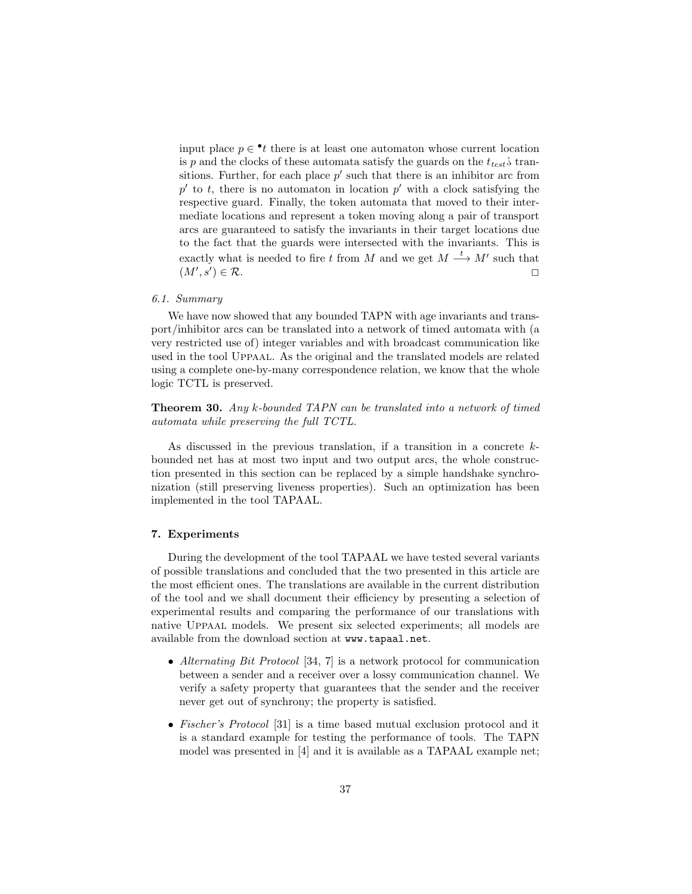input place $p \in {}^\bullet t$ there is at least one automaton whose current location is $p$ and the clocks of these automata satisfy the guards on the $t_{test}$'s transitions. Further, for each place $p'$ such that there is an inhibitor arc from $p'$ to $t$, there is no automaton in location $p'$ with a clock satisfying the respective guard. Finally, the token automata that moved to their intermediate locations and represent a token moving along a pair of transport arcs are guaranteed to satisfy the invariants in their target locations due to the fact that the guards were intersected with the invariants. This is exactly what is needed to fire $t$ from $M$ and we get $M \xrightarrow{t} M'$ such that $(M', s') \in \mathcal{R}$. □

### 6.1. Summary

We have now showed that any bounded TAPN with age invariants and transport/inhibitor arcs can be translated into a network of timed automata with (a very restricted use of) integer variables and with broadcast communication like used in the tool UPPAAL. As the original and the translated models are related using a complete one-by-many correspondence relation, we know that the whole logic TCTL is preserved.

**Theorem 30.** *Any $k$-bounded TAPN can be translated into a network of timed automata while preserving the full TCTL.*

As discussed in the previous translation, if a transition in a concrete $k$-bounded net has at most two input and two output arcs, the whole construction presented in this section can be replaced by a simple handshake synchronization (still preserving liveness properties). Such an optimization has been implemented in the tool TAPAAL.

## 7. Experiments

During the development of the tool TAPAAL we have tested several variants of possible translations and concluded that the two presented in this article are the most efficient ones. The translations are available in the current distribution of the tool and we shall document their efficiency by presenting a selection of experimental results and comparing the performance of our translations with native UPPAAL models. We present six selected experiments; all models are available from the download section at `www.tapaal.net`.

- *Alternating Bit Protocol* [34, 7] is a network protocol for communication between a sender and a receiver over a lossy communication channel. We verify a safety property that guarantees that the sender and the receiver never get out of synchrony; the property is satisfied.
- *Fischer's Protocol* [31] is a time based mutual exclusion protocol and it is a standard example for testing the performance of tools. The TAPN model was presented in [4] and it is available as a TAPAAL example net;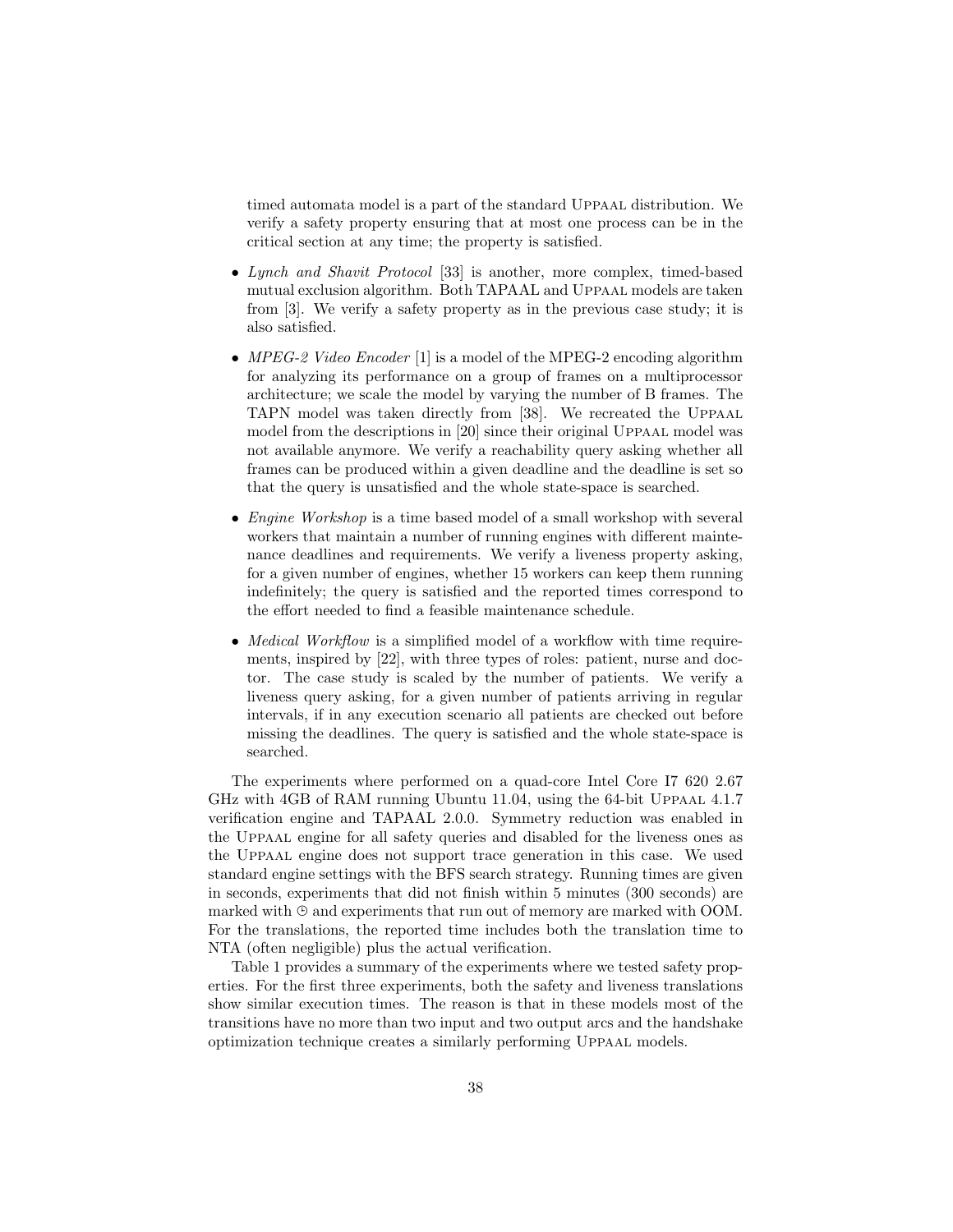timed automata model is a part of the standard UPPAAL distribution. We verify a safety property ensuring that at most one process can be in the critical section at any time; the property is satisfied.

- *Lynch and Shavit Protocol* [33] is another, more complex, timed-based mutual exclusion algorithm. Both TAPAAL and UPPAAL models are taken from [3]. We verify a safety property as in the previous case study; it is also satisfied.
- *MPEG-2 Video Encoder* [1] is a model of the MPEG-2 encoding algorithm for analyzing its performance on a group of frames on a multiprocessor architecture; we scale the model by varying the number of B frames. The TAPN model was taken directly from [38]. We recreated the UPPAAL model from the descriptions in [20] since their original UPPAAL model was not available anymore. We verify a reachability query asking whether all frames can be produced within a given deadline and the deadline is set so that the query is unsatisfied and the whole state-space is searched.
- *Engine Workshop* is a time based model of a small workshop with several workers that maintain a number of running engines with different maintenance deadlines and requirements. We verify a liveness property asking, for a given number of engines, whether 15 workers can keep them running indefinitely; the query is satisfied and the reported times correspond to the effort needed to find a feasible maintenance schedule.
- *Medical Workflow* is a simplified model of a workflow with time requirements, inspired by [22], with three types of roles: patient, nurse and doctor. The case study is scaled by the number of patients. We verify a liveness query asking, for a given number of patients arriving in regular intervals, if in any execution scenario all patients are checked out before missing the deadlines. The query is satisfied and the whole state-space is searched.

The experiments where performed on a quad-core Intel Core I7 620 2.67 GHz with 4GB of RAM running Ubuntu 11.04, using the 64-bit UPPAAL 4.1.7 verification engine and TAPAAL 2.0.0. Symmetry reduction was enabled in the UPPAAL engine for all safety queries and disabled for the liveness ones as the UPPAAL engine does not support trace generation in this case. We used standard engine settings with the BFS search strategy. Running times are given in seconds, experiments that did not finish within 5 minutes (300 seconds) are marked with ⏲ and experiments that run out of memory are marked with OOM. For the translations, the reported time includes both the translation time to NTA (often negligible) plus the actual verification.

Table 1 provides a summary of the experiments where we tested safety properties. For the first three experiments, both the safety and liveness translations show similar execution times. The reason is that in these models most of the transitions have no more than two input and two output arcs and the handshake optimization technique creates a similarly performing UPPAAL models.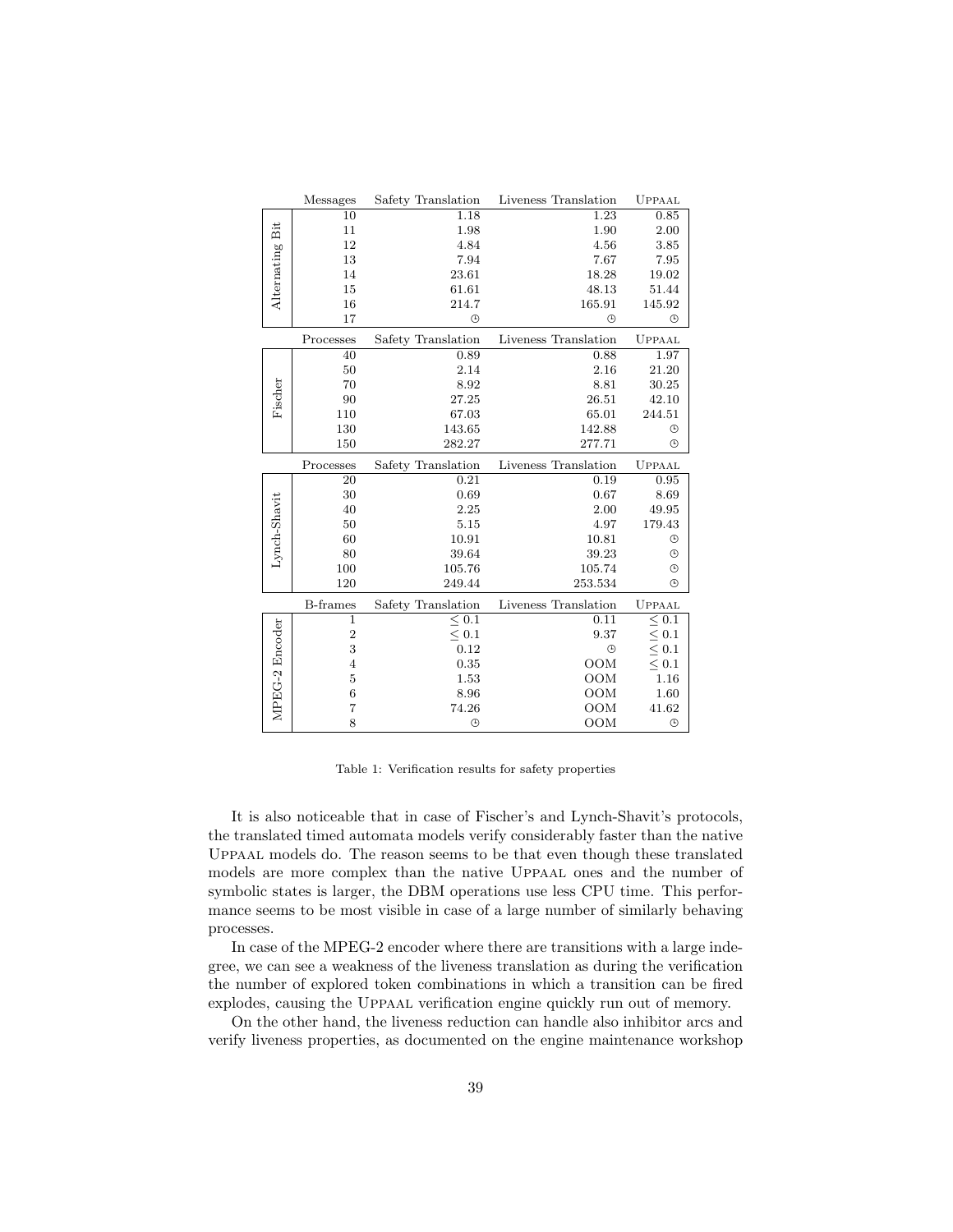| | Messages | Safety Translation | Liveness Translation | UPPAAL |
|---|---|---|---|---|
| Alternating Bit | 10 | 1.18 | 1.23 | 0.85 |
| | 11 | 1.98 | 1.90 | 2.00 |
| | 12 | 4.84 | 4.56 | 3.85 |
| | 13 | 7.94 | 7.67 | 7.95 |
| | 14 | 23.61 | 18.28 | 19.02 |
| | 15 | 61.61 | 48.13 | 51.44 |
| | 16 | 214.7 | 165.91 | 145.92 |
| | 17 | ⏲ | ⏲ | ⏲ |
| | **Processes** | **Safety Translation** | **Liveness Translation** | **UPPAAL** |
| Fischer | 40 | 0.89 | 0.88 | 1.97 |
| | 50 | 2.14 | 2.16 | 21.20 |
| | 70 | 8.92 | 8.81 | 30.25 |
| | 90 | 27.25 | 26.51 | 42.10 |
| | 110 | 67.03 | 65.01 | 244.51 |
| | 130 | 143.65 | 142.88 | ⏲ |
| | 150 | 282.27 | 277.71 | ⏲ |
| | **Processes** | **Safety Translation** | **Liveness Translation** | **UPPAAL** |
| Lynch-Shavit | 20 | 0.21 | 0.19 | 0.95 |
| | 30 | 0.69 | 0.67 | 8.69 |
| | 40 | 2.25 | 2.00 | 49.95 |
| | 50 | 5.15 | 4.97 | 179.43 |
| | 60 | 10.91 | 10.81 | ⏲ |
| | 80 | 39.64 | 39.23 | ⏲ |
| | 100 | 105.76 | 105.74 | ⏲ |
| | 120 | 249.44 | 253.534 | ⏲ |
| | **B-frames** | **Safety Translation** | **Liveness Translation** | **UPPAAL** |
| MPEG-2 Encoder | 1 | $\leq 0.1$ | 0.11 | $\leq 0.1$ |
| | 2 | $\leq 0.1$ | 9.37 | $\leq 0.1$ |
| | 3 | 0.12 | ⏲ | $\leq 0.1$ |
| | 4 | 0.35 | OOM | $\leq 0.1$ |
| | 5 | 1.53 | OOM | 1.16 |
| | 6 | 8.96 | OOM | 1.60 |
| | 7 | 74.26 | OOM | 41.62 |
| | 8 | ⏲ | OOM | ⏲ |

Table 1: Verification results for safety properties

It is also noticeable that in case of Fischer's and Lynch-Shavit's protocols, the translated timed automata models verify considerably faster than the native UPPAAL models do. The reason seems to be that even though these translated models are more complex than the native UPPAAL ones and the number of symbolic states is larger, the DBM operations use less CPU time. This performance seems to be most visible in case of a large number of similarly behaving processes.

In case of the MPEG-2 encoder where there are transitions with a large indegree, we can see a weakness of the liveness translation as during the verification the number of explored token combinations in which a transition can be fired explodes, causing the UPPAAL verification engine quickly run out of memory.

On the other hand, the liveness reduction can handle also inhibitor arcs and verify liveness properties, as documented on the engine maintenance workshop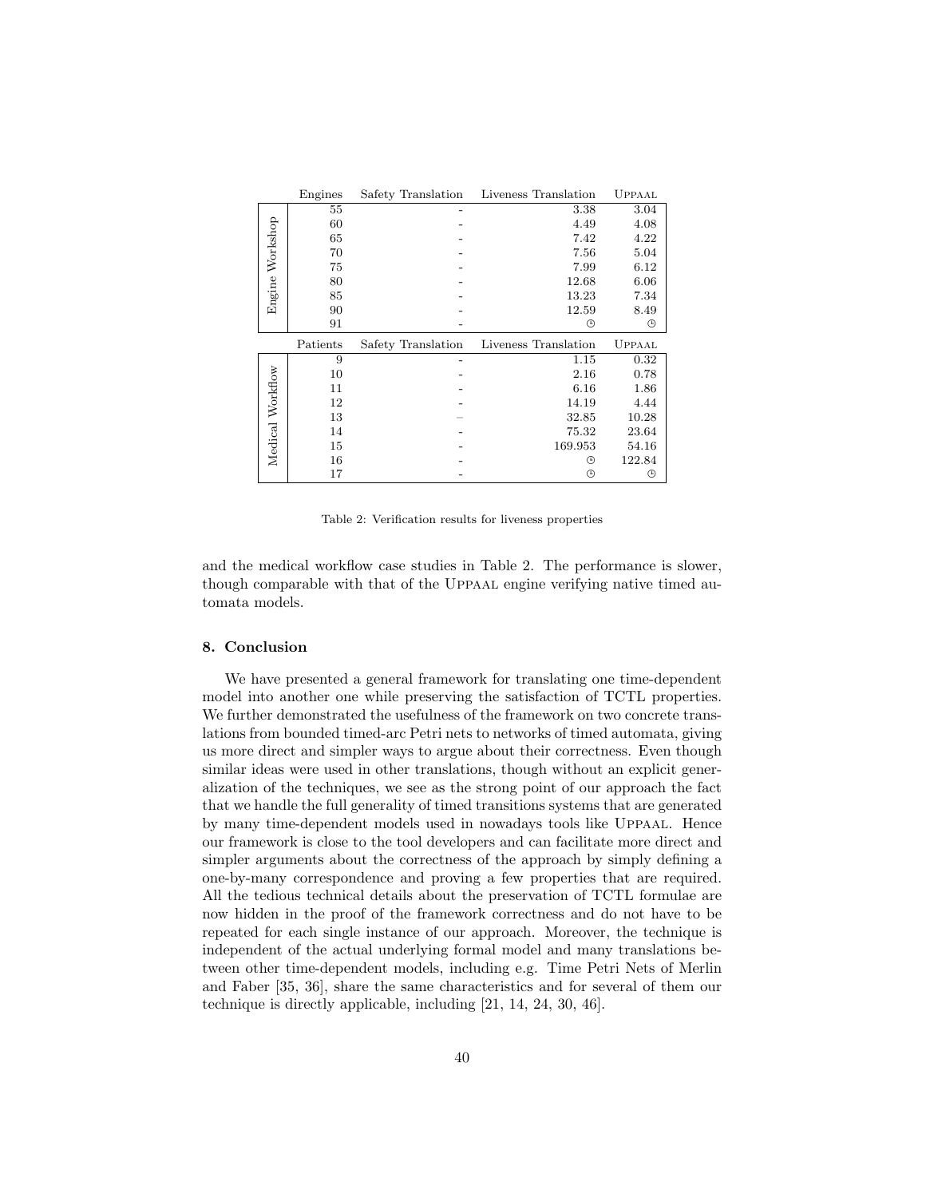| | Engines | Safety Translation | Liveness Translation | UPPAAL |
|---|---|---|---|---|
| Engine Workshop | 55 | - | 3.38 | 3.04 |
| | 60 | - | 4.49 | 4.08 |
| | 65 | - | 7.42 | 4.22 |
| | 70 | - | 7.56 | 5.04 |
| | 75 | - | 7.99 | 6.12 |
| | 80 | - | 12.68 | 6.06 |
| | 85 | - | 13.23 | 7.34 |
| | 90 | - | 12.59 | 8.49 |
| | 91 | - | ⏲ | ⏲ |
| | **Patients** | **Safety Translation** | **Liveness Translation** | **UPPAAL** |
| Medical Workflow | 9 | - | 1.15 | 0.32 |
| | 10 | - | 2.16 | 0.78 |
| | 11 | - | 6.16 | 1.86 |
| | 12 | - | 14.19 | 4.44 |
| | 13 | – | 32.85 | 10.28 |
| | 14 | - | 75.32 | 23.64 |
| | 15 | - | 169.953 | 54.16 |
| | 16 | - | ⏲ | 122.84 |
| | 17 | - | ⏲ | ⏲ |

Table 2: Verification results for liveness properties

and the medical workflow case studies in Table 2. The performance is slower, though comparable with that of the UPPAAL engine verifying native timed automata models.

## 8. Conclusion

We have presented a general framework for translating one time-dependent model into another one while preserving the satisfaction of TCTL properties. We further demonstrated the usefulness of the framework on two concrete translations from bounded timed-arc Petri nets to networks of timed automata, giving us more direct and simpler ways to argue about their correctness. Even though similar ideas were used in other translations, though without an explicit generalization of the techniques, we see as the strong point of our approach the fact that we handle the full generality of timed transitions systems that are generated by many time-dependent models used in nowadays tools like UPPAAL. Hence our framework is close to the tool developers and can facilitate more direct and simpler arguments about the correctness of the approach by simply defining a one-by-many correspondence and proving a few properties that are required. All the tedious technical details about the preservation of TCTL formulae are now hidden in the proof of the framework correctness and do not have to be repeated for each single instance of our approach. Moreover, the technique is independent of the actual underlying formal model and many translations between other time-dependent models, including e.g. Time Petri Nets of Merlin and Faber [35, 36], share the same characteristics and for several of them our technique is directly applicable, including [21, 14, 24, 30, 46].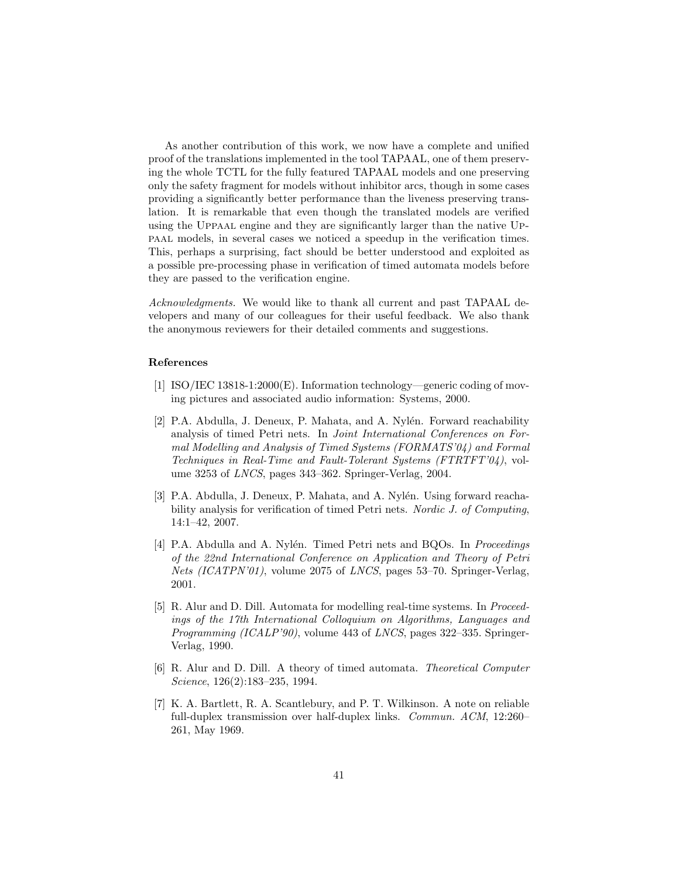As another contribution of this work, we now have a complete and unified proof of the translations implemented in the tool TAPAAL, one of them preserving the whole TCTL for the fully featured TAPAAL models and one preserving only the safety fragment for models without inhibitor arcs, though in some cases providing a significantly better performance than the liveness preserving translation. It is remarkable that even though the translated models are verified using the Uppaal engine and they are significantly larger than the native Uppaal models, in several cases we noticed a speedup in the verification times. This, perhaps a surprising, fact should be better understood and exploited as a possible pre-processing phase in verification of timed automata models before they are passed to the verification engine.

*Acknowledgments.* We would like to thank all current and past TAPAAL developers and many of our colleagues for their useful feedback. We also thank the anonymous reviewers for their detailed comments and suggestions.

### References

[1] ISO/IEC 13818-1:2000(E). Information technology—generic coding of moving pictures and associated audio information: Systems, 2000.

[2] P.A. Abdulla, J. Deneux, P. Mahata, and A. Nylén. Forward reachability analysis of timed Petri nets. In *Joint International Conferences on Formal Modelling and Analysis of Timed Systems (FORMATS'04) and Formal Techniques in Real-Time and Fault-Tolerant Systems (FTRTFT'04)*, volume 3253 of *LNCS*, pages 343–362. Springer-Verlag, 2004.

[3] P.A. Abdulla, J. Deneux, P. Mahata, and A. Nylén. Using forward reachability analysis for verification of timed Petri nets. *Nordic J. of Computing*, 14:1–42, 2007.

[4] P.A. Abdulla and A. Nylén. Timed Petri nets and BQOs. In *Proceedings of the 22nd International Conference on Application and Theory of Petri Nets (ICATPN'01)*, volume 2075 of *LNCS*, pages 53–70. Springer-Verlag, 2001.

[5] R. Alur and D. Dill. Automata for modelling real-time systems. In *Proceedings of the 17th International Colloquium on Algorithms, Languages and Programming (ICALP'90)*, volume 443 of *LNCS*, pages 322–335. Springer-Verlag, 1990.

[6] R. Alur and D. Dill. A theory of timed automata. *Theoretical Computer Science*, 126(2):183–235, 1994.

[7] K. A. Bartlett, R. A. Scantlebury, and P. T. Wilkinson. A note on reliable full-duplex transmission over half-duplex links. *Commun. ACM*, 12:260–261, May 1969.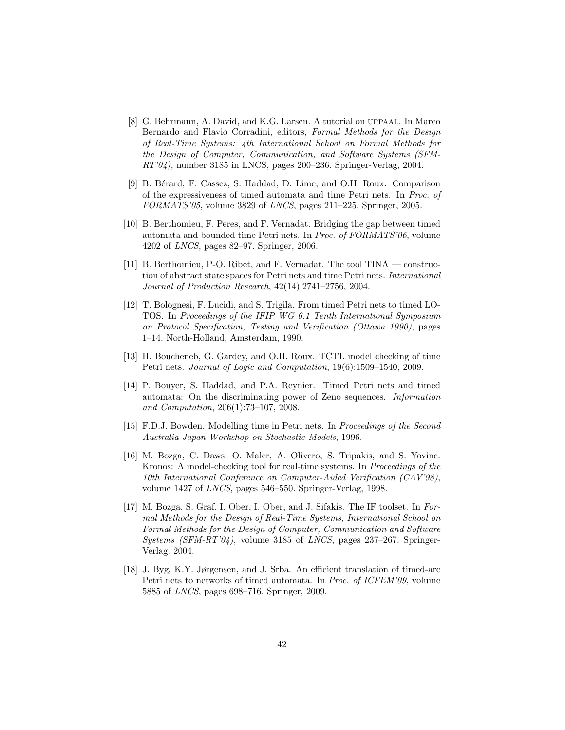[8] G. Behrmann, A. David, and K.G. Larsen. A tutorial on UPPAAL. In Marco Bernardo and Flavio Corradini, editors, *Formal Methods for the Design of Real-Time Systems: 4th International School on Formal Methods for the Design of Computer, Communication, and Software Systems (SFM-RT'04)*, number 3185 in LNCS, pages 200–236. Springer-Verlag, 2004.

[9] B. Bérard, F. Cassez, S. Haddad, D. Lime, and O.H. Roux. Comparison of the expressiveness of timed automata and time Petri nets. In *Proc. of FORMATS'05*, volume 3829 of *LNCS*, pages 211–225. Springer, 2005.

[10] B. Berthomieu, F. Peres, and F. Vernadat. Bridging the gap between timed automata and bounded time Petri nets. In *Proc. of FORMATS'06*, volume 4202 of *LNCS*, pages 82–97. Springer, 2006.

[11] B. Berthomieu, P-O. Ribet, and F. Vernadat. The tool TINA — construction of abstract state spaces for Petri nets and time Petri nets. *International Journal of Production Research*, 42(14):2741–2756, 2004.

[12] T. Bolognesi, F. Lucidi, and S. Trigila. From timed Petri nets to timed LOTOS. In *Proceedings of the IFIP WG 6.1 Tenth International Symposium on Protocol Specification, Testing and Verification (Ottawa 1990)*, pages 1–14. North-Holland, Amsterdam, 1990.

[13] H. Boucheneb, G. Gardey, and O.H. Roux. TCTL model checking of time Petri nets. *Journal of Logic and Computation*, 19(6):1509–1540, 2009.

[14] P. Bouyer, S. Haddad, and P.A. Reynier. Timed Petri nets and timed automata: On the discriminating power of Zeno sequences. *Information and Computation*, 206(1):73–107, 2008.

[15] F.D.J. Bowden. Modelling time in Petri nets. In *Proceedings of the Second Australia-Japan Workshop on Stochastic Models*, 1996.

[16] M. Bozga, C. Daws, O. Maler, A. Olivero, S. Tripakis, and S. Yovine. Kronos: A model-checking tool for real-time systems. In *Proceedings of the 10th International Conference on Computer-Aided Verification (CAV'98)*, volume 1427 of *LNCS*, pages 546–550. Springer-Verlag, 1998.

[17] M. Bozga, S. Graf, I. Ober, I. Ober, and J. Sifakis. The IF toolset. In *Formal Methods for the Design of Real-Time Systems, International School on Formal Methods for the Design of Computer, Communication and Software Systems (SFM-RT'04)*, volume 3185 of *LNCS*, pages 237–267. Springer-Verlag, 2004.

[18] J. Byg, K.Y. Jørgensen, and J. Srba. An efficient translation of timed-arc Petri nets to networks of timed automata. In *Proc. of ICFEM'09*, volume 5885 of *LNCS*, pages 698–716. Springer, 2009.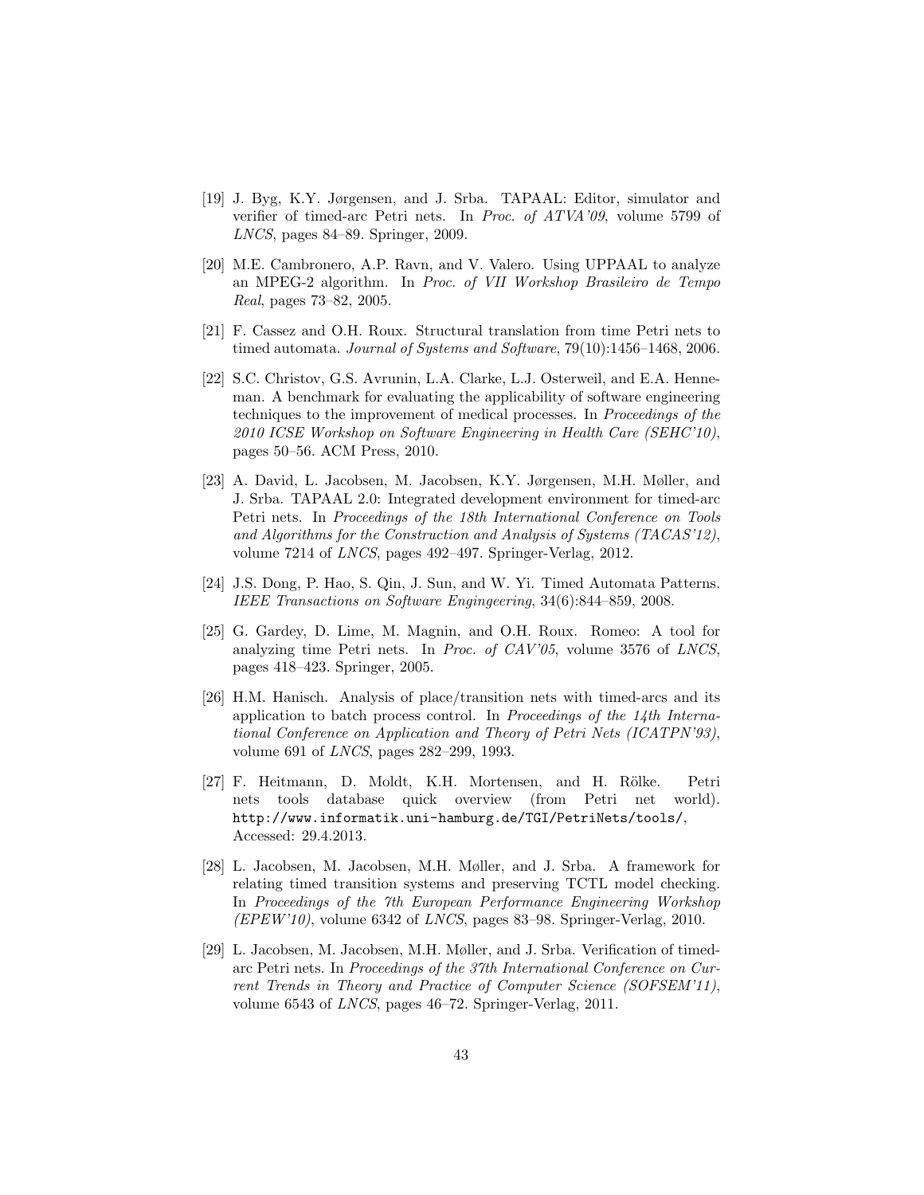[19] J. Byg, K.Y. Jørgensen, and J. Srba. TAPAAL: Editor, simulator and verifier of timed-arc Petri nets. In *Proc. of ATVA'09*, volume 5799 of *LNCS*, pages 84–89. Springer, 2009.

[20] M.E. Cambronero, A.P. Ravn, and V. Valero. Using UPPAAL to analyze an MPEG-2 algorithm. In *Proc. of VII Workshop Brasileiro de Tempo Real*, pages 73–82, 2005.

[21] F. Cassez and O.H. Roux. Structural translation from time Petri nets to timed automata. *Journal of Systems and Software*, 79(10):1456–1468, 2006.

[22] S.C. Christov, G.S. Avrunin, L.A. Clarke, L.J. Osterweil, and E.A. Henneman. A benchmark for evaluating the applicability of software engineering techniques to the improvement of medical processes. In *Proceedings of the 2010 ICSE Workshop on Software Engineering in Health Care (SEHC'10)*, pages 50–56. ACM Press, 2010.

[23] A. David, L. Jacobsen, M. Jacobsen, K.Y. Jørgensen, M.H. Møller, and J. Srba. TAPAAL 2.0: Integrated development environment for timed-arc Petri nets. In *Proceedings of the 18th International Conference on Tools and Algorithms for the Construction and Analysis of Systems (TACAS'12)*, volume 7214 of *LNCS*, pages 492–497. Springer-Verlag, 2012.

[24] J.S. Dong, P. Hao, S. Qin, J. Sun, and W. Yi. Timed Automata Patterns. *IEEE Transactions on Software Engingeering*, 34(6):844–859, 2008.

[25] G. Gardey, D. Lime, M. Magnin, and O.H. Roux. Romeo: A tool for analyzing time Petri nets. In *Proc. of CAV'05*, volume 3576 of *LNCS*, pages 418–423. Springer, 2005.

[26] H.M. Hanisch. Analysis of place/transition nets with timed-arcs and its application to batch process control. In *Proceedings of the 14th International Conference on Application and Theory of Petri Nets (ICATPN'93)*, volume 691 of *LNCS*, pages 282–299, 1993.

[27] F. Heitmann, D. Moldt, K.H. Mortensen, and H. Rölke. Petri nets tools database quick overview (from Petri net world). http://www.informatik.uni-hamburg.de/TGI/PetriNets/tools/, Accessed: 29.4.2013.

[28] L. Jacobsen, M. Jacobsen, M.H. Møller, and J. Srba. A framework for relating timed transition systems and preserving TCTL model checking. In *Proceedings of the 7th European Performance Engineering Workshop (EPEW'10)*, volume 6342 of *LNCS*, pages 83–98. Springer-Verlag, 2010.

[29] L. Jacobsen, M. Jacobsen, M.H. Møller, and J. Srba. Verification of timed-arc Petri nets. In *Proceedings of the 37th International Conference on Current Trends in Theory and Practice of Computer Science (SOFSEM'11)*, volume 6543 of *LNCS*, pages 46–72. Springer-Verlag, 2011.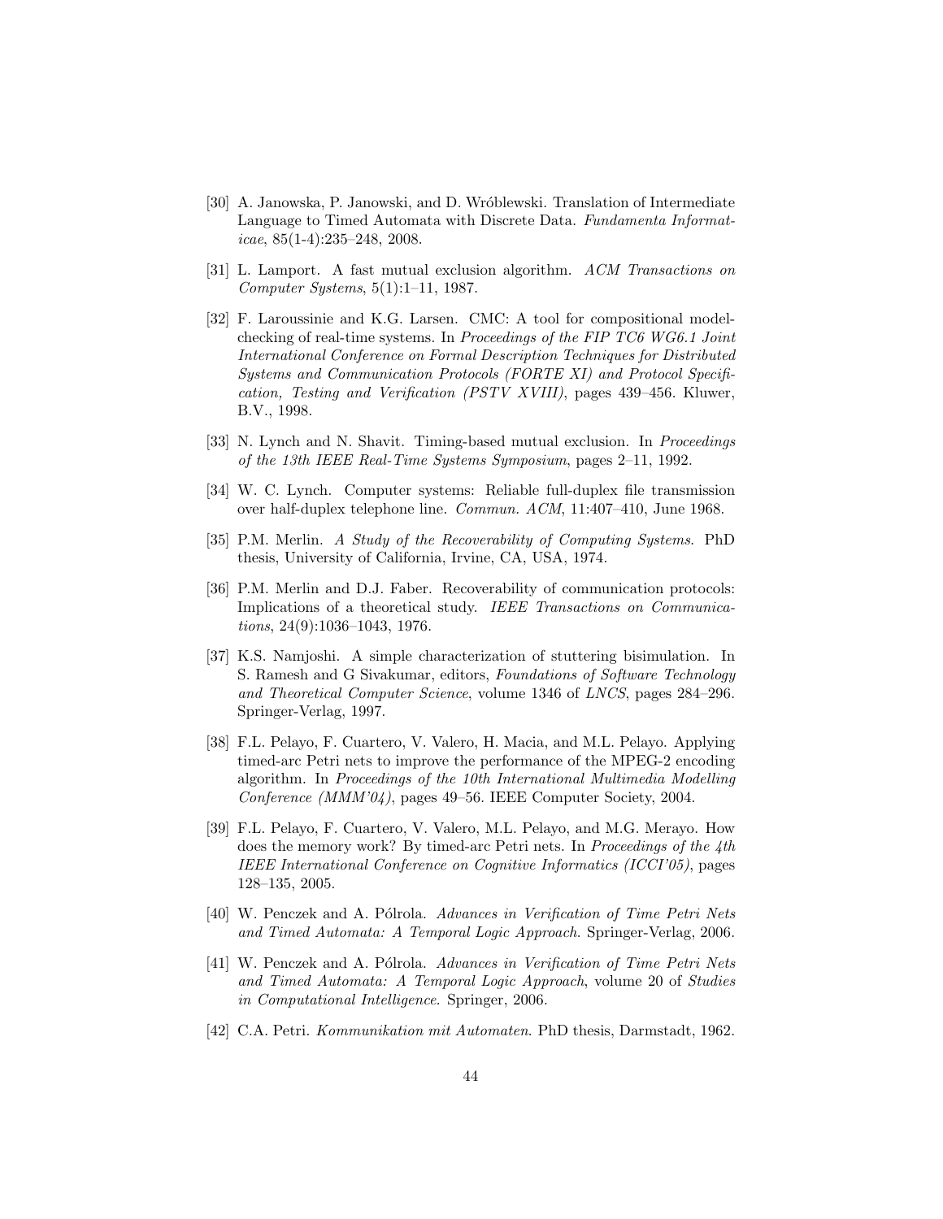[30] A. Janowska, P. Janowski, and D. Wróblewski. Translation of Intermediate Language to Timed Automata with Discrete Data. *Fundamenta Informaticae*, 85(1-4):235–248, 2008.

[31] L. Lamport. A fast mutual exclusion algorithm. *ACM Transactions on Computer Systems*, 5(1):1–11, 1987.

[32] F. Laroussinie and K.G. Larsen. CMC: A tool for compositional model-checking of real-time systems. In *Proceedings of the FIP TC6 WG6.1 Joint International Conference on Formal Description Techniques for Distributed Systems and Communication Protocols (FORTE XI) and Protocol Specification, Testing and Verification (PSTV XVIII)*, pages 439–456. Kluwer, B.V., 1998.

[33] N. Lynch and N. Shavit. Timing-based mutual exclusion. In *Proceedings of the 13th IEEE Real-Time Systems Symposium*, pages 2–11, 1992.

[34] W. C. Lynch. Computer systems: Reliable full-duplex file transmission over half-duplex telephone line. *Commun. ACM*, 11:407–410, June 1968.

[35] P.M. Merlin. *A Study of the Recoverability of Computing Systems*. PhD thesis, University of California, Irvine, CA, USA, 1974.

[36] P.M. Merlin and D.J. Faber. Recoverability of communication protocols: Implications of a theoretical study. *IEEE Transactions on Communications*, 24(9):1036–1043, 1976.

[37] K.S. Namjoshi. A simple characterization of stuttering bisimulation. In S. Ramesh and G Sivakumar, editors, *Foundations of Software Technology and Theoretical Computer Science*, volume 1346 of *LNCS*, pages 284–296. Springer-Verlag, 1997.

[38] F.L. Pelayo, F. Cuartero, V. Valero, H. Macia, and M.L. Pelayo. Applying timed-arc Petri nets to improve the performance of the MPEG-2 encoding algorithm. In *Proceedings of the 10th International Multimedia Modelling Conference (MMM'04)*, pages 49–56. IEEE Computer Society, 2004.

[39] F.L. Pelayo, F. Cuartero, V. Valero, M.L. Pelayo, and M.G. Merayo. How does the memory work? By timed-arc Petri nets. In *Proceedings of the 4th IEEE International Conference on Cognitive Informatics (ICCI'05)*, pages 128–135, 2005.

[40] W. Penczek and A. Pólrola. *Advances in Verification of Time Petri Nets and Timed Automata: A Temporal Logic Approach*. Springer-Verlag, 2006.

[41] W. Penczek and A. Pólrola. *Advances in Verification of Time Petri Nets and Timed Automata: A Temporal Logic Approach*, volume 20 of *Studies in Computational Intelligence*. Springer, 2006.

[42] C.A. Petri. *Kommunikation mit Automaten*. PhD thesis, Darmstadt, 1962.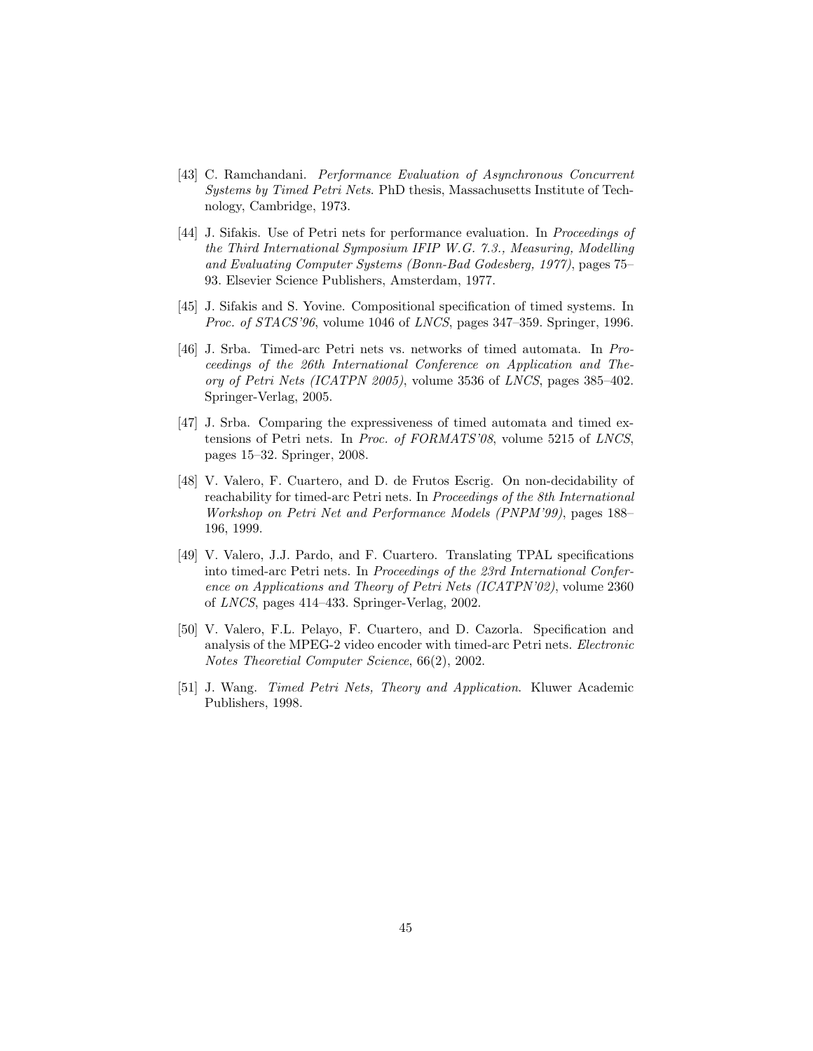[43] C. Ramchandani. *Performance Evaluation of Asynchronous Concurrent Systems by Timed Petri Nets*. PhD thesis, Massachusetts Institute of Technology, Cambridge, 1973.

[44] J. Sifakis. Use of Petri nets for performance evaluation. In *Proceedings of the Third International Symposium IFIP W.G. 7.3., Measuring, Modelling and Evaluating Computer Systems (Bonn-Bad Godesberg, 1977)*, pages 75–93. Elsevier Science Publishers, Amsterdam, 1977.

[45] J. Sifakis and S. Yovine. Compositional specification of timed systems. In *Proc. of STACS'96*, volume 1046 of *LNCS*, pages 347–359. Springer, 1996.

[46] J. Srba. Timed-arc Petri nets vs. networks of timed automata. In *Proceedings of the 26th International Conference on Application and Theory of Petri Nets (ICATPN 2005)*, volume 3536 of *LNCS*, pages 385–402. Springer-Verlag, 2005.

[47] J. Srba. Comparing the expressiveness of timed automata and timed extensions of Petri nets. In *Proc. of FORMATS'08*, volume 5215 of *LNCS*, pages 15–32. Springer, 2008.

[48] V. Valero, F. Cuartero, and D. de Frutos Escrig. On non-decidability of reachability for timed-arc Petri nets. In *Proceedings of the 8th International Workshop on Petri Net and Performance Models (PNPM'99)*, pages 188–196, 1999.

[49] V. Valero, J.J. Pardo, and F. Cuartero. Translating TPAL specifications into timed-arc Petri nets. In *Proceedings of the 23rd International Conference on Applications and Theory of Petri Nets (ICATPN'02)*, volume 2360 of *LNCS*, pages 414–433. Springer-Verlag, 2002.

[50] V. Valero, F.L. Pelayo, F. Cuartero, and D. Cazorla. Specification and analysis of the MPEG-2 video encoder with timed-arc Petri nets. *Electronic Notes Theoretial Computer Science*, 66(2), 2002.

[51] J. Wang. *Timed Petri Nets, Theory and Application*. Kluwer Academic Publishers, 1998.